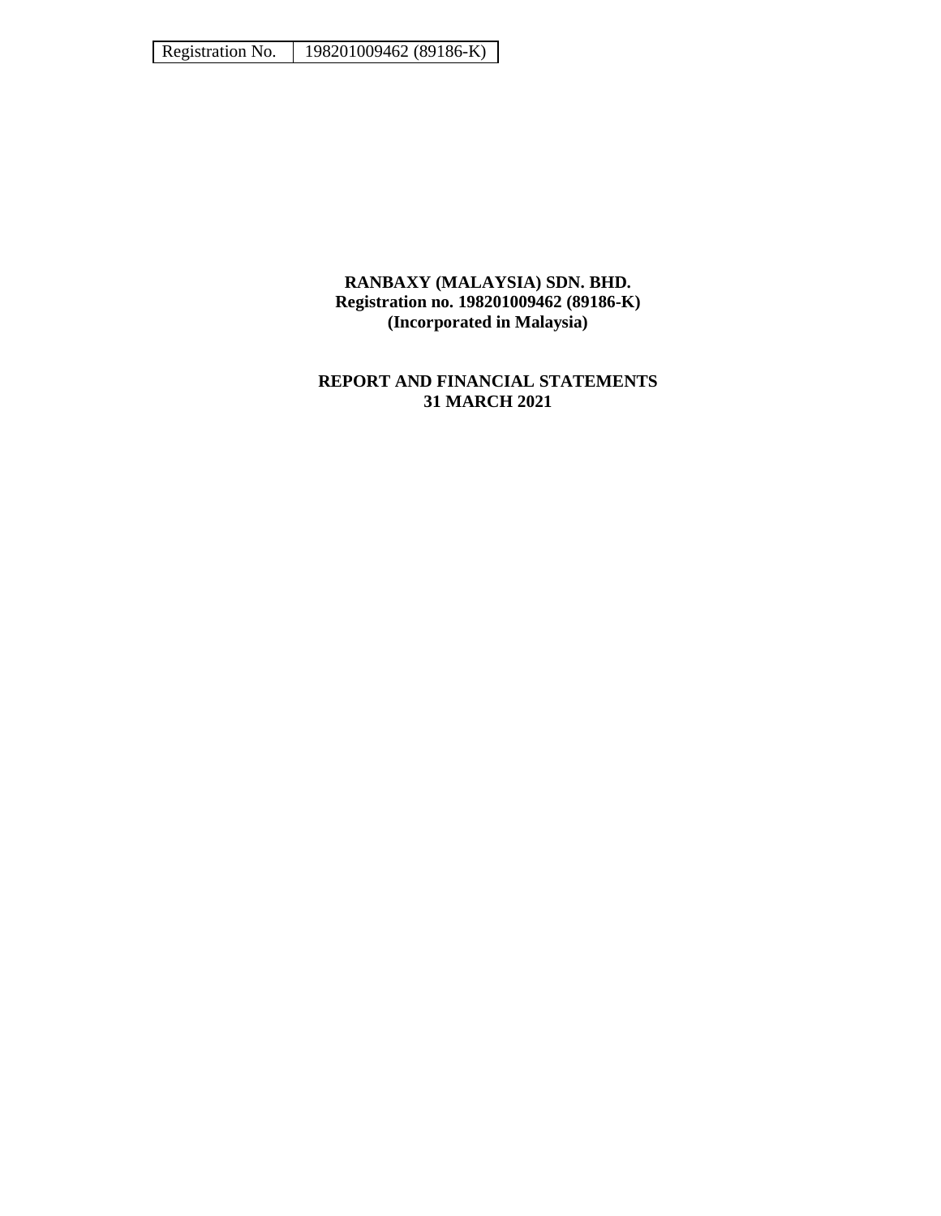| Registration No. | 198201009462 (89186-K) |
| --- | --- |

**RANBAXY (MALAYSIA) SDN. BHD.**
**Registration no. 198201009462 (89186-K)**
**(Incorporated in Malaysia)**

**REPORT AND FINANCIAL STATEMENTS**
**31 MARCH 2021**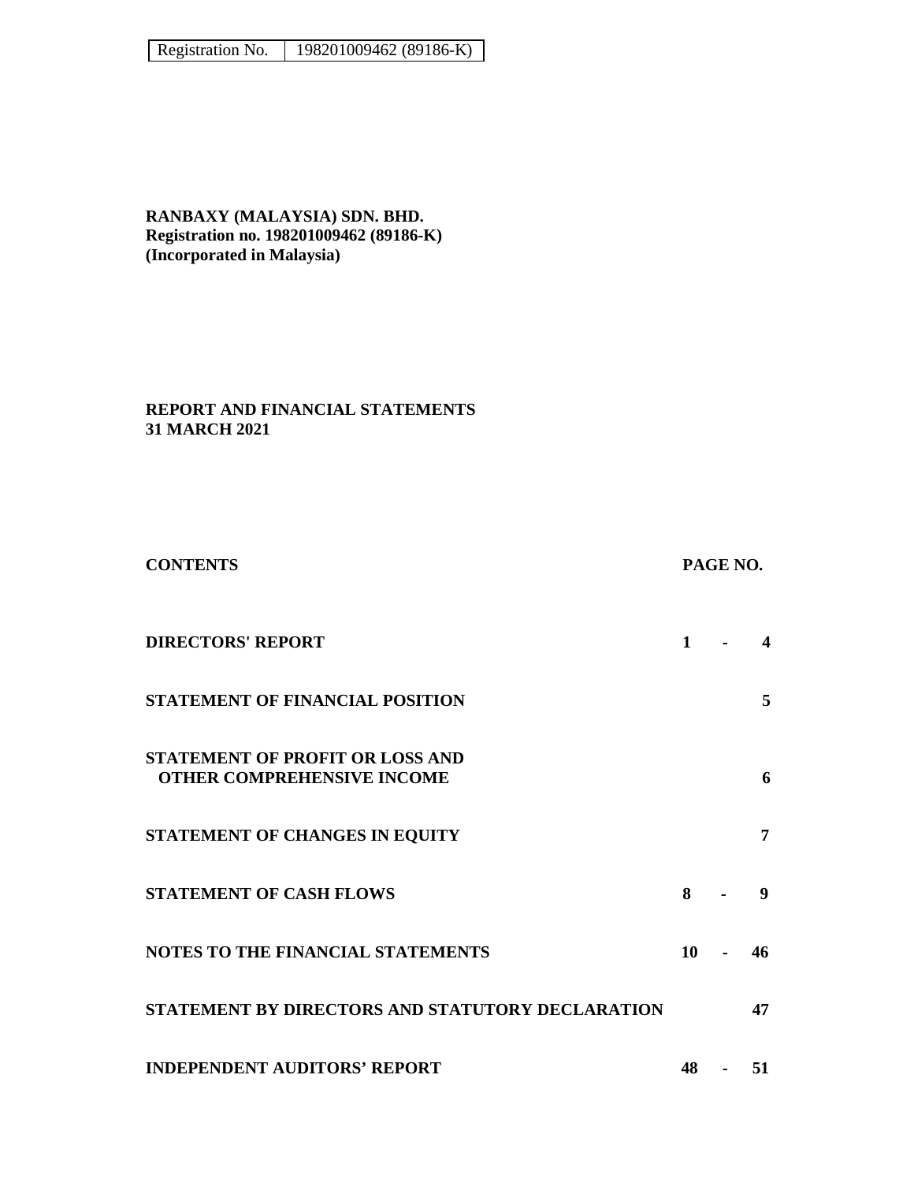| Registration No. | 198201009462 (89186-K) |
|---|---|

**RANBAXY (MALAYSIA) SDN. BHD.**
**Registration no. 198201009462 (89186-K)**
**(Incorporated in Malaysia)**

**REPORT AND FINANCIAL STATEMENTS**
**31 MARCH 2021**

| CONTENTS | PAGE NO. |
|---|---|
| DIRECTORS' REPORT | 1 - 4 |
| STATEMENT OF FINANCIAL POSITION | 5 |
| STATEMENT OF PROFIT OR LOSS AND OTHER COMPREHENSIVE INCOME | 6 |
| STATEMENT OF CHANGES IN EQUITY | 7 |
| STATEMENT OF CASH FLOWS | 8 - 9 |
| NOTES TO THE FINANCIAL STATEMENTS | 10 - 46 |
| STATEMENT BY DIRECTORS AND STATUTORY DECLARATION | 47 |
| INDEPENDENT AUDITORS' REPORT | 48 - 51 |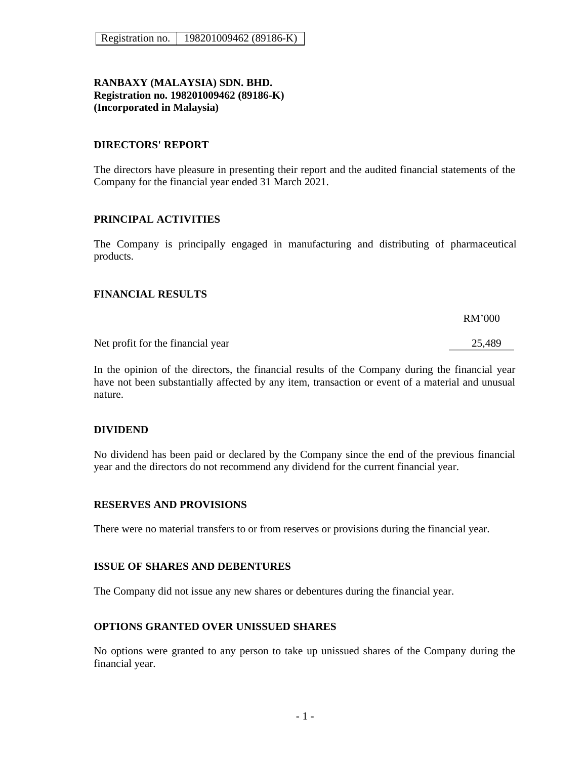| Registration no. | 198201009462 (89186-K) |
|---|---|

**RANBAXY (MALAYSIA) SDN. BHD.**
**Registration no. 198201009462 (89186-K)**
**(Incorporated in Malaysia)**

## DIRECTORS' REPORT

The directors have pleasure in presenting their report and the audited financial statements of the Company for the financial year ended 31 March 2021.

## PRINCIPAL ACTIVITIES

The Company is principally engaged in manufacturing and distributing of pharmaceutical products.

## FINANCIAL RESULTS

| | RM'000 |
|---|---|
| Net profit for the financial year | 25,489 |

In the opinion of the directors, the financial results of the Company during the financial year have not been substantially affected by any item, transaction or event of a material and unusual nature.

## DIVIDEND

No dividend has been paid or declared by the Company since the end of the previous financial year and the directors do not recommend any dividend for the current financial year.

## RESERVES AND PROVISIONS

There were no material transfers to or from reserves or provisions during the financial year.

## ISSUE OF SHARES AND DEBENTURES

The Company did not issue any new shares or debentures during the financial year.

## OPTIONS GRANTED OVER UNISSUED SHARES

No options were granted to any person to take up unissued shares of the Company during the financial year.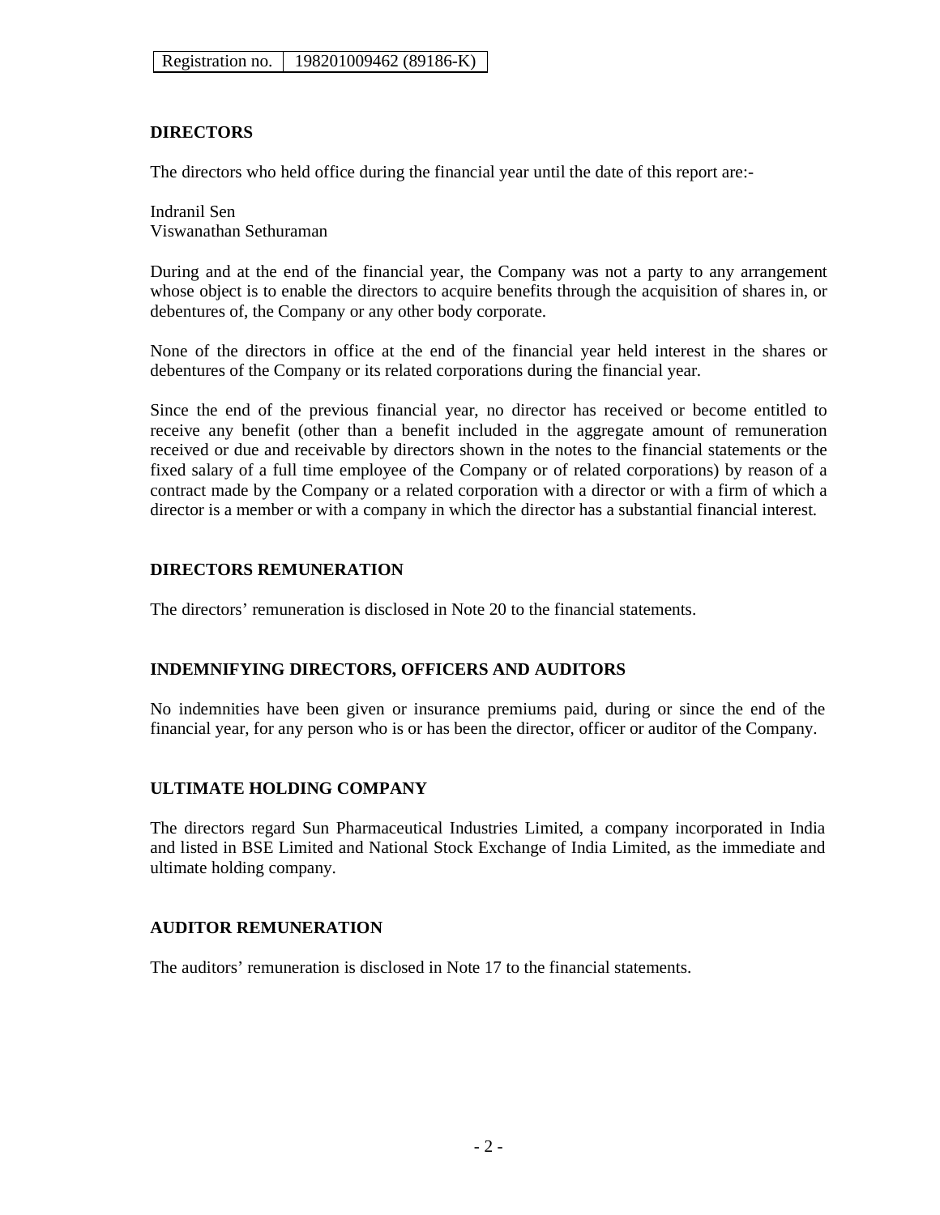| Registration no. | 198201009462 (89186-K) |
|---|---|

## DIRECTORS

The directors who held office during the financial year until the date of this report are:-

Indranil Sen
Viswanathan Sethuraman

During and at the end of the financial year, the Company was not a party to any arrangement whose object is to enable the directors to acquire benefits through the acquisition of shares in, or debentures of, the Company or any other body corporate.

None of the directors in office at the end of the financial year held interest in the shares or debentures of the Company or its related corporations during the financial year.

Since the end of the previous financial year, no director has received or become entitled to receive any benefit (other than a benefit included in the aggregate amount of remuneration received or due and receivable by directors shown in the notes to the financial statements or the fixed salary of a full time employee of the Company or of related corporations) by reason of a contract made by the Company or a related corporation with a director or with a firm of which a director is a member or with a company in which the director has a substantial financial interest.

## DIRECTORS REMUNERATION

The directors' remuneration is disclosed in Note 20 to the financial statements.

## INDEMNIFYING DIRECTORS, OFFICERS AND AUDITORS

No indemnities have been given or insurance premiums paid, during or since the end of the financial year, for any person who is or has been the director, officer or auditor of the Company.

## ULTIMATE HOLDING COMPANY

The directors regard Sun Pharmaceutical Industries Limited, a company incorporated in India and listed in BSE Limited and National Stock Exchange of India Limited, as the immediate and ultimate holding company.

## AUDITOR REMUNERATION

The auditors' remuneration is disclosed in Note 17 to the financial statements.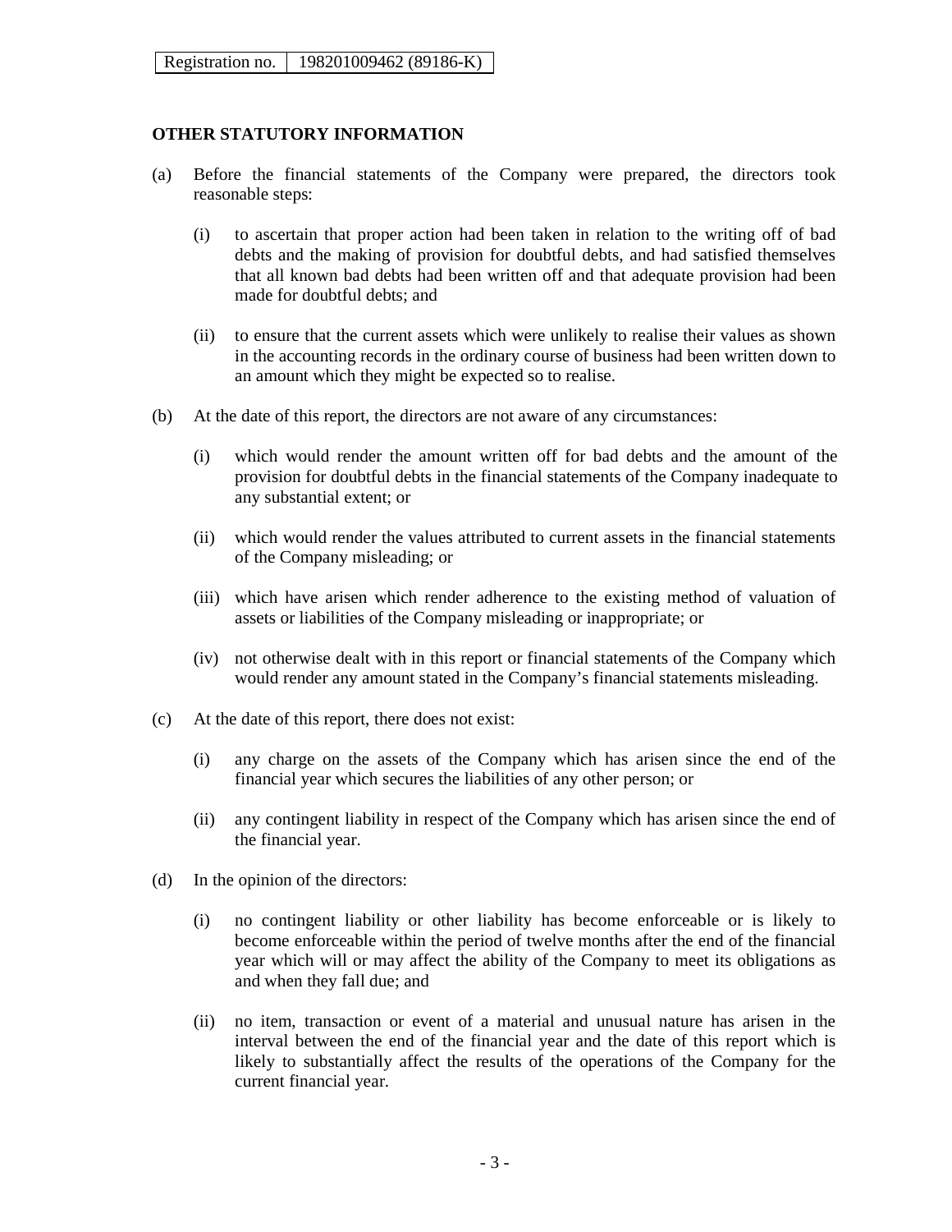Registration no. 198201009462 (89186-K)

## OTHER STATUTORY INFORMATION

(a) Before the financial statements of the Company were prepared, the directors took reasonable steps:

  (i) to ascertain that proper action had been taken in relation to the writing off of bad debts and the making of provision for doubtful debts, and had satisfied themselves that all known bad debts had been written off and that adequate provision had been made for doubtful debts; and

  (ii) to ensure that the current assets which were unlikely to realise their values as shown in the accounting records in the ordinary course of business had been written down to an amount which they might be expected so to realise.

(b) At the date of this report, the directors are not aware of any circumstances:

  (i) which would render the amount written off for bad debts and the amount of the provision for doubtful debts in the financial statements of the Company inadequate to any substantial extent; or

  (ii) which would render the values attributed to current assets in the financial statements of the Company misleading; or

  (iii) which have arisen which render adherence to the existing method of valuation of assets or liabilities of the Company misleading or inappropriate; or

  (iv) not otherwise dealt with in this report or financial statements of the Company which would render any amount stated in the Company's financial statements misleading.

(c) At the date of this report, there does not exist:

  (i) any charge on the assets of the Company which has arisen since the end of the financial year which secures the liabilities of any other person; or

  (ii) any contingent liability in respect of the Company which has arisen since the end of the financial year.

(d) In the opinion of the directors:

  (i) no contingent liability or other liability has become enforceable or is likely to become enforceable within the period of twelve months after the end of the financial year which will or may affect the ability of the Company to meet its obligations as and when they fall due; and

  (ii) no item, transaction or event of a material and unusual nature has arisen in the interval between the end of the financial year and the date of this report which is likely to substantially affect the results of the operations of the Company for the current financial year.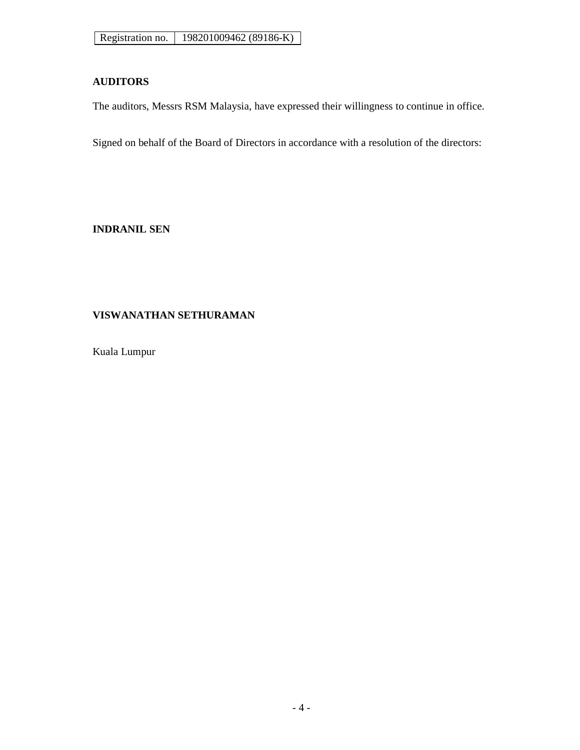| Registration no. | 198201009462 (89186-K) |
| --- | --- |

**AUDITORS**

The auditors, Messrs RSM Malaysia, have expressed their willingness to continue in office.

Signed on behalf of the Board of Directors in accordance with a resolution of the directors:

**INDRANIL SEN**

**VISWANATHAN SETHURAMAN**

Kuala Lumpur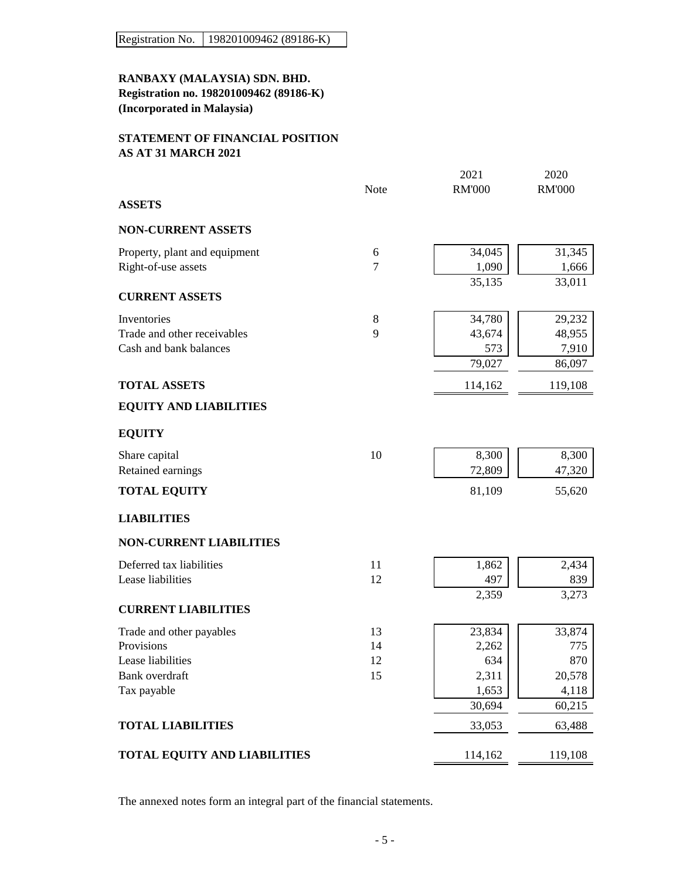| Registration No. | 198201009462 (89186-K) |
|---|---|

**RANBAXY (MALAYSIA) SDN. BHD.**
**Registration no. 198201009462 (89186-K)**
**(Incorporated in Malaysia)**

**STATEMENT OF FINANCIAL POSITION**
**AS AT 31 MARCH 2021**

| | Note | 2021 RM'000 | 2020 RM'000 |
|---|---|---|---|
| **ASSETS** | | | |
| **NON-CURRENT ASSETS** | | | |
| Property, plant and equipment | 6 | 34,045 | 31,345 |
| Right-of-use assets | 7 | 1,090 | 1,666 |
| | | 35,135 | 33,011 |
| **CURRENT ASSETS** | | | |
| Inventories | 8 | 34,780 | 29,232 |
| Trade and other receivables | 9 | 43,674 | 48,955 |
| Cash and bank balances | | 573 | 7,910 |
| | | 79,027 | 86,097 |
| **TOTAL ASSETS** | | 114,162 | 119,108 |
| **EQUITY AND LIABILITIES** | | | |
| **EQUITY** | | | |
| Share capital | 10 | 8,300 | 8,300 |
| Retained earnings | | 72,809 | 47,320 |
| **TOTAL EQUITY** | | 81,109 | 55,620 |
| **LIABILITIES** | | | |
| **NON-CURRENT LIABILITIES** | | | |
| Deferred tax liabilities | 11 | 1,862 | 2,434 |
| Lease liabilities | 12 | 497 | 839 |
| | | 2,359 | 3,273 |
| **CURRENT LIABILITIES** | | | |
| Trade and other payables | 13 | 23,834 | 33,874 |
| Provisions | 14 | 2,262 | 775 |
| Lease liabilities | 12 | 634 | 870 |
| Bank overdraft | 15 | 2,311 | 20,578 |
| Tax payable | | 1,653 | 4,118 |
| | | 30,694 | 60,215 |
| **TOTAL LIABILITIES** | | 33,053 | 63,488 |
| **TOTAL EQUITY AND LIABILITIES** | | 114,162 | 119,108 |

The annexed notes form an integral part of the financial statements.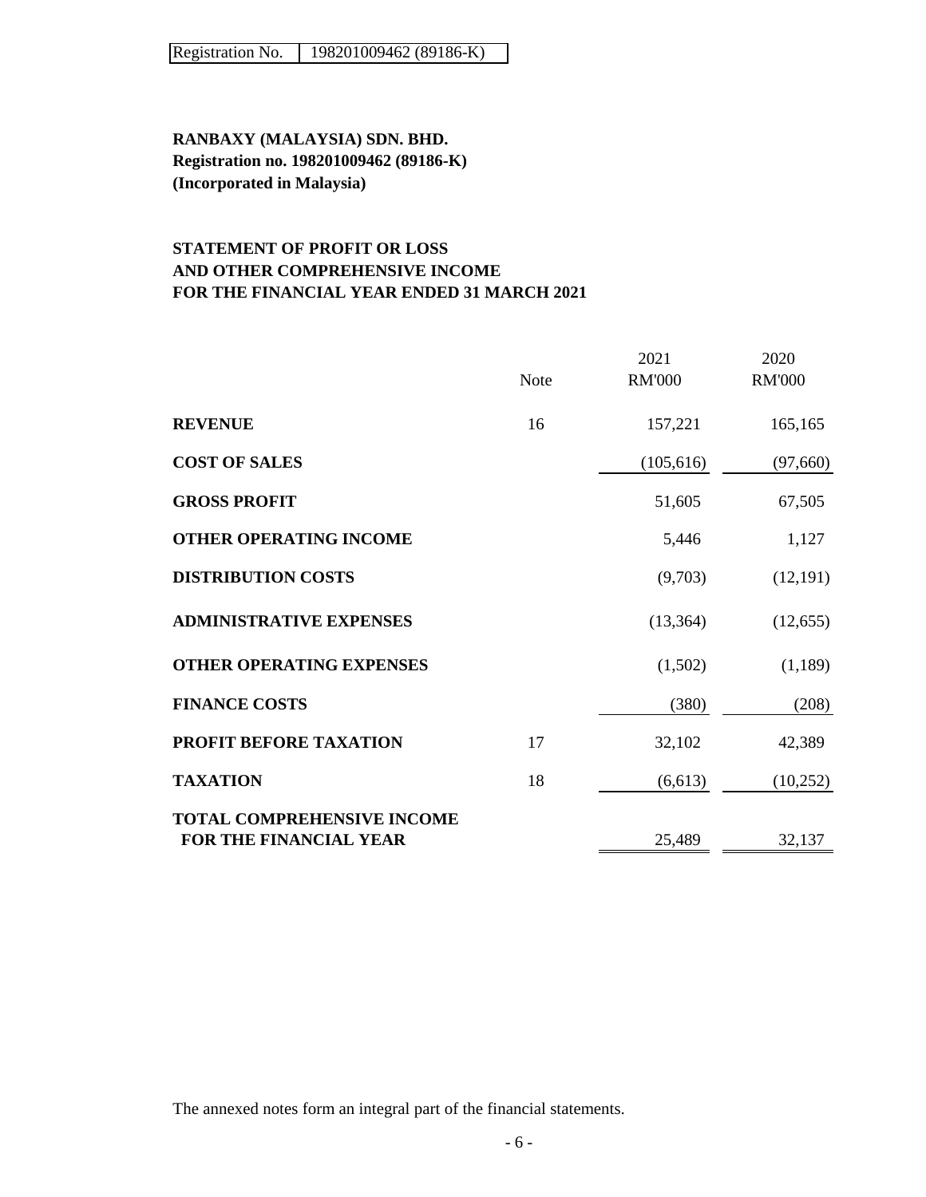| Registration No. | 198201009462 (89186-K) |
|---|---|

**RANBAXY (MALAYSIA) SDN. BHD.**
**Registration no. 198201009462 (89186-K)**
**(Incorporated in Malaysia)**

**STATEMENT OF PROFIT OR LOSS AND OTHER COMPREHENSIVE INCOME FOR THE FINANCIAL YEAR ENDED 31 MARCH 2021**

| | Note | 2021 RM'000 | 2020 RM'000 |
|---|---|---|---|
| **REVENUE** | 16 | 157,221 | 165,165 |
| **COST OF SALES** | | (105,616) | (97,660) |
| **GROSS PROFIT** | | 51,605 | 67,505 |
| **OTHER OPERATING INCOME** | | 5,446 | 1,127 |
| **DISTRIBUTION COSTS** | | (9,703) | (12,191) |
| **ADMINISTRATIVE EXPENSES** | | (13,364) | (12,655) |
| **OTHER OPERATING EXPENSES** | | (1,502) | (1,189) |
| **FINANCE COSTS** | | (380) | (208) |
| **PROFIT BEFORE TAXATION** | 17 | 32,102 | 42,389 |
| **TAXATION** | 18 | (6,613) | (10,252) |
| **TOTAL COMPREHENSIVE INCOME FOR THE FINANCIAL YEAR** | | 25,489 | 32,137 |

The annexed notes form an integral part of the financial statements.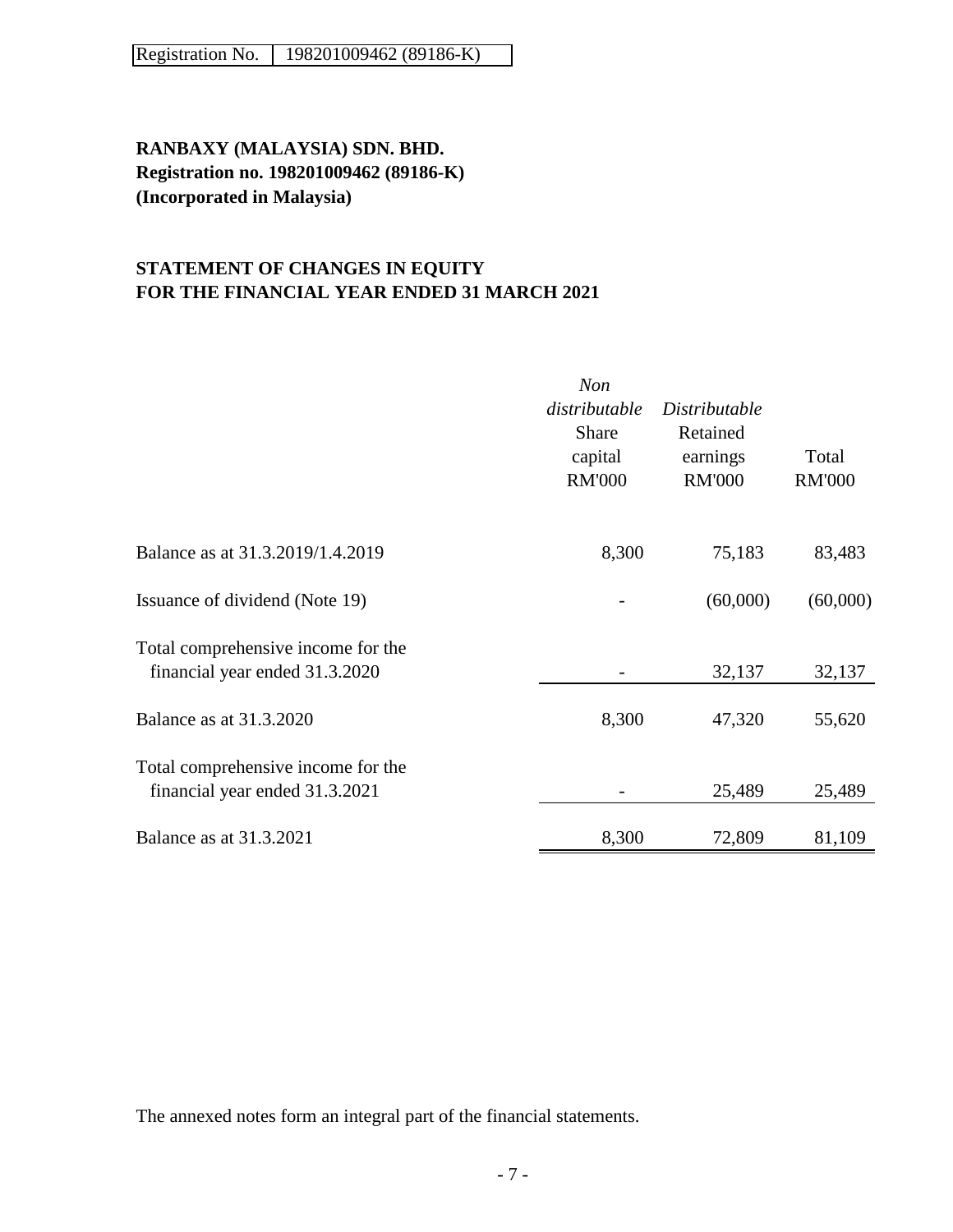Registration No. 198201009462 (89186-K)

**RANBAXY (MALAYSIA) SDN. BHD.**
**Registration no. 198201009462 (89186-K)**
**(Incorporated in Malaysia)**

## STATEMENT OF CHANGES IN EQUITY
## FOR THE FINANCIAL YEAR ENDED 31 MARCH 2021

| | *Non distributable* Share capital RM'000 | *Distributable* Retained earnings RM'000 | Total RM'000 |
|---|---|---|---|
| Balance as at 31.3.2019/1.4.2019 | 8,300 | 75,183 | 83,483 |
| Issuance of dividend (Note 19) | - | (60,000) | (60,000) |
| Total comprehensive income for the financial year ended 31.3.2020 | - | 32,137 | 32,137 |
| Balance as at 31.3.2020 | 8,300 | 47,320 | 55,620 |
| Total comprehensive income for the financial year ended 31.3.2021 | - | 25,489 | 25,489 |
| Balance as at 31.3.2021 | 8,300 | 72,809 | 81,109 |

The annexed notes form an integral part of the financial statements.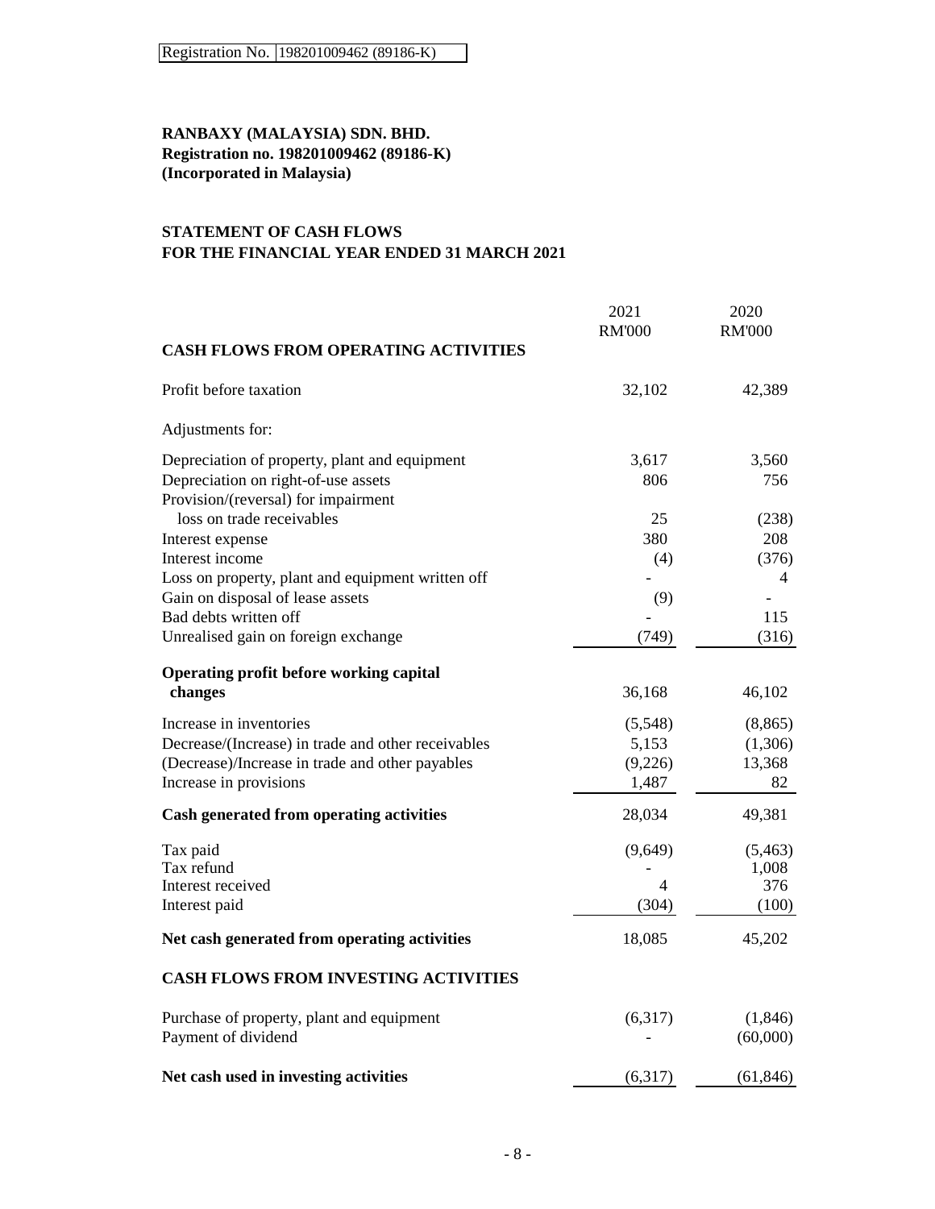Registration No. 198201009462 (89186-K)

**RANBAXY (MALAYSIA) SDN. BHD.**
**Registration no. 198201009462 (89186-K)**
**(Incorporated in Malaysia)**

**STATEMENT OF CASH FLOWS**
**FOR THE FINANCIAL YEAR ENDED 31 MARCH 2021**

| | 2021 RM'000 | 2020 RM'000 |
|---|---|---|
| **CASH FLOWS FROM OPERATING ACTIVITIES** | | |
| Profit before taxation | 32,102 | 42,389 |
| Adjustments for: | | |
| Depreciation of property, plant and equipment | 3,617 | 3,560 |
| Depreciation on right-of-use assets | 806 | 756 |
| Provision/(reversal) for impairment loss on trade receivables | 25 | (238) |
| Interest expense | 380 | 208 |
| Interest income | (4) | (376) |
| Loss on property, plant and equipment written off | - | 4 |
| Gain on disposal of lease assets | (9) | - |
| Bad debts written off | - | 115 |
| Unrealised gain on foreign exchange | (749) | (316) |
| **Operating profit before working capital changes** | 36,168 | 46,102 |
| Increase in inventories | (5,548) | (8,865) |
| Decrease/(Increase) in trade and other receivables | 5,153 | (1,306) |
| (Decrease)/Increase in trade and other payables | (9,226) | 13,368 |
| Increase in provisions | 1,487 | 82 |
| **Cash generated from operating activities** | 28,034 | 49,381 |
| Tax paid | (9,649) | (5,463) |
| Tax refund | - | 1,008 |
| Interest received | 4 | 376 |
| Interest paid | (304) | (100) |
| **Net cash generated from operating activities** | 18,085 | 45,202 |
| **CASH FLOWS FROM INVESTING ACTIVITIES** | | |
| Purchase of property, plant and equipment | (6,317) | (1,846) |
| Payment of dividend | - | (60,000) |
| **Net cash used in investing activities** | (6,317) | (61,846) |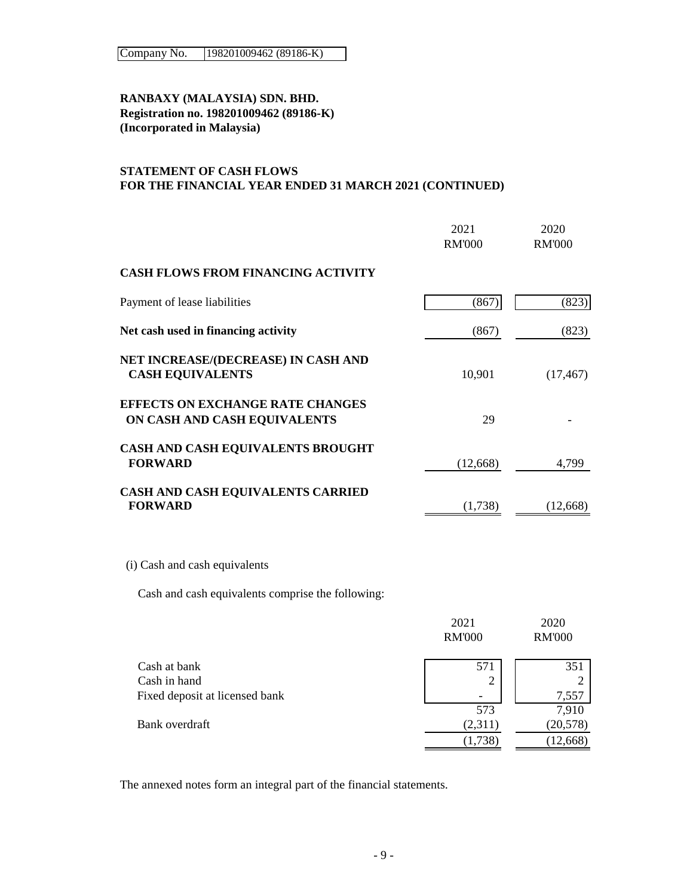| Company No. | 198201009462 (89186-K) |
|---|---|

**RANBAXY (MALAYSIA) SDN. BHD.**
**Registration no. 198201009462 (89186-K)**
**(Incorporated in Malaysia)**

## STATEMENT OF CASH FLOWS
## FOR THE FINANCIAL YEAR ENDED 31 MARCH 2021 (CONTINUED)

| | 2021 RM'000 | 2020 RM'000 |
|---|---|---|
| **CASH FLOWS FROM FINANCING ACTIVITY** | | |
| Payment of lease liabilities | (867) | (823) |
| **Net cash used in financing activity** | (867) | (823) |
| **NET INCREASE/(DECREASE) IN CASH AND CASH EQUIVALENTS** | 10,901 | (17,467) |
| **EFFECTS ON EXCHANGE RATE CHANGES ON CASH AND CASH EQUIVALENTS** | 29 | - |
| **CASH AND CASH EQUIVALENTS BROUGHT FORWARD** | (12,668) | 4,799 |
| **CASH AND CASH EQUIVALENTS CARRIED FORWARD** | (1,738) | (12,668) |

(i) Cash and cash equivalents

Cash and cash equivalents comprise the following:

| | 2021 RM'000 | 2020 RM'000 |
|---|---|---|
| Cash at bank | 571 | 351 |
| Cash in hand | 2 | 2 |
| Fixed deposit at licensed bank | - | 7,557 |
| | 573 | 7,910 |
| Bank overdraft | (2,311) | (20,578) |
| | (1,738) | (12,668) |

The annexed notes form an integral part of the financial statements.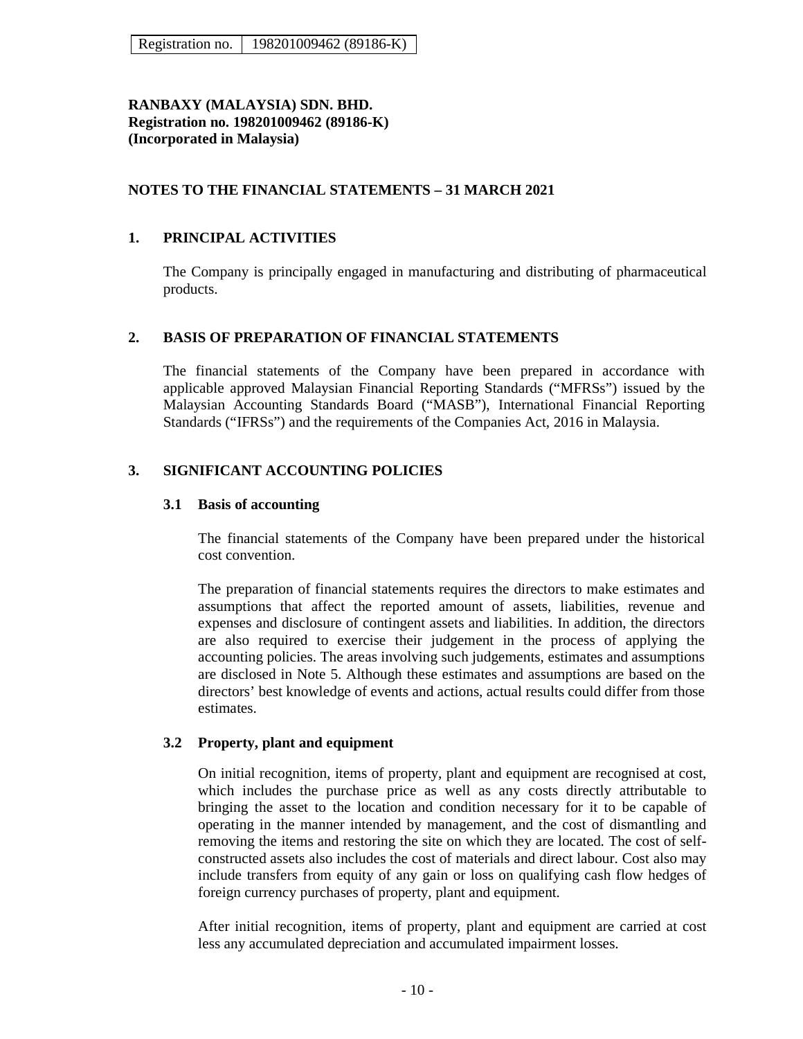RANBAXY (MALAYSIA) SDN. BHD.
Registration no. 198201009462 (89186-K)
(Incorporated in Malaysia)

## NOTES TO THE FINANCIAL STATEMENTS – 31 MARCH 2021

## 1. PRINCIPAL ACTIVITIES

The Company is principally engaged in manufacturing and distributing of pharmaceutical products.

## 2. BASIS OF PREPARATION OF FINANCIAL STATEMENTS

The financial statements of the Company have been prepared in accordance with applicable approved Malaysian Financial Reporting Standards ("MFRSs") issued by the Malaysian Accounting Standards Board ("MASB"), International Financial Reporting Standards ("IFRSs") and the requirements of the Companies Act, 2016 in Malaysia.

## 3. SIGNIFICANT ACCOUNTING POLICIES

### 3.1 Basis of accounting

The financial statements of the Company have been prepared under the historical cost convention.

The preparation of financial statements requires the directors to make estimates and assumptions that affect the reported amount of assets, liabilities, revenue and expenses and disclosure of contingent assets and liabilities. In addition, the directors are also required to exercise their judgement in the process of applying the accounting policies. The areas involving such judgements, estimates and assumptions are disclosed in Note 5. Although these estimates and assumptions are based on the directors' best knowledge of events and actions, actual results could differ from those estimates.

### 3.2 Property, plant and equipment

On initial recognition, items of property, plant and equipment are recognised at cost, which includes the purchase price as well as any costs directly attributable to bringing the asset to the location and condition necessary for it to be capable of operating in the manner intended by management, and the cost of dismantling and removing the items and restoring the site on which they are located. The cost of self-constructed assets also includes the cost of materials and direct labour. Cost also may include transfers from equity of any gain or loss on qualifying cash flow hedges of foreign currency purchases of property, plant and equipment.

After initial recognition, items of property, plant and equipment are carried at cost less any accumulated depreciation and accumulated impairment losses.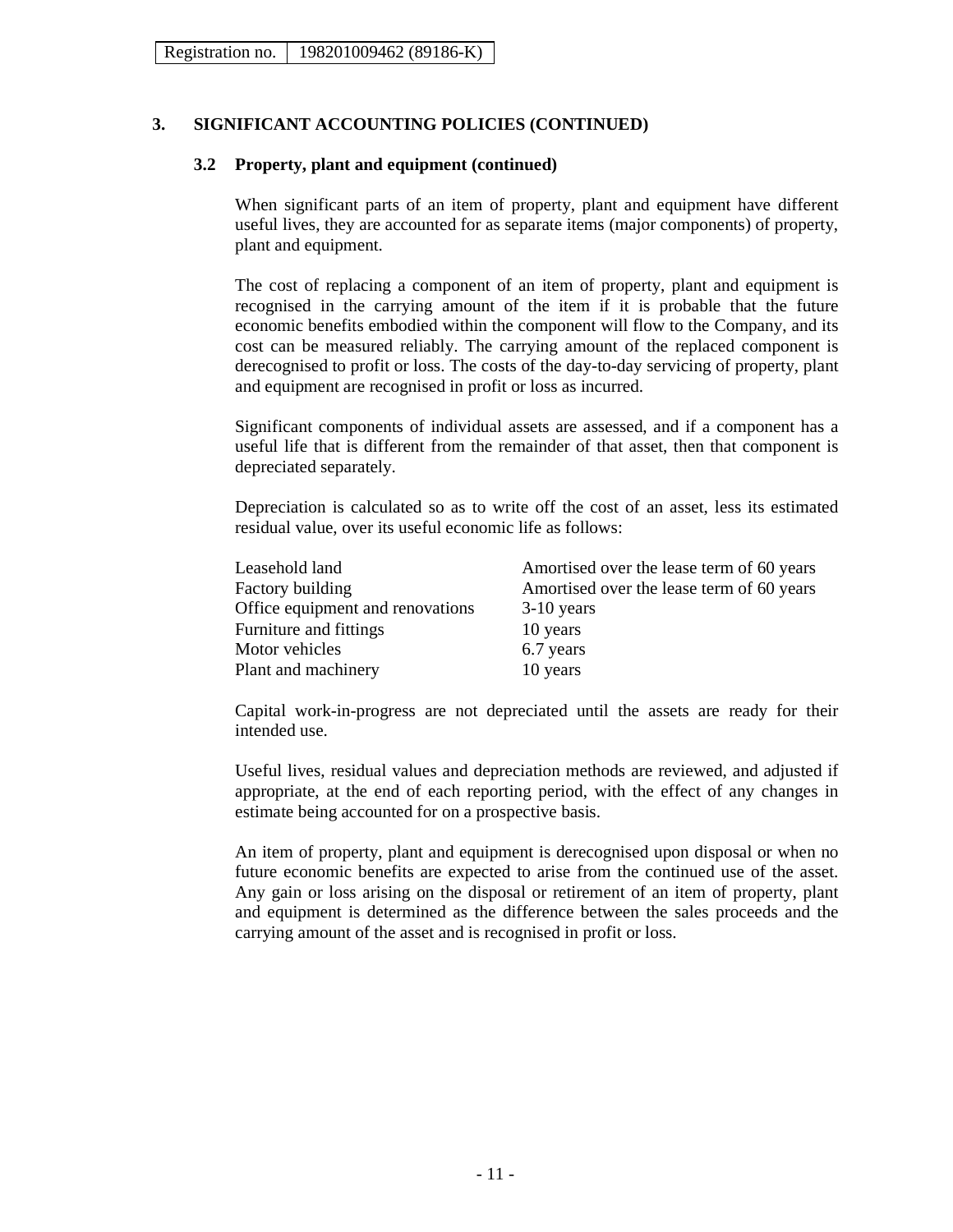Registration no. 198201009462 (89186-K)

## 3. SIGNIFICANT ACCOUNTING POLICIES (CONTINUED)

### 3.2 Property, plant and equipment (continued)

When significant parts of an item of property, plant and equipment have different useful lives, they are accounted for as separate items (major components) of property, plant and equipment.

The cost of replacing a component of an item of property, plant and equipment is recognised in the carrying amount of the item if it is probable that the future economic benefits embodied within the component will flow to the Company, and its cost can be measured reliably. The carrying amount of the replaced component is derecognised to profit or loss. The costs of the day-to-day servicing of property, plant and equipment are recognised in profit or loss as incurred.

Significant components of individual assets are assessed, and if a component has a useful life that is different from the remainder of that asset, then that component is depreciated separately.

Depreciation is calculated so as to write off the cost of an asset, less its estimated residual value, over its useful economic life as follows:

| | |
|---|---|
| Leasehold land | Amortised over the lease term of 60 years |
| Factory building | Amortised over the lease term of 60 years |
| Office equipment and renovations | 3-10 years |
| Furniture and fittings | 10 years |
| Motor vehicles | 6.7 years |
| Plant and machinery | 10 years |

Capital work-in-progress are not depreciated until the assets are ready for their intended use.

Useful lives, residual values and depreciation methods are reviewed, and adjusted if appropriate, at the end of each reporting period, with the effect of any changes in estimate being accounted for on a prospective basis.

An item of property, plant and equipment is derecognised upon disposal or when no future economic benefits are expected to arise from the continued use of the asset. Any gain or loss arising on the disposal or retirement of an item of property, plant and equipment is determined as the difference between the sales proceeds and the carrying amount of the asset and is recognised in profit or loss.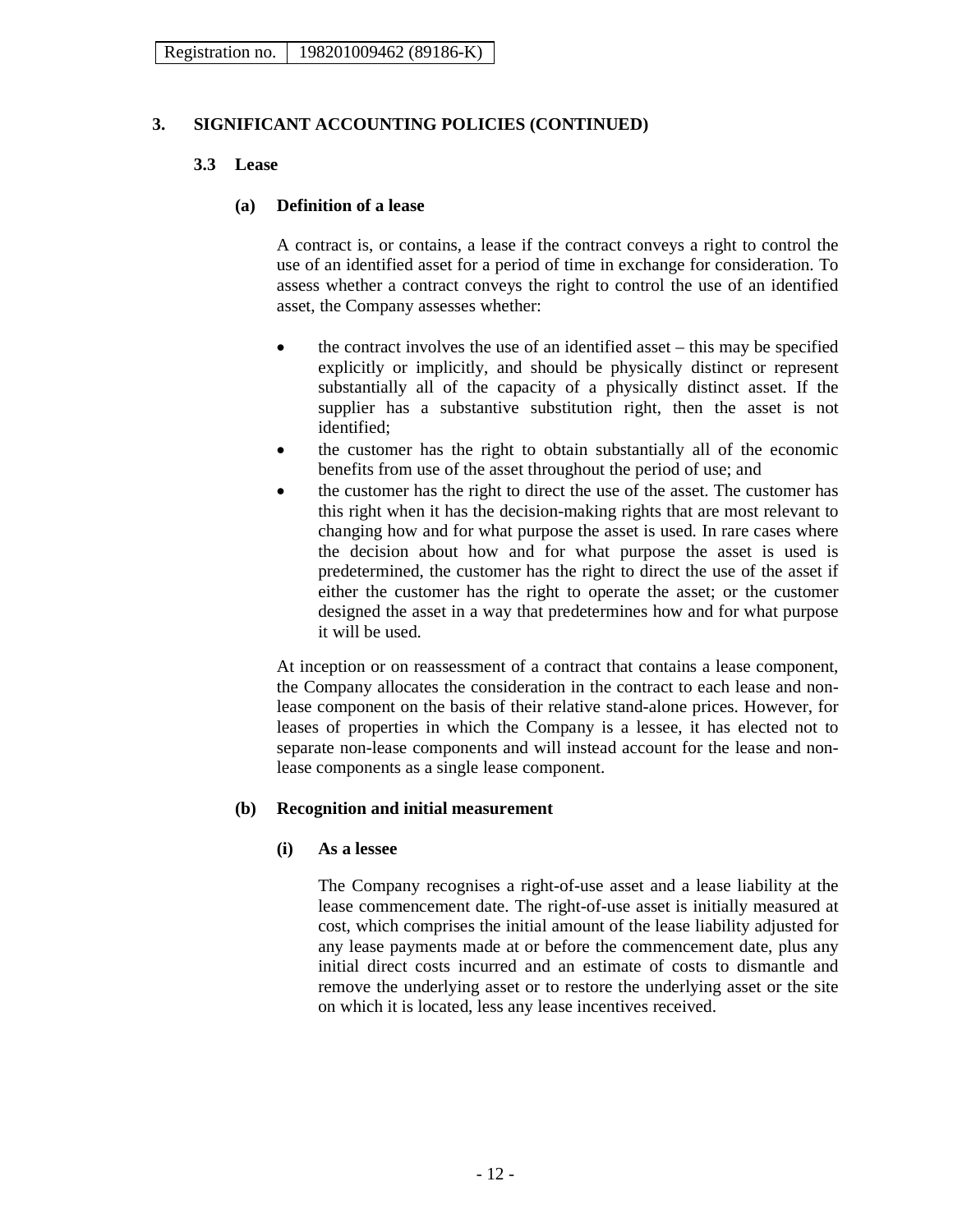Registration no. 198201009462 (89186-K)

## 3. SIGNIFICANT ACCOUNTING POLICIES (CONTINUED)

### 3.3 Lease

#### (a) Definition of a lease

A contract is, or contains, a lease if the contract conveys a right to control the use of an identified asset for a period of time in exchange for consideration. To assess whether a contract conveys the right to control the use of an identified asset, the Company assesses whether:

- the contract involves the use of an identified asset – this may be specified explicitly or implicitly, and should be physically distinct or represent substantially all of the capacity of a physically distinct asset. If the supplier has a substantive substitution right, then the asset is not identified;
- the customer has the right to obtain substantially all of the economic benefits from use of the asset throughout the period of use; and
- the customer has the right to direct the use of the asset. The customer has this right when it has the decision-making rights that are most relevant to changing how and for what purpose the asset is used. In rare cases where the decision about how and for what purpose the asset is used is predetermined, the customer has the right to direct the use of the asset if either the customer has the right to operate the asset; or the customer designed the asset in a way that predetermines how and for what purpose it will be used.

At inception or on reassessment of a contract that contains a lease component, the Company allocates the consideration in the contract to each lease and non-lease component on the basis of their relative stand-alone prices. However, for leases of properties in which the Company is a lessee, it has elected not to separate non-lease components and will instead account for the lease and non-lease components as a single lease component.

#### (b) Recognition and initial measurement

##### (i) As a lessee

The Company recognises a right-of-use asset and a lease liability at the lease commencement date. The right-of-use asset is initially measured at cost, which comprises the initial amount of the lease liability adjusted for any lease payments made at or before the commencement date, plus any initial direct costs incurred and an estimate of costs to dismantle and remove the underlying asset or to restore the underlying asset or the site on which it is located, less any lease incentives received.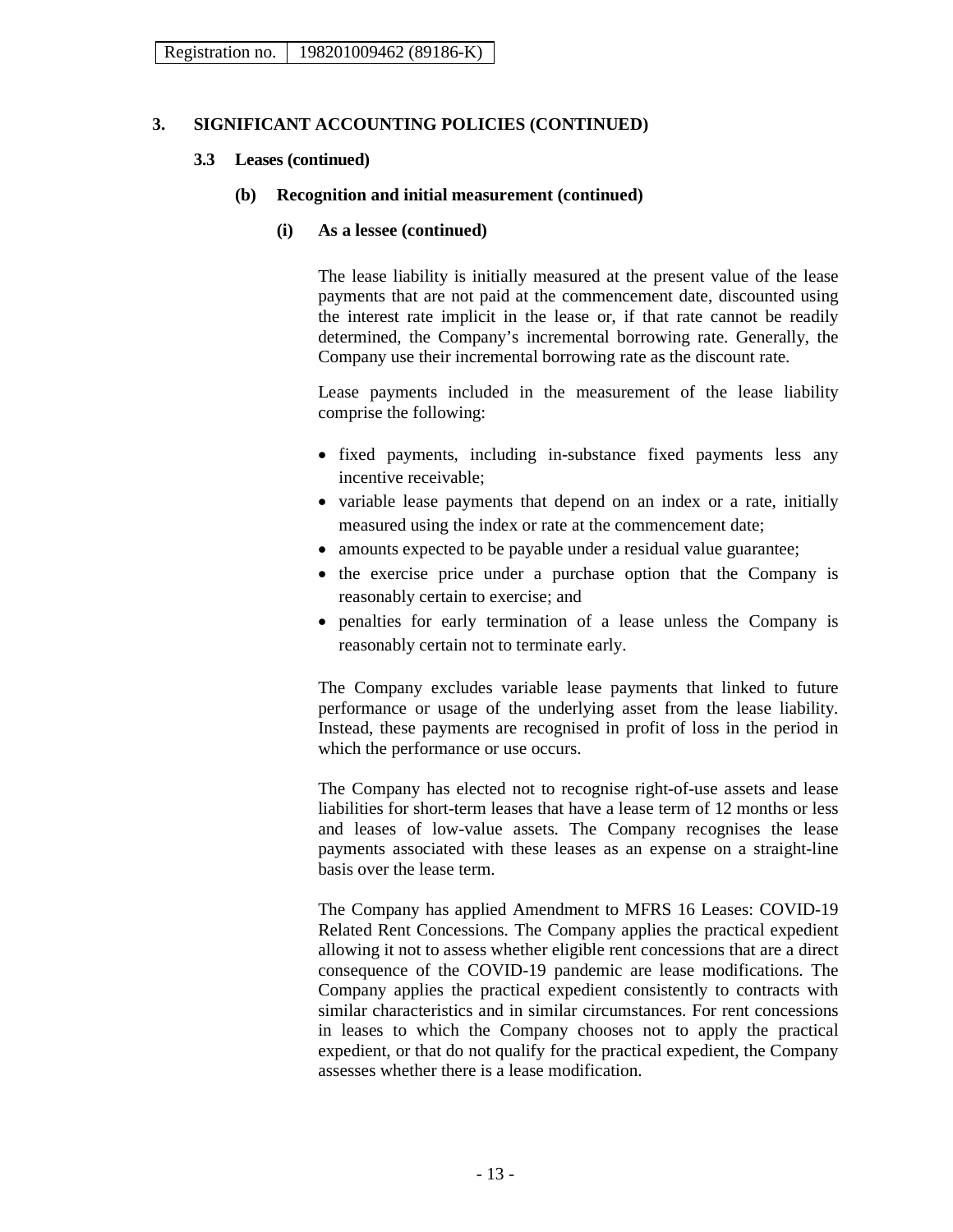Registration no. 198201009462 (89186-K)

## 3. SIGNIFICANT ACCOUNTING POLICIES (CONTINUED)

### 3.3 Leases (continued)

#### (b) Recognition and initial measurement (continued)

##### (i) As a lessee (continued)

The lease liability is initially measured at the present value of the lease payments that are not paid at the commencement date, discounted using the interest rate implicit in the lease or, if that rate cannot be readily determined, the Company's incremental borrowing rate. Generally, the Company use their incremental borrowing rate as the discount rate.

Lease payments included in the measurement of the lease liability comprise the following:

- fixed payments, including in-substance fixed payments less any incentive receivable;
- variable lease payments that depend on an index or a rate, initially measured using the index or rate at the commencement date;
- amounts expected to be payable under a residual value guarantee;
- the exercise price under a purchase option that the Company is reasonably certain to exercise; and
- penalties for early termination of a lease unless the Company is reasonably certain not to terminate early.

The Company excludes variable lease payments that linked to future performance or usage of the underlying asset from the lease liability. Instead, these payments are recognised in profit of loss in the period in which the performance or use occurs.

The Company has elected not to recognise right-of-use assets and lease liabilities for short-term leases that have a lease term of 12 months or less and leases of low-value assets. The Company recognises the lease payments associated with these leases as an expense on a straight-line basis over the lease term.

The Company has applied Amendment to MFRS 16 Leases: COVID-19 Related Rent Concessions. The Company applies the practical expedient allowing it not to assess whether eligible rent concessions that are a direct consequence of the COVID-19 pandemic are lease modifications. The Company applies the practical expedient consistently to contracts with similar characteristics and in similar circumstances. For rent concessions in leases to which the Company chooses not to apply the practical expedient, or that do not qualify for the practical expedient, the Company assesses whether there is a lease modification.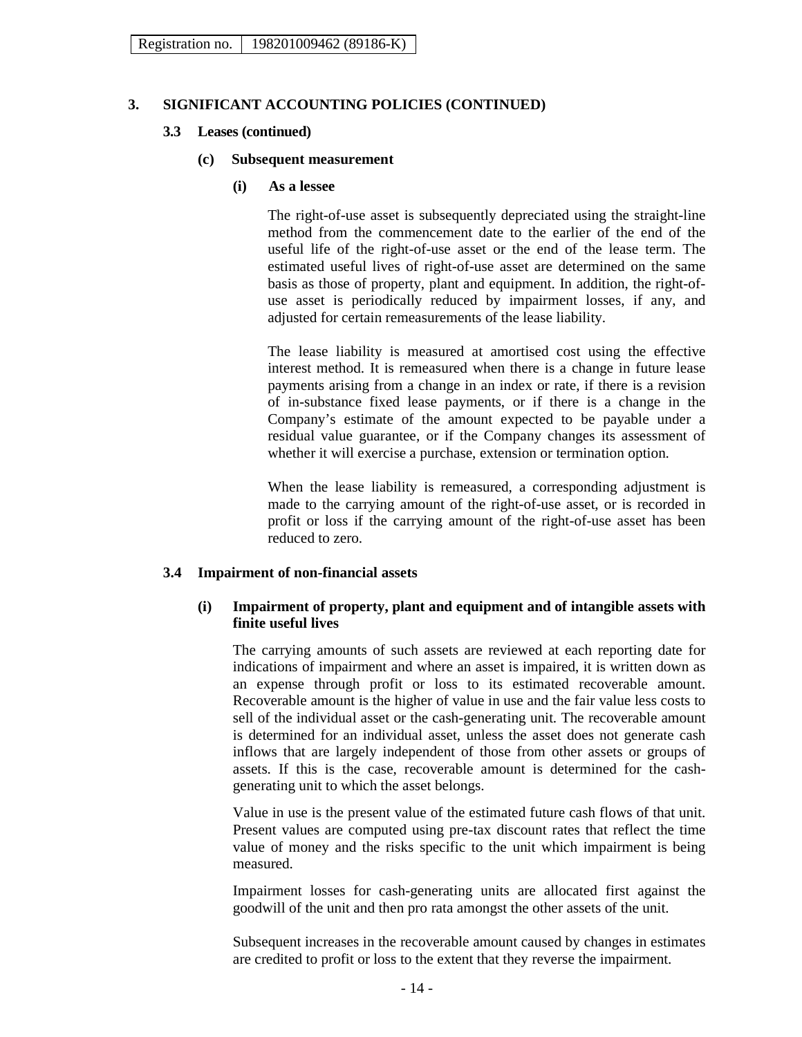## 3. SIGNIFICANT ACCOUNTING POLICIES (CONTINUED)

### 3.3 Leases (continued)

#### (c) Subsequent measurement

##### (i) As a lessee

The right-of-use asset is subsequently depreciated using the straight-line method from the commencement date to the earlier of the end of the useful life of the right-of-use asset or the end of the lease term. The estimated useful lives of right-of-use asset are determined on the same basis as those of property, plant and equipment. In addition, the right-of-use asset is periodically reduced by impairment losses, if any, and adjusted for certain remeasurements of the lease liability.

The lease liability is measured at amortised cost using the effective interest method. It is remeasured when there is a change in future lease payments arising from a change in an index or rate, if there is a revision of in-substance fixed lease payments, or if there is a change in the Company's estimate of the amount expected to be payable under a residual value guarantee, or if the Company changes its assessment of whether it will exercise a purchase, extension or termination option.

When the lease liability is remeasured, a corresponding adjustment is made to the carrying amount of the right-of-use asset, or is recorded in profit or loss if the carrying amount of the right-of-use asset has been reduced to zero.

### 3.4 Impairment of non-financial assets

#### (i) Impairment of property, plant and equipment and of intangible assets with finite useful lives

The carrying amounts of such assets are reviewed at each reporting date for indications of impairment and where an asset is impaired, it is written down as an expense through profit or loss to its estimated recoverable amount. Recoverable amount is the higher of value in use and the fair value less costs to sell of the individual asset or the cash-generating unit. The recoverable amount is determined for an individual asset, unless the asset does not generate cash inflows that are largely independent of those from other assets or groups of assets. If this is the case, recoverable amount is determined for the cash-generating unit to which the asset belongs.

Value in use is the present value of the estimated future cash flows of that unit. Present values are computed using pre-tax discount rates that reflect the time value of money and the risks specific to the unit which impairment is being measured.

Impairment losses for cash-generating units are allocated first against the goodwill of the unit and then pro rata amongst the other assets of the unit.

Subsequent increases in the recoverable amount caused by changes in estimates are credited to profit or loss to the extent that they reverse the impairment.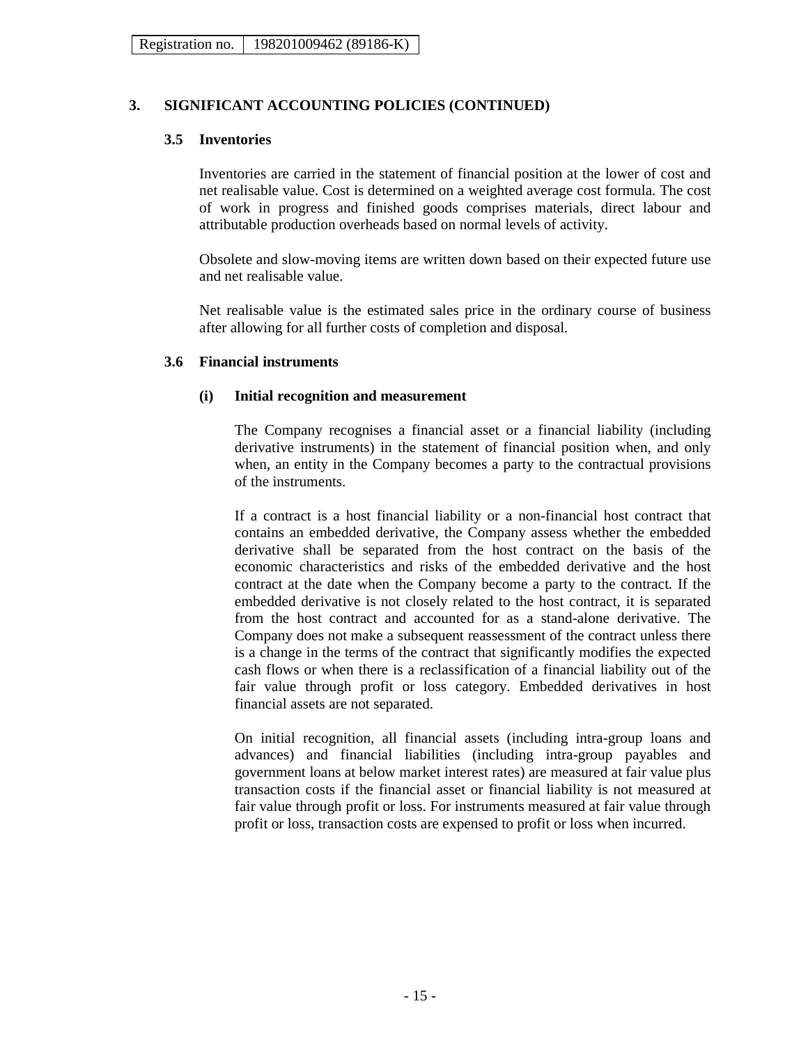Registration no. 198201009462 (89186-K)

## 3. SIGNIFICANT ACCOUNTING POLICIES (CONTINUED)

### 3.5 Inventories

Inventories are carried in the statement of financial position at the lower of cost and net realisable value. Cost is determined on a weighted average cost formula. The cost of work in progress and finished goods comprises materials, direct labour and attributable production overheads based on normal levels of activity.

Obsolete and slow-moving items are written down based on their expected future use and net realisable value.

Net realisable value is the estimated sales price in the ordinary course of business after allowing for all further costs of completion and disposal.

### 3.6 Financial instruments

#### (i) Initial recognition and measurement

The Company recognises a financial asset or a financial liability (including derivative instruments) in the statement of financial position when, and only when, an entity in the Company becomes a party to the contractual provisions of the instruments.

If a contract is a host financial liability or a non-financial host contract that contains an embedded derivative, the Company assess whether the embedded derivative shall be separated from the host contract on the basis of the economic characteristics and risks of the embedded derivative and the host contract at the date when the Company become a party to the contract. If the embedded derivative is not closely related to the host contract, it is separated from the host contract and accounted for as a stand-alone derivative. The Company does not make a subsequent reassessment of the contract unless there is a change in the terms of the contract that significantly modifies the expected cash flows or when there is a reclassification of a financial liability out of the fair value through profit or loss category. Embedded derivatives in host financial assets are not separated.

On initial recognition, all financial assets (including intra-group loans and advances) and financial liabilities (including intra-group payables and government loans at below market interest rates) are measured at fair value plus transaction costs if the financial asset or financial liability is not measured at fair value through profit or loss. For instruments measured at fair value through profit or loss, transaction costs are expensed to profit or loss when incurred.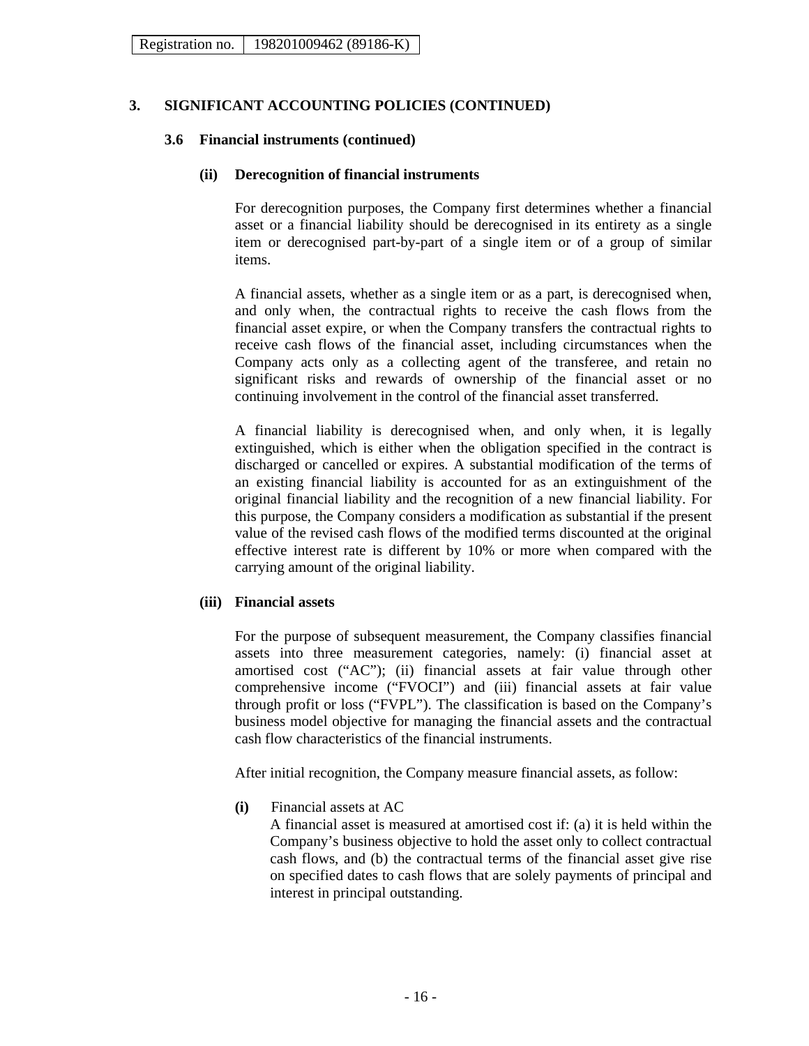| Registration no. | 198201009462 (89186-K) |
|---|---|

## 3. SIGNIFICANT ACCOUNTING POLICIES (CONTINUED)

### 3.6 Financial instruments (continued)

#### (ii) Derecognition of financial instruments

For derecognition purposes, the Company first determines whether a financial asset or a financial liability should be derecognised in its entirety as a single item or derecognised part-by-part of a single item or of a group of similar items.

A financial assets, whether as a single item or as a part, is derecognised when, and only when, the contractual rights to receive the cash flows from the financial asset expire, or when the Company transfers the contractual rights to receive cash flows of the financial asset, including circumstances when the Company acts only as a collecting agent of the transferee, and retain no significant risks and rewards of ownership of the financial asset or no continuing involvement in the control of the financial asset transferred.

A financial liability is derecognised when, and only when, it is legally extinguished, which is either when the obligation specified in the contract is discharged or cancelled or expires. A substantial modification of the terms of an existing financial liability is accounted for as an extinguishment of the original financial liability and the recognition of a new financial liability. For this purpose, the Company considers a modification as substantial if the present value of the revised cash flows of the modified terms discounted at the original effective interest rate is different by 10% or more when compared with the carrying amount of the original liability.

#### (iii) Financial assets

For the purpose of subsequent measurement, the Company classifies financial assets into three measurement categories, namely: (i) financial asset at amortised cost ("AC"); (ii) financial assets at fair value through other comprehensive income ("FVOCI") and (iii) financial assets at fair value through profit or loss ("FVPL"). The classification is based on the Company's business model objective for managing the financial assets and the contractual cash flow characteristics of the financial instruments.

After initial recognition, the Company measure financial assets, as follow:

**(i)** Financial assets at AC

A financial asset is measured at amortised cost if: (a) it is held within the Company's business objective to hold the asset only to collect contractual cash flows, and (b) the contractual terms of the financial asset give rise on specified dates to cash flows that are solely payments of principal and interest in principal outstanding.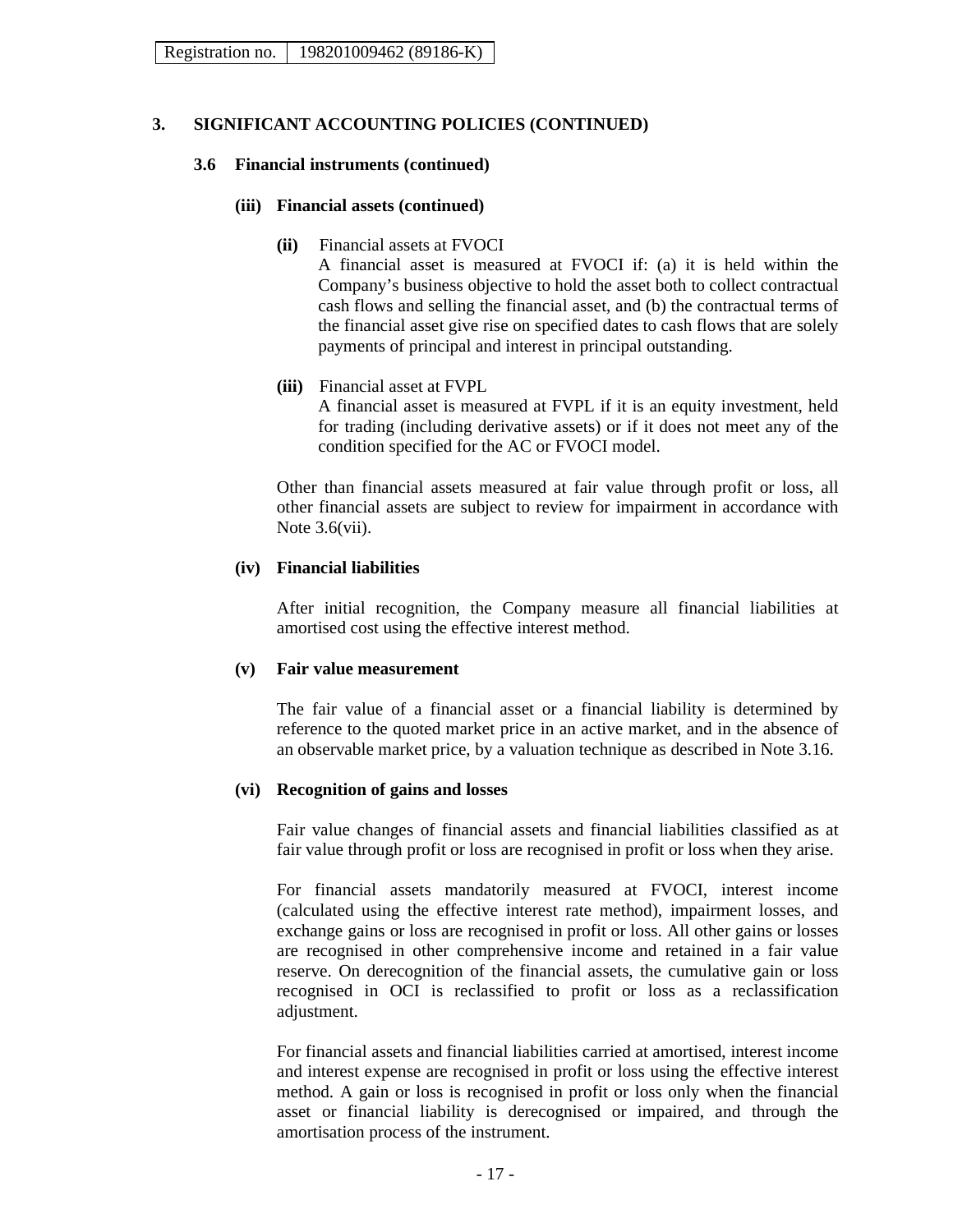Registration no. 198201009462 (89186-K)

## 3. SIGNIFICANT ACCOUNTING POLICIES (CONTINUED)

### 3.6 Financial instruments (continued)

#### (iii) Financial assets (continued)

**(ii)** Financial assets at FVOCI
A financial asset is measured at FVOCI if: (a) it is held within the Company's business objective to hold the asset both to collect contractual cash flows and selling the financial asset, and (b) the contractual terms of the financial asset give rise on specified dates to cash flows that are solely payments of principal and interest in principal outstanding.

**(iii)** Financial asset at FVPL
A financial asset is measured at FVPL if it is an equity investment, held for trading (including derivative assets) or if it does not meet any of the condition specified for the AC or FVOCI model.

Other than financial assets measured at fair value through profit or loss, all other financial assets are subject to review for impairment in accordance with Note 3.6(vii).

#### (iv) Financial liabilities

After initial recognition, the Company measure all financial liabilities at amortised cost using the effective interest method.

#### (v) Fair value measurement

The fair value of a financial asset or a financial liability is determined by reference to the quoted market price in an active market, and in the absence of an observable market price, by a valuation technique as described in Note 3.16.

#### (vi) Recognition of gains and losses

Fair value changes of financial assets and financial liabilities classified as at fair value through profit or loss are recognised in profit or loss when they arise.

For financial assets mandatorily measured at FVOCI, interest income (calculated using the effective interest rate method), impairment losses, and exchange gains or loss are recognised in profit or loss. All other gains or losses are recognised in other comprehensive income and retained in a fair value reserve. On derecognition of the financial assets, the cumulative gain or loss recognised in OCI is reclassified to profit or loss as a reclassification adjustment.

For financial assets and financial liabilities carried at amortised, interest income and interest expense are recognised in profit or loss using the effective interest method. A gain or loss is recognised in profit or loss only when the financial asset or financial liability is derecognised or impaired, and through the amortisation process of the instrument.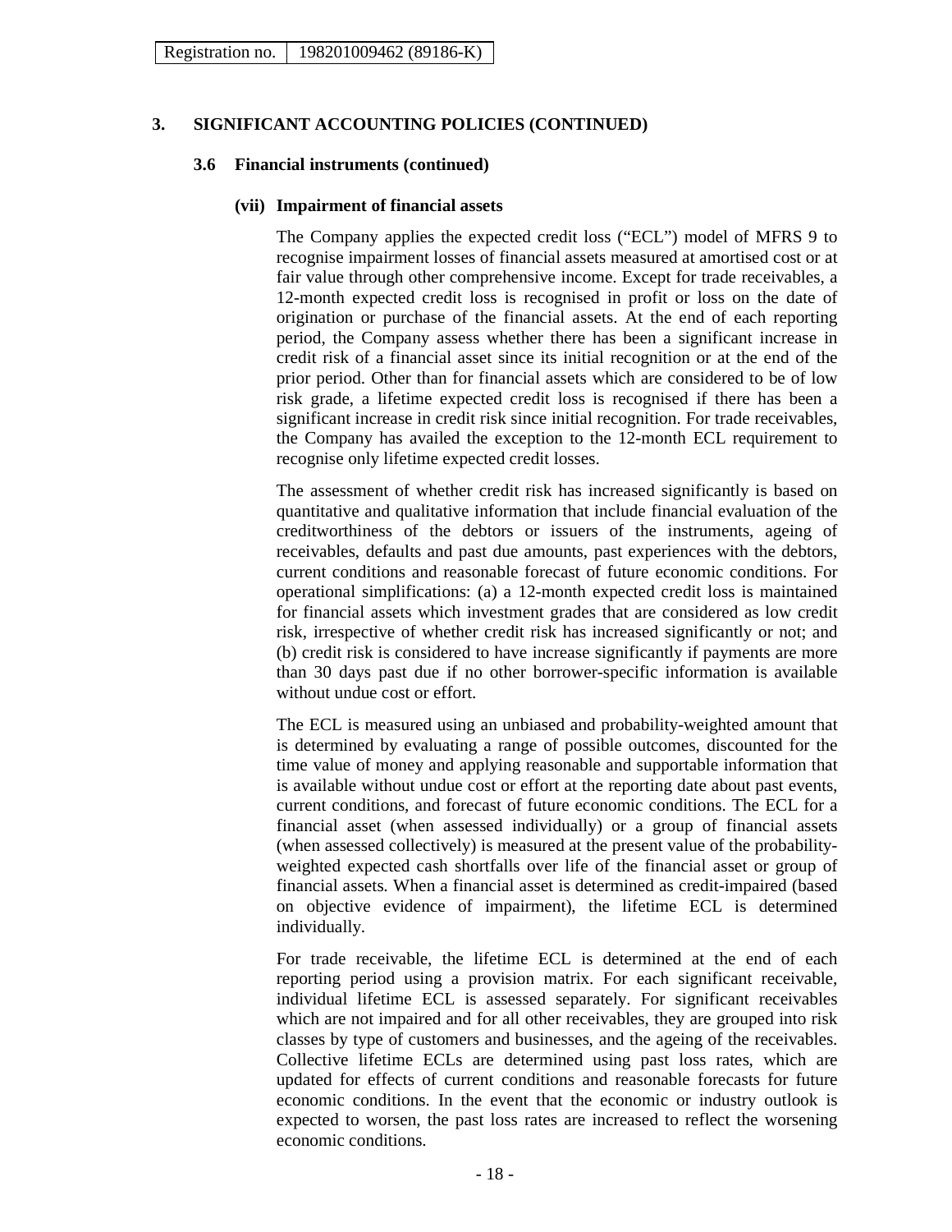## 3. SIGNIFICANT ACCOUNTING POLICIES (CONTINUED)

### 3.6 Financial instruments (continued)

#### (vii) Impairment of financial assets

The Company applies the expected credit loss ("ECL") model of MFRS 9 to recognise impairment losses of financial assets measured at amortised cost or at fair value through other comprehensive income. Except for trade receivables, a 12-month expected credit loss is recognised in profit or loss on the date of origination or purchase of the financial assets. At the end of each reporting period, the Company assess whether there has been a significant increase in credit risk of a financial asset since its initial recognition or at the end of the prior period. Other than for financial assets which are considered to be of low risk grade, a lifetime expected credit loss is recognised if there has been a significant increase in credit risk since initial recognition. For trade receivables, the Company has availed the exception to the 12-month ECL requirement to recognise only lifetime expected credit losses.

The assessment of whether credit risk has increased significantly is based on quantitative and qualitative information that include financial evaluation of the creditworthiness of the debtors or issuers of the instruments, ageing of receivables, defaults and past due amounts, past experiences with the debtors, current conditions and reasonable forecast of future economic conditions. For operational simplifications: (a) a 12-month expected credit loss is maintained for financial assets which investment grades that are considered as low credit risk, irrespective of whether credit risk has increased significantly or not; and (b) credit risk is considered to have increase significantly if payments are more than 30 days past due if no other borrower-specific information is available without undue cost or effort.

The ECL is measured using an unbiased and probability-weighted amount that is determined by evaluating a range of possible outcomes, discounted for the time value of money and applying reasonable and supportable information that is available without undue cost or effort at the reporting date about past events, current conditions, and forecast of future economic conditions. The ECL for a financial asset (when assessed individually) or a group of financial assets (when assessed collectively) is measured at the present value of the probability-weighted expected cash shortfalls over life of the financial asset or group of financial assets. When a financial asset is determined as credit-impaired (based on objective evidence of impairment), the lifetime ECL is determined individually.

For trade receivable, the lifetime ECL is determined at the end of each reporting period using a provision matrix. For each significant receivable, individual lifetime ECL is assessed separately. For significant receivables which are not impaired and for all other receivables, they are grouped into risk classes by type of customers and businesses, and the ageing of the receivables. Collective lifetime ECLs are determined using past loss rates, which are updated for effects of current conditions and reasonable forecasts for future economic conditions. In the event that the economic or industry outlook is expected to worsen, the past loss rates are increased to reflect the worsening economic conditions.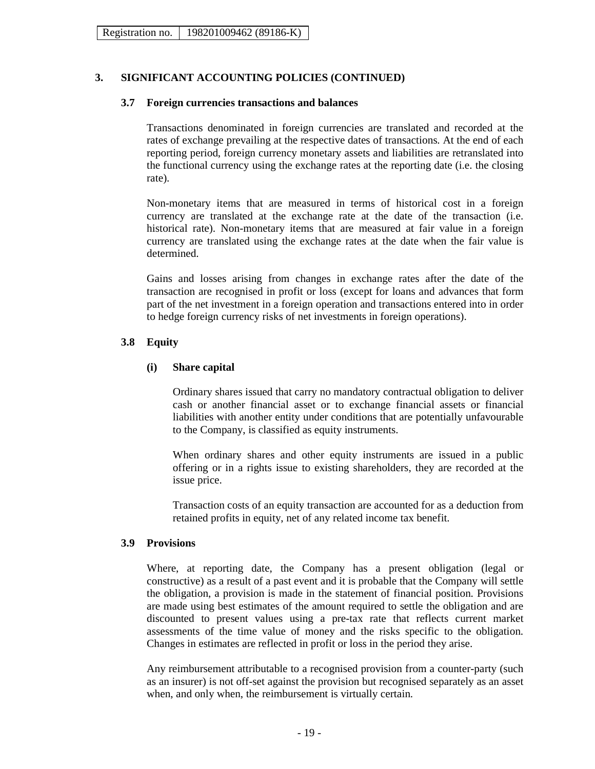## 3. SIGNIFICANT ACCOUNTING POLICIES (CONTINUED)

### 3.7 Foreign currencies transactions and balances

Transactions denominated in foreign currencies are translated and recorded at the rates of exchange prevailing at the respective dates of transactions. At the end of each reporting period, foreign currency monetary assets and liabilities are retranslated into the functional currency using the exchange rates at the reporting date (i.e. the closing rate).

Non-monetary items that are measured in terms of historical cost in a foreign currency are translated at the exchange rate at the date of the transaction (i.e. historical rate). Non-monetary items that are measured at fair value in a foreign currency are translated using the exchange rates at the date when the fair value is determined.

Gains and losses arising from changes in exchange rates after the date of the transaction are recognised in profit or loss (except for loans and advances that form part of the net investment in a foreign operation and transactions entered into in order to hedge foreign currency risks of net investments in foreign operations).

### 3.8 Equity

**(i) Share capital**

Ordinary shares issued that carry no mandatory contractual obligation to deliver cash or another financial asset or to exchange financial assets or financial liabilities with another entity under conditions that are potentially unfavourable to the Company, is classified as equity instruments.

When ordinary shares and other equity instruments are issued in a public offering or in a rights issue to existing shareholders, they are recorded at the issue price.

Transaction costs of an equity transaction are accounted for as a deduction from retained profits in equity, net of any related income tax benefit.

### 3.9 Provisions

Where, at reporting date, the Company has a present obligation (legal or constructive) as a result of a past event and it is probable that the Company will settle the obligation, a provision is made in the statement of financial position. Provisions are made using best estimates of the amount required to settle the obligation and are discounted to present values using a pre-tax rate that reflects current market assessments of the time value of money and the risks specific to the obligation. Changes in estimates are reflected in profit or loss in the period they arise.

Any reimbursement attributable to a recognised provision from a counter-party (such as an insurer) is not off-set against the provision but recognised separately as an asset when, and only when, the reimbursement is virtually certain.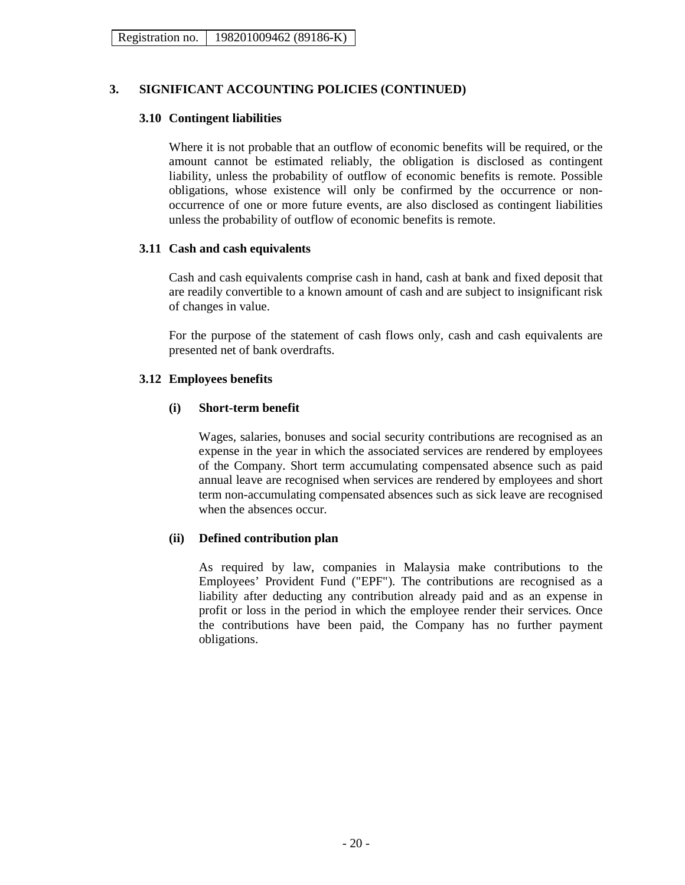## 3. SIGNIFICANT ACCOUNTING POLICIES (CONTINUED)

### 3.10 Contingent liabilities

Where it is not probable that an outflow of economic benefits will be required, or the amount cannot be estimated reliably, the obligation is disclosed as contingent liability, unless the probability of outflow of economic benefits is remote. Possible obligations, whose existence will only be confirmed by the occurrence or non-occurrence of one or more future events, are also disclosed as contingent liabilities unless the probability of outflow of economic benefits is remote.

### 3.11 Cash and cash equivalents

Cash and cash equivalents comprise cash in hand, cash at bank and fixed deposit that are readily convertible to a known amount of cash and are subject to insignificant risk of changes in value.

For the purpose of the statement of cash flows only, cash and cash equivalents are presented net of bank overdrafts.

### 3.12 Employees benefits

#### (i) Short-term benefit

Wages, salaries, bonuses and social security contributions are recognised as an expense in the year in which the associated services are rendered by employees of the Company. Short term accumulating compensated absence such as paid annual leave are recognised when services are rendered by employees and short term non-accumulating compensated absences such as sick leave are recognised when the absences occur.

#### (ii) Defined contribution plan

As required by law, companies in Malaysia make contributions to the Employees' Provident Fund ("EPF"). The contributions are recognised as a liability after deducting any contribution already paid and as an expense in profit or loss in the period in which the employee render their services. Once the contributions have been paid, the Company has no further payment obligations.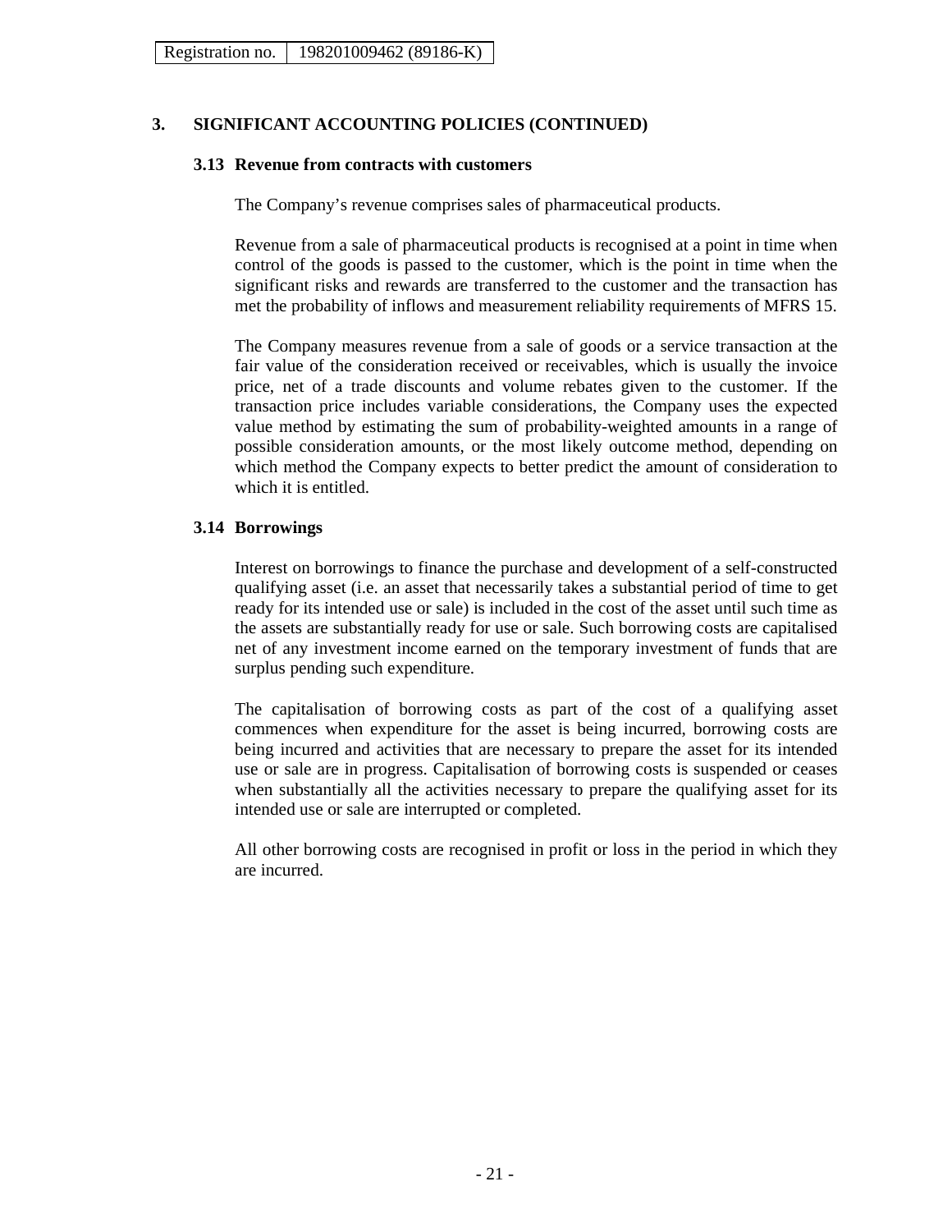## 3. SIGNIFICANT ACCOUNTING POLICIES (CONTINUED)

### 3.13 Revenue from contracts with customers

The Company's revenue comprises sales of pharmaceutical products.

Revenue from a sale of pharmaceutical products is recognised at a point in time when control of the goods is passed to the customer, which is the point in time when the significant risks and rewards are transferred to the customer and the transaction has met the probability of inflows and measurement reliability requirements of MFRS 15.

The Company measures revenue from a sale of goods or a service transaction at the fair value of the consideration received or receivables, which is usually the invoice price, net of a trade discounts and volume rebates given to the customer. If the transaction price includes variable considerations, the Company uses the expected value method by estimating the sum of probability-weighted amounts in a range of possible consideration amounts, or the most likely outcome method, depending on which method the Company expects to better predict the amount of consideration to which it is entitled.

### 3.14 Borrowings

Interest on borrowings to finance the purchase and development of a self-constructed qualifying asset (i.e. an asset that necessarily takes a substantial period of time to get ready for its intended use or sale) is included in the cost of the asset until such time as the assets are substantially ready for use or sale. Such borrowing costs are capitalised net of any investment income earned on the temporary investment of funds that are surplus pending such expenditure.

The capitalisation of borrowing costs as part of the cost of a qualifying asset commences when expenditure for the asset is being incurred, borrowing costs are being incurred and activities that are necessary to prepare the asset for its intended use or sale are in progress. Capitalisation of borrowing costs is suspended or ceases when substantially all the activities necessary to prepare the qualifying asset for its intended use or sale are interrupted or completed.

All other borrowing costs are recognised in profit or loss in the period in which they are incurred.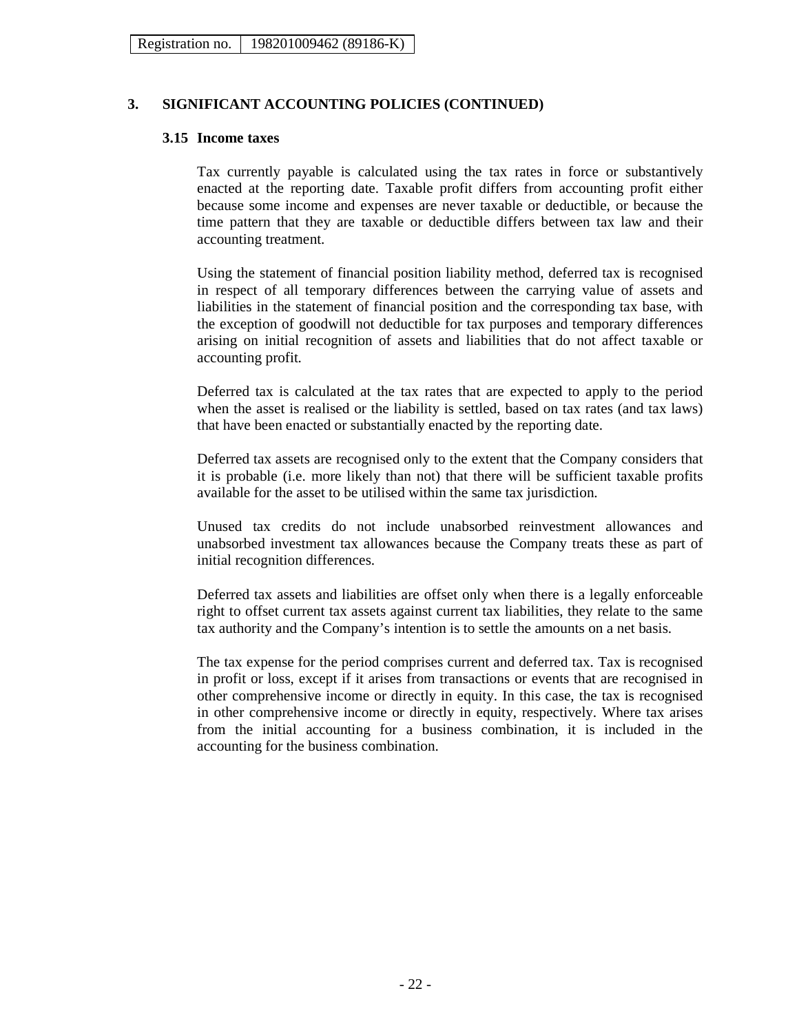## 3. SIGNIFICANT ACCOUNTING POLICIES (CONTINUED)

### 3.15 Income taxes

Tax currently payable is calculated using the tax rates in force or substantively enacted at the reporting date. Taxable profit differs from accounting profit either because some income and expenses are never taxable or deductible, or because the time pattern that they are taxable or deductible differs between tax law and their accounting treatment.

Using the statement of financial position liability method, deferred tax is recognised in respect of all temporary differences between the carrying value of assets and liabilities in the statement of financial position and the corresponding tax base, with the exception of goodwill not deductible for tax purposes and temporary differences arising on initial recognition of assets and liabilities that do not affect taxable or accounting profit.

Deferred tax is calculated at the tax rates that are expected to apply to the period when the asset is realised or the liability is settled, based on tax rates (and tax laws) that have been enacted or substantially enacted by the reporting date.

Deferred tax assets are recognised only to the extent that the Company considers that it is probable (i.e. more likely than not) that there will be sufficient taxable profits available for the asset to be utilised within the same tax jurisdiction.

Unused tax credits do not include unabsorbed reinvestment allowances and unabsorbed investment tax allowances because the Company treats these as part of initial recognition differences.

Deferred tax assets and liabilities are offset only when there is a legally enforceable right to offset current tax assets against current tax liabilities, they relate to the same tax authority and the Company's intention is to settle the amounts on a net basis.

The tax expense for the period comprises current and deferred tax. Tax is recognised in profit or loss, except if it arises from transactions or events that are recognised in other comprehensive income or directly in equity. In this case, the tax is recognised in other comprehensive income or directly in equity, respectively. Where tax arises from the initial accounting for a business combination, it is included in the accounting for the business combination.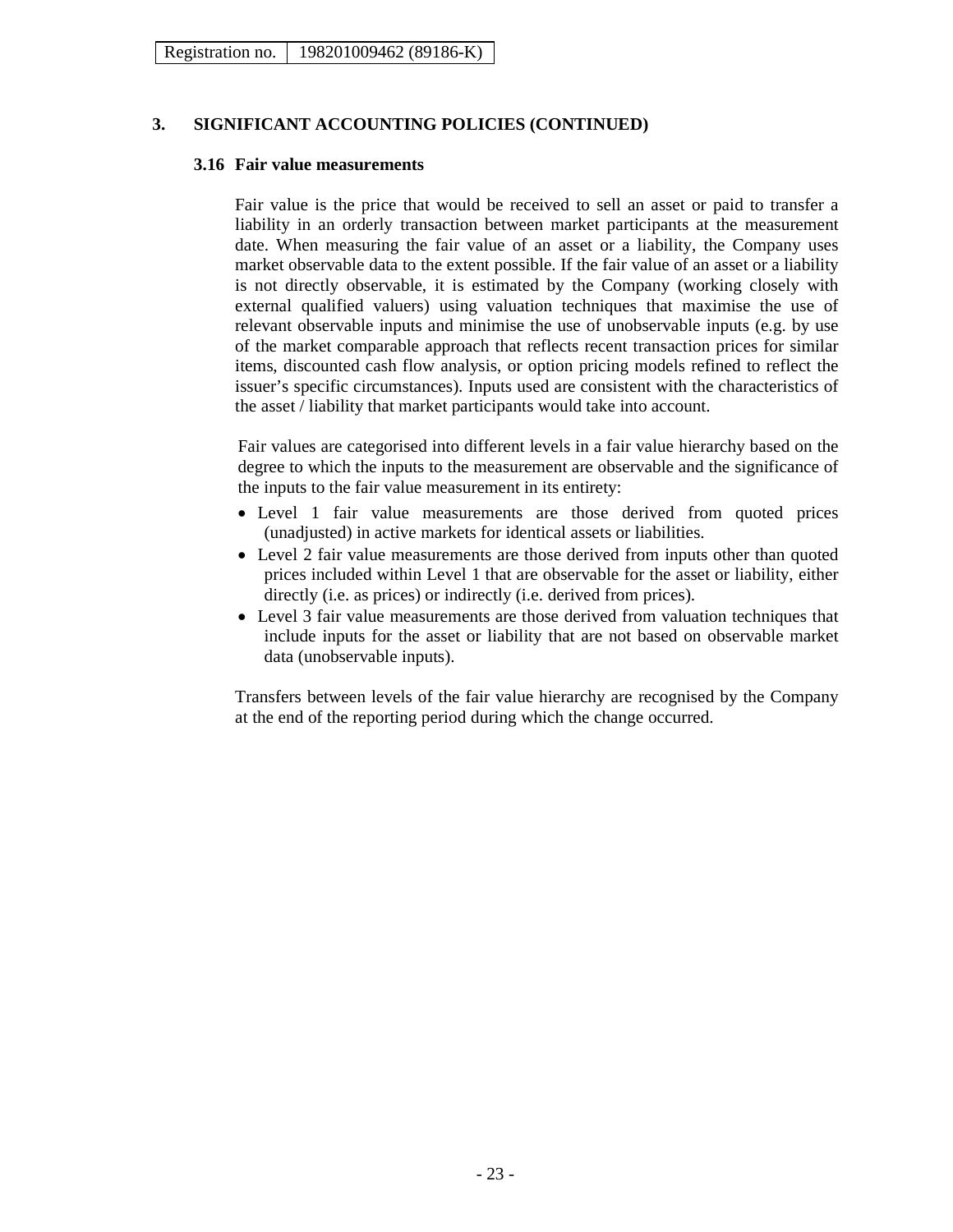## 3. SIGNIFICANT ACCOUNTING POLICIES (CONTINUED)

### 3.16 Fair value measurements

Fair value is the price that would be received to sell an asset or paid to transfer a liability in an orderly transaction between market participants at the measurement date. When measuring the fair value of an asset or a liability, the Company uses market observable data to the extent possible. If the fair value of an asset or a liability is not directly observable, it is estimated by the Company (working closely with external qualified valuers) using valuation techniques that maximise the use of relevant observable inputs and minimise the use of unobservable inputs (e.g. by use of the market comparable approach that reflects recent transaction prices for similar items, discounted cash flow analysis, or option pricing models refined to reflect the issuer's specific circumstances). Inputs used are consistent with the characteristics of the asset / liability that market participants would take into account.

Fair values are categorised into different levels in a fair value hierarchy based on the degree to which the inputs to the measurement are observable and the significance of the inputs to the fair value measurement in its entirety:

- Level 1 fair value measurements are those derived from quoted prices (unadjusted) in active markets for identical assets or liabilities.
- Level 2 fair value measurements are those derived from inputs other than quoted prices included within Level 1 that are observable for the asset or liability, either directly (i.e. as prices) or indirectly (i.e. derived from prices).
- Level 3 fair value measurements are those derived from valuation techniques that include inputs for the asset or liability that are not based on observable market data (unobservable inputs).

Transfers between levels of the fair value hierarchy are recognised by the Company at the end of the reporting period during which the change occurred.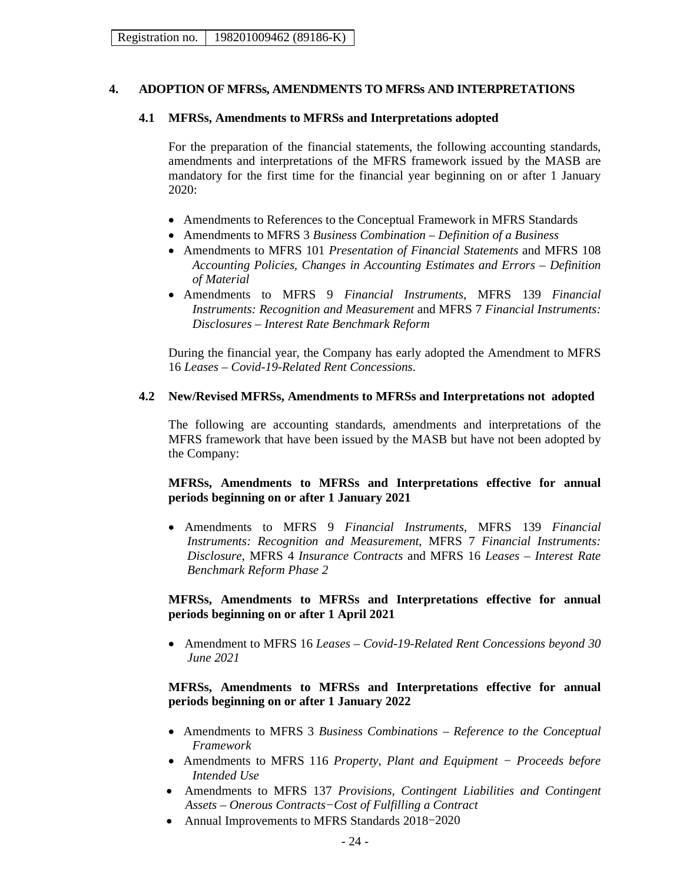Registration no. 198201009462 (89186-K)

## 4. ADOPTION OF MFRSs, AMENDMENTS TO MFRSs AND INTERPRETATIONS

### 4.1 MFRSs, Amendments to MFRSs and Interpretations adopted

For the preparation of the financial statements, the following accounting standards, amendments and interpretations of the MFRS framework issued by the MASB are mandatory for the first time for the financial year beginning on or after 1 January 2020:

- Amendments to References to the Conceptual Framework in MFRS Standards
- Amendments to MFRS 3 *Business Combination – Definition of a Business*
- Amendments to MFRS 101 *Presentation of Financial Statements* and MFRS 108 *Accounting Policies, Changes in Accounting Estimates and Errors – Definition of Material*
- Amendments to MFRS 9 *Financial Instruments*, MFRS 139 *Financial Instruments: Recognition and Measurement* and MFRS 7 *Financial Instruments: Disclosures – Interest Rate Benchmark Reform*

During the financial year, the Company has early adopted the Amendment to MFRS 16 *Leases – Covid-19-Related Rent Concessions*.

### 4.2 New/Revised MFRSs, Amendments to MFRSs and Interpretations not adopted

The following are accounting standards, amendments and interpretations of the MFRS framework that have been issued by the MASB but have not been adopted by the Company:

**MFRSs, Amendments to MFRSs and Interpretations effective for annual periods beginning on or after 1 January 2021**

- Amendments to MFRS 9 *Financial Instruments*, MFRS 139 *Financial Instruments: Recognition and Measurement*, MFRS 7 *Financial Instruments: Disclosure*, MFRS 4 *Insurance Contracts* and MFRS 16 *Leases – Interest Rate Benchmark Reform Phase 2*

**MFRSs, Amendments to MFRSs and Interpretations effective for annual periods beginning on or after 1 April 2021**

- Amendment to MFRS 16 *Leases – Covid-19-Related Rent Concessions beyond 30 June 2021*

**MFRSs, Amendments to MFRSs and Interpretations effective for annual periods beginning on or after 1 January 2022**

- Amendments to MFRS 3 *Business Combinations – Reference to the Conceptual Framework*
- Amendments to MFRS 116 *Property, Plant and Equipment − Proceeds before Intended Use*
- Amendments to MFRS 137 *Provisions, Contingent Liabilities and Contingent Assets – Onerous Contracts−Cost of Fulfilling a Contract*
- Annual Improvements to MFRS Standards 2018−2020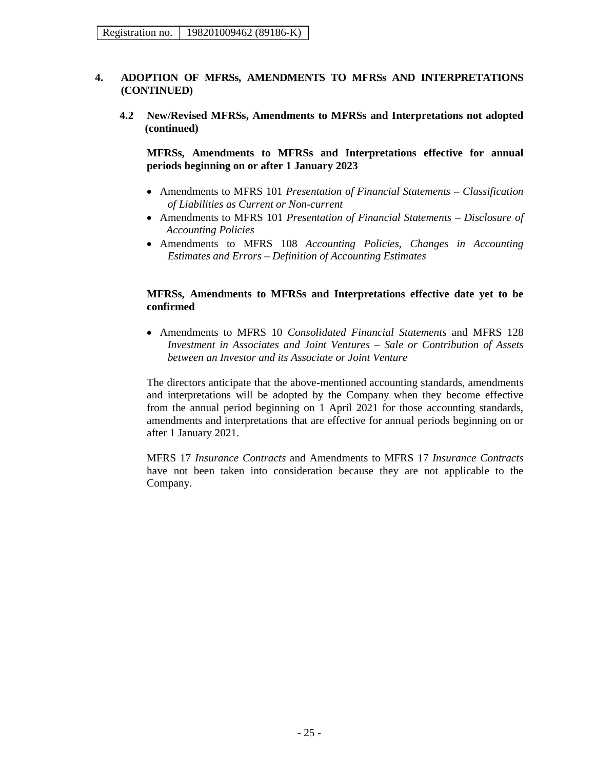## 4. ADOPTION OF MFRSs, AMENDMENTS TO MFRSs AND INTERPRETATIONS (CONTINUED)

### 4.2 New/Revised MFRSs, Amendments to MFRSs and Interpretations not adopted (continued)

**MFRSs, Amendments to MFRSs and Interpretations effective for annual periods beginning on or after 1 January 2023**

- Amendments to MFRS 101 *Presentation of Financial Statements – Classification of Liabilities as Current or Non-current*
- Amendments to MFRS 101 *Presentation of Financial Statements – Disclosure of Accounting Policies*
- Amendments to MFRS 108 *Accounting Policies, Changes in Accounting Estimates and Errors – Definition of Accounting Estimates*

**MFRSs, Amendments to MFRSs and Interpretations effective date yet to be confirmed**

- Amendments to MFRS 10 *Consolidated Financial Statements* and MFRS 128 *Investment in Associates and Joint Ventures – Sale or Contribution of Assets between an Investor and its Associate or Joint Venture*

The directors anticipate that the above-mentioned accounting standards, amendments and interpretations will be adopted by the Company when they become effective from the annual period beginning on 1 April 2021 for those accounting standards, amendments and interpretations that are effective for annual periods beginning on or after 1 January 2021.

MFRS 17 *Insurance Contracts* and Amendments to MFRS 17 *Insurance Contracts* have not been taken into consideration because they are not applicable to the Company.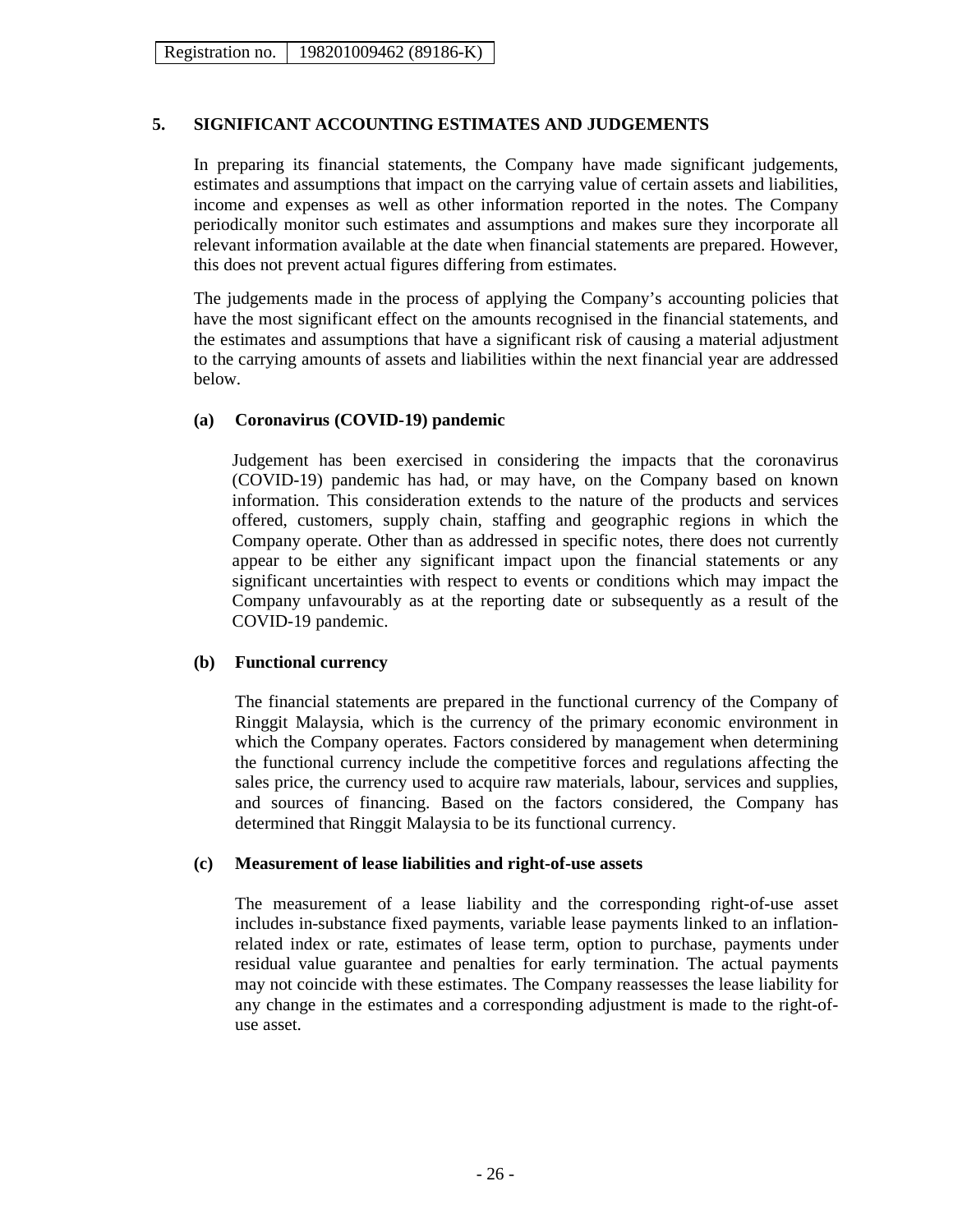## 5. SIGNIFICANT ACCOUNTING ESTIMATES AND JUDGEMENTS

In preparing its financial statements, the Company have made significant judgements, estimates and assumptions that impact on the carrying value of certain assets and liabilities, income and expenses as well as other information reported in the notes. The Company periodically monitor such estimates and assumptions and makes sure they incorporate all relevant information available at the date when financial statements are prepared. However, this does not prevent actual figures differing from estimates.

The judgements made in the process of applying the Company's accounting policies that have the most significant effect on the amounts recognised in the financial statements, and the estimates and assumptions that have a significant risk of causing a material adjustment to the carrying amounts of assets and liabilities within the next financial year are addressed below.

### (a) Coronavirus (COVID-19) pandemic

Judgement has been exercised in considering the impacts that the coronavirus (COVID-19) pandemic has had, or may have, on the Company based on known information. This consideration extends to the nature of the products and services offered, customers, supply chain, staffing and geographic regions in which the Company operate. Other than as addressed in specific notes, there does not currently appear to be either any significant impact upon the financial statements or any significant uncertainties with respect to events or conditions which may impact the Company unfavourably as at the reporting date or subsequently as a result of the COVID-19 pandemic.

### (b) Functional currency

The financial statements are prepared in the functional currency of the Company of Ringgit Malaysia, which is the currency of the primary economic environment in which the Company operates. Factors considered by management when determining the functional currency include the competitive forces and regulations affecting the sales price, the currency used to acquire raw materials, labour, services and supplies, and sources of financing. Based on the factors considered, the Company has determined that Ringgit Malaysia to be its functional currency.

### (c) Measurement of lease liabilities and right-of-use assets

The measurement of a lease liability and the corresponding right-of-use asset includes in-substance fixed payments, variable lease payments linked to an inflation-related index or rate, estimates of lease term, option to purchase, payments under residual value guarantee and penalties for early termination. The actual payments may not coincide with these estimates. The Company reassesses the lease liability for any change in the estimates and a corresponding adjustment is made to the right-of-use asset.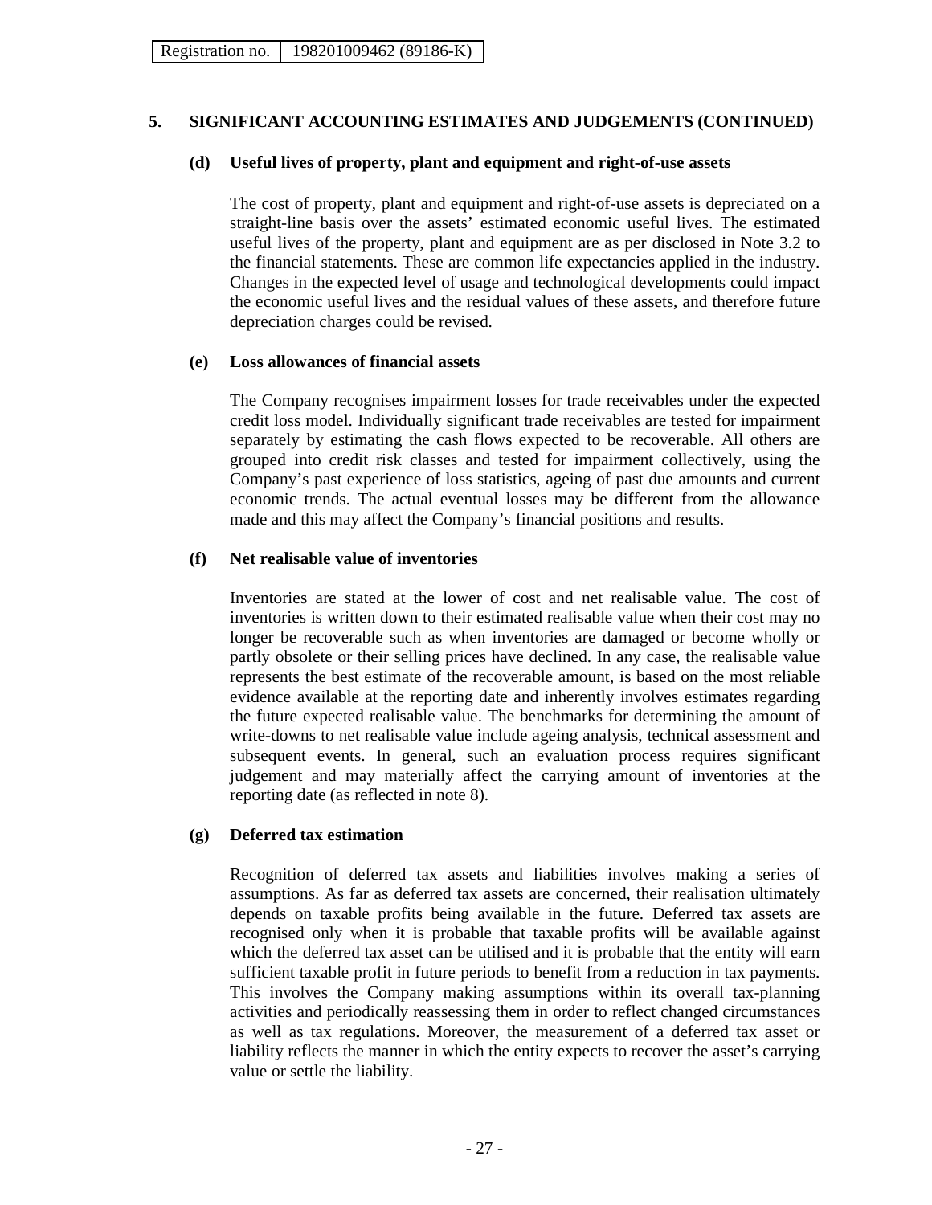## 5. SIGNIFICANT ACCOUNTING ESTIMATES AND JUDGEMENTS (CONTINUED)

### (d) Useful lives of property, plant and equipment and right-of-use assets

The cost of property, plant and equipment and right-of-use assets is depreciated on a straight-line basis over the assets' estimated economic useful lives. The estimated useful lives of the property, plant and equipment are as per disclosed in Note 3.2 to the financial statements. These are common life expectancies applied in the industry. Changes in the expected level of usage and technological developments could impact the economic useful lives and the residual values of these assets, and therefore future depreciation charges could be revised.

### (e) Loss allowances of financial assets

The Company recognises impairment losses for trade receivables under the expected credit loss model. Individually significant trade receivables are tested for impairment separately by estimating the cash flows expected to be recoverable. All others are grouped into credit risk classes and tested for impairment collectively, using the Company's past experience of loss statistics, ageing of past due amounts and current economic trends. The actual eventual losses may be different from the allowance made and this may affect the Company's financial positions and results.

### (f) Net realisable value of inventories

Inventories are stated at the lower of cost and net realisable value. The cost of inventories is written down to their estimated realisable value when their cost may no longer be recoverable such as when inventories are damaged or become wholly or partly obsolete or their selling prices have declined. In any case, the realisable value represents the best estimate of the recoverable amount, is based on the most reliable evidence available at the reporting date and inherently involves estimates regarding the future expected realisable value. The benchmarks for determining the amount of write-downs to net realisable value include ageing analysis, technical assessment and subsequent events. In general, such an evaluation process requires significant judgement and may materially affect the carrying amount of inventories at the reporting date (as reflected in note 8).

### (g) Deferred tax estimation

Recognition of deferred tax assets and liabilities involves making a series of assumptions. As far as deferred tax assets are concerned, their realisation ultimately depends on taxable profits being available in the future. Deferred tax assets are recognised only when it is probable that taxable profits will be available against which the deferred tax asset can be utilised and it is probable that the entity will earn sufficient taxable profit in future periods to benefit from a reduction in tax payments. This involves the Company making assumptions within its overall tax-planning activities and periodically reassessing them in order to reflect changed circumstances as well as tax regulations. Moreover, the measurement of a deferred tax asset or liability reflects the manner in which the entity expects to recover the asset's carrying value or settle the liability.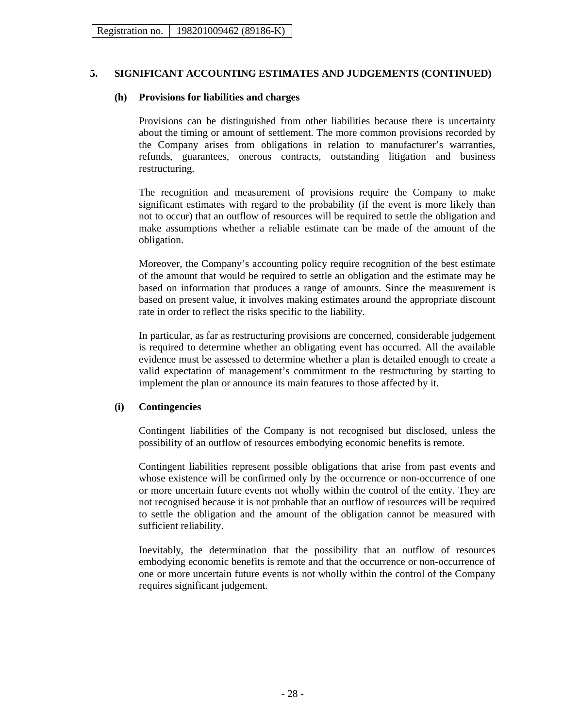| Registration no. | 198201009462 (89186-K) |
|---|---|

## 5. SIGNIFICANT ACCOUNTING ESTIMATES AND JUDGEMENTS (CONTINUED)

### (h) Provisions for liabilities and charges

Provisions can be distinguished from other liabilities because there is uncertainty about the timing or amount of settlement. The more common provisions recorded by the Company arises from obligations in relation to manufacturer's warranties, refunds, guarantees, onerous contracts, outstanding litigation and business restructuring.

The recognition and measurement of provisions require the Company to make significant estimates with regard to the probability (if the event is more likely than not to occur) that an outflow of resources will be required to settle the obligation and make assumptions whether a reliable estimate can be made of the amount of the obligation.

Moreover, the Company's accounting policy require recognition of the best estimate of the amount that would be required to settle an obligation and the estimate may be based on information that produces a range of amounts. Since the measurement is based on present value, it involves making estimates around the appropriate discount rate in order to reflect the risks specific to the liability.

In particular, as far as restructuring provisions are concerned, considerable judgement is required to determine whether an obligating event has occurred. All the available evidence must be assessed to determine whether a plan is detailed enough to create a valid expectation of management's commitment to the restructuring by starting to implement the plan or announce its main features to those affected by it.

### (i) Contingencies

Contingent liabilities of the Company is not recognised but disclosed, unless the possibility of an outflow of resources embodying economic benefits is remote.

Contingent liabilities represent possible obligations that arise from past events and whose existence will be confirmed only by the occurrence or non-occurrence of one or more uncertain future events not wholly within the control of the entity. They are not recognised because it is not probable that an outflow of resources will be required to settle the obligation and the amount of the obligation cannot be measured with sufficient reliability.

Inevitably, the determination that the possibility that an outflow of resources embodying economic benefits is remote and that the occurrence or non-occurrence of one or more uncertain future events is not wholly within the control of the Company requires significant judgement.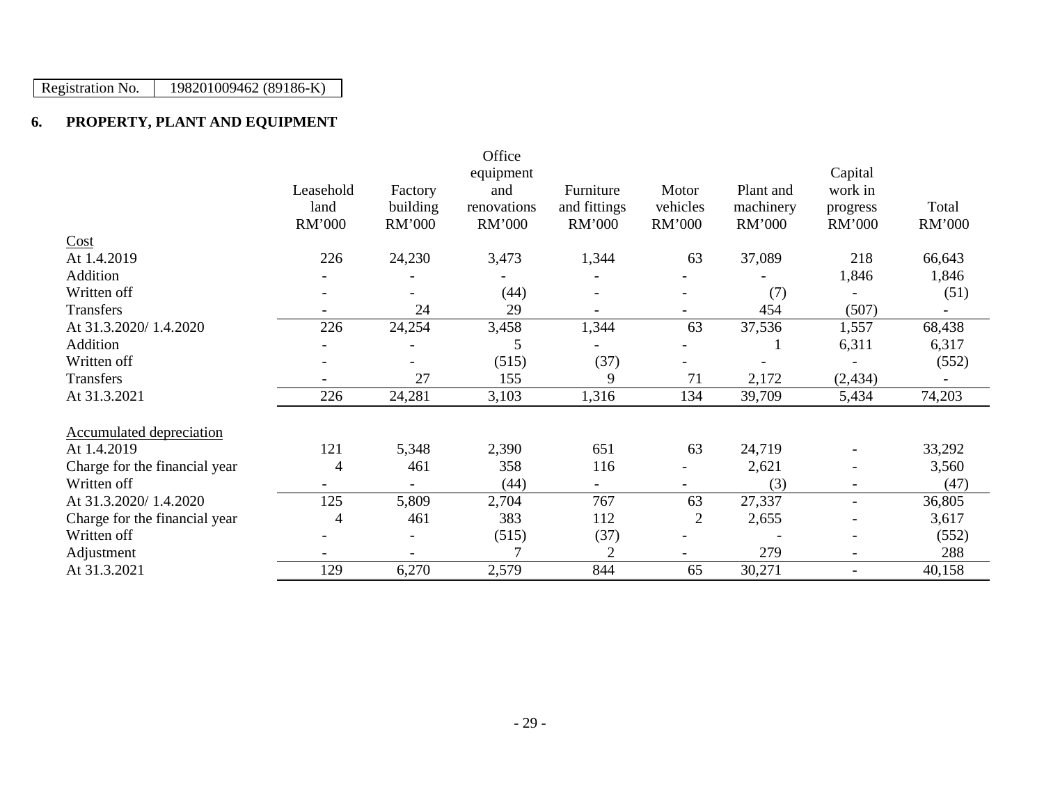| Registration No. | 198201009462 (89186-K) |
|---|---|

## 6. PROPERTY, PLANT AND EQUIPMENT

| | Leasehold land RM'000 | Factory building RM'000 | Office equipment and renovations RM'000 | Furniture and fittings RM'000 | Motor vehicles RM'000 | Plant and machinery RM'000 | Capital work in progress RM'000 | Total RM'000 |
|---|---|---|---|---|---|---|---|---|
| Cost | | | | | | | | |
| At 1.4.2019 | 226 | 24,230 | 3,473 | 1,344 | 63 | 37,089 | 218 | 66,643 |
| Addition | - | - | - | - | - | - | 1,846 | 1,846 |
| Written off | - | - | (44) | - | - | (7) | - | (51) |
| Transfers | - | 24 | 29 | - | - | 454 | (507) | - |
| At 31.3.2020/ 1.4.2020 | 226 | 24,254 | 3,458 | 1,344 | 63 | 37,536 | 1,557 | 68,438 |
| Addition | - | - | 5 | - | - | 1 | 6,311 | 6,317 |
| Written off | - | - | (515) | (37) | - | - | - | (552) |
| Transfers | - | 27 | 155 | 9 | 71 | 2,172 | (2,434) | - |
| At 31.3.2021 | 226 | 24,281 | 3,103 | 1,316 | 134 | 39,709 | 5,434 | 74,203 |
| | | | | | | | | |
| Accumulated depreciation | | | | | | | | |
| At 1.4.2019 | 121 | 5,348 | 2,390 | 651 | 63 | 24,719 | - | 33,292 |
| Charge for the financial year | 4 | 461 | 358 | 116 | - | 2,621 | - | 3,560 |
| Written off | - | - | (44) | - | - | (3) | - | (47) |
| At 31.3.2020/ 1.4.2020 | 125 | 5,809 | 2,704 | 767 | 63 | 27,337 | - | 36,805 |
| Charge for the financial year | 4 | 461 | 383 | 112 | 2 | 2,655 | - | 3,617 |
| Written off | - | - | (515) | (37) | - | - | - | (552) |
| Adjustment | - | - | 7 | 2 | - | 279 | - | 288 |
| At 31.3.2021 | 129 | 6,270 | 2,579 | 844 | 65 | 30,271 | - | 40,158 |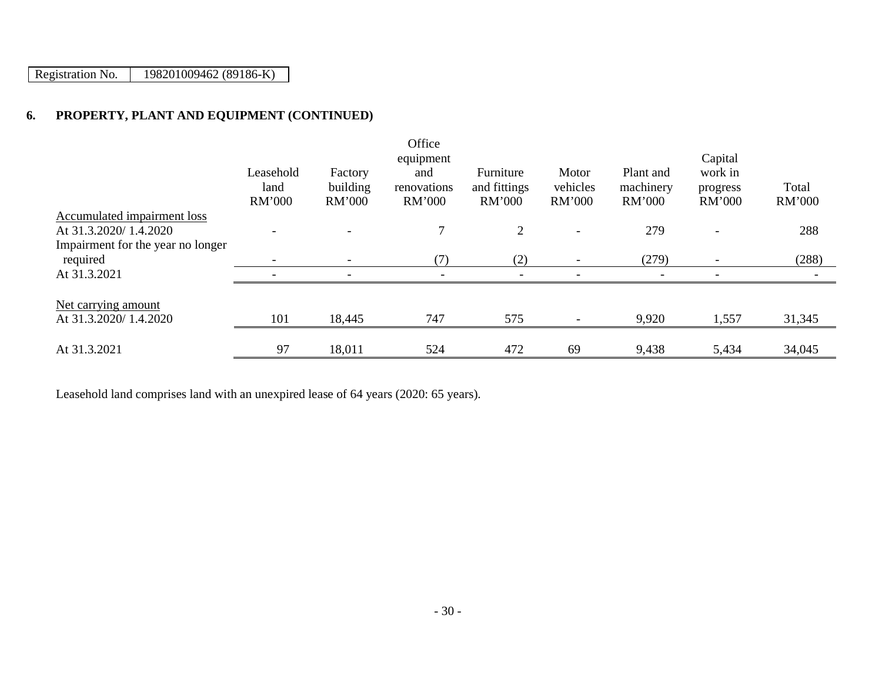Registration No. 198201009462 (89186-K)

**6. PROPERTY, PLANT AND EQUIPMENT (CONTINUED)**

| | Leasehold land RM'000 | Factory building RM'000 | Office equipment and renovations RM'000 | Furniture and fittings RM'000 | Motor vehicles RM'000 | Plant and machinery RM'000 | Capital work in progress RM'000 | Total RM'000 |
|---|---|---|---|---|---|---|---|---|
| Accumulated impairment loss | | | | | | | | |
| At 31.3.2020/ 1.4.2020 | - | - | 7 | 2 | - | 279 | - | 288 |
| Impairment for the year no longer required | - | - | (7) | (2) | - | (279) | - | (288) |
| At 31.3.2021 | - | - | - | - | - | - | - | - |
| | | | | | | | | |
| Net carrying amount | | | | | | | | |
| At 31.3.2020/ 1.4.2020 | 101 | 18,445 | 747 | 575 | - | 9,920 | 1,557 | 31,345 |
| | | | | | | | | |
| At 31.3.2021 | 97 | 18,011 | 524 | 472 | 69 | 9,438 | 5,434 | 34,045 |

Leasehold land comprises land with an unexpired lease of 64 years (2020: 65 years).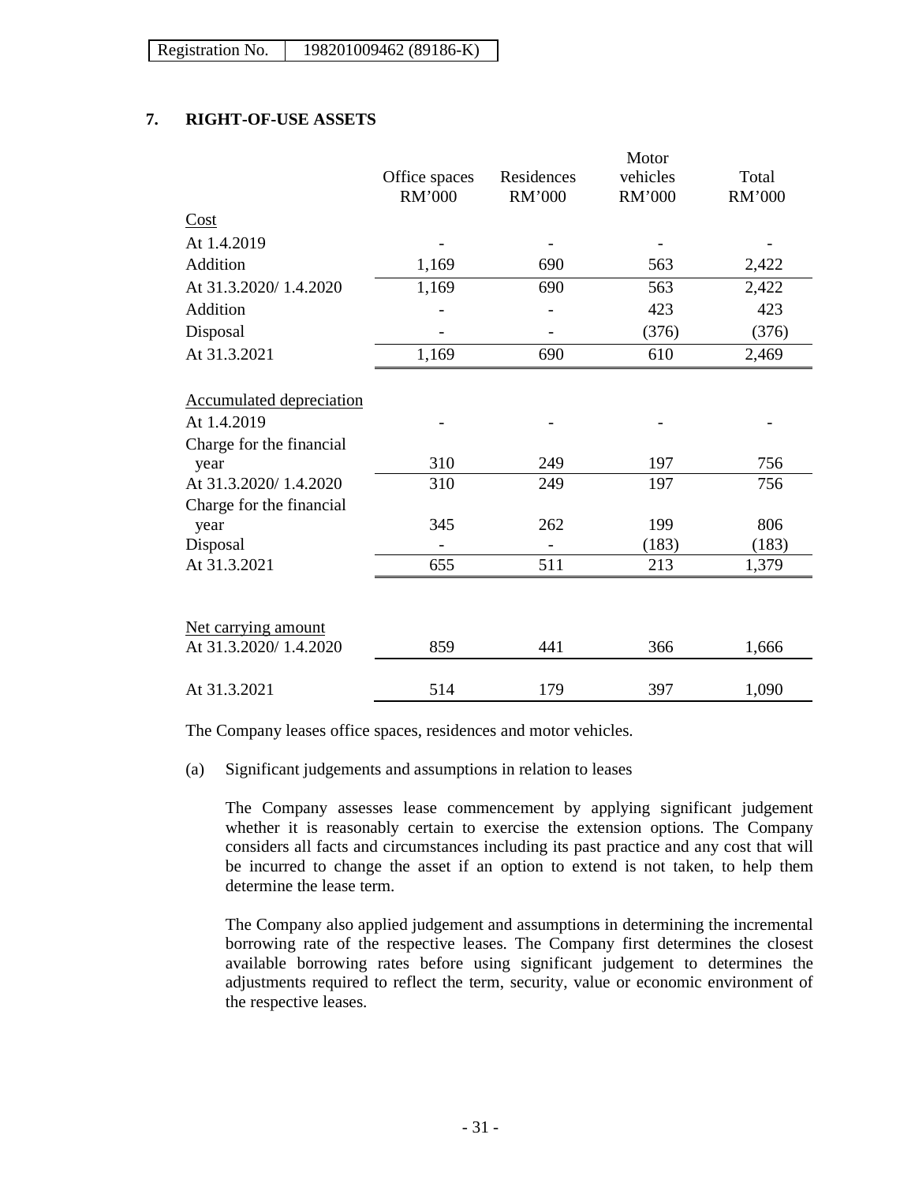## 7. RIGHT-OF-USE ASSETS

| | Office spaces RM'000 | Residences RM'000 | Motor vehicles RM'000 | Total RM'000 |
|---|---|---|---|---|
| Cost | | | | |
| At 1.4.2019 | - | - | - | - |
| Addition | 1,169 | 690 | 563 | 2,422 |
| At 31.3.2020/ 1.4.2020 | 1,169 | 690 | 563 | 2,422 |
| Addition | - | - | 423 | 423 |
| Disposal | - | - | (376) | (376) |
| At 31.3.2021 | 1,169 | 690 | 610 | 2,469 |
| Accumulated depreciation | | | | |
| At 1.4.2019 | - | - | - | - |
| Charge for the financial year | 310 | 249 | 197 | 756 |
| At 31.3.2020/ 1.4.2020 | 310 | 249 | 197 | 756 |
| Charge for the financial year | 345 | 262 | 199 | 806 |
| Disposal | - | - | (183) | (183) |
| At 31.3.2021 | 655 | 511 | 213 | 1,379 |
| Net carrying amount | | | | |
| At 31.3.2020/ 1.4.2020 | 859 | 441 | 366 | 1,666 |
| At 31.3.2021 | 514 | 179 | 397 | 1,090 |

The Company leases office spaces, residences and motor vehicles.

(a) Significant judgements and assumptions in relation to leases

The Company assesses lease commencement by applying significant judgement whether it is reasonably certain to exercise the extension options. The Company considers all facts and circumstances including its past practice and any cost that will be incurred to change the asset if an option to extend is not taken, to help them determine the lease term.

The Company also applied judgement and assumptions in determining the incremental borrowing rate of the respective leases. The Company first determines the closest available borrowing rates before using significant judgement to determines the adjustments required to reflect the term, security, value or economic environment of the respective leases.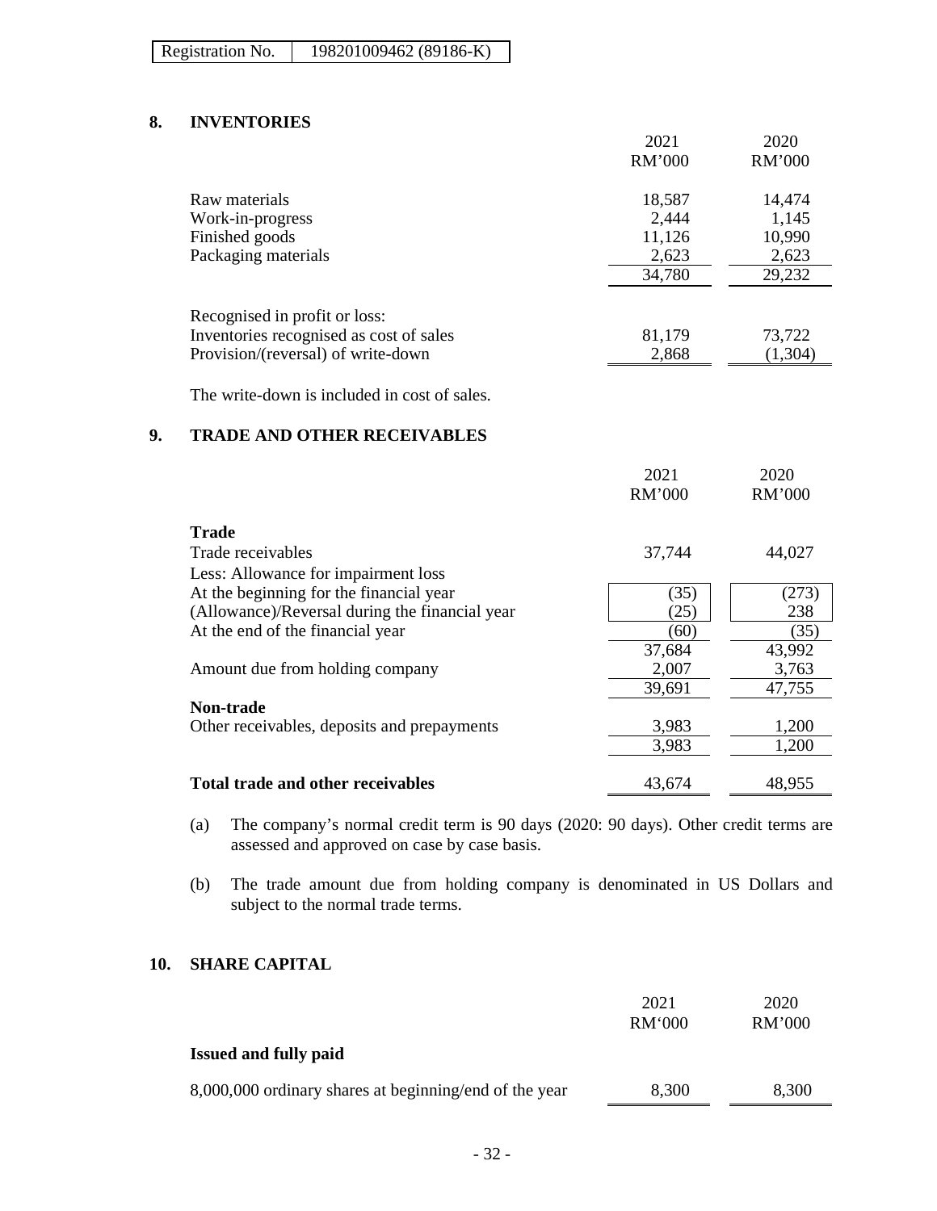Registration No. 198201009462 (89186-K)

## 8. INVENTORIES

| | 2021 RM'000 | 2020 RM'000 |
|---|---|---|
| Raw materials | 18,587 | 14,474 |
| Work-in-progress | 2,444 | 1,145 |
| Finished goods | 11,126 | 10,990 |
| Packaging materials | 2,623 | 2,623 |
| | 34,780 | 29,232 |
| Recognised in profit or loss: | | |
| Inventories recognised as cost of sales | 81,179 | 73,722 |
| Provision/(reversal) of write-down | 2,868 | (1,304) |

The write-down is included in cost of sales.

## 9. TRADE AND OTHER RECEIVABLES

| | 2021 RM'000 | 2020 RM'000 |
|---|---|---|
| **Trade** | | |
| Trade receivables | 37,744 | 44,027 |
| Less: Allowance for impairment loss | | |
| At the beginning for the financial year | (35) | (273) |
| (Allowance)/Reversal during the financial year | (25) | 238 |
| At the end of the financial year | (60) | (35) |
| | 37,684 | 43,992 |
| Amount due from holding company | 2,007 | 3,763 |
| | 39,691 | 47,755 |
| **Non-trade** | | |
| Other receivables, deposits and prepayments | 3,983 | 1,200 |
| | 3,983 | 1,200 |
| **Total trade and other receivables** | 43,674 | 48,955 |

(a) The company's normal credit term is 90 days (2020: 90 days). Other credit terms are assessed and approved on case by case basis.

(b) The trade amount due from holding company is denominated in US Dollars and subject to the normal trade terms.

## 10. SHARE CAPITAL

| | 2021 RM'000 | 2020 RM'000 |
|---|---|---|
| **Issued and fully paid** | | |
| 8,000,000 ordinary shares at beginning/end of the year | 8,300 | 8,300 |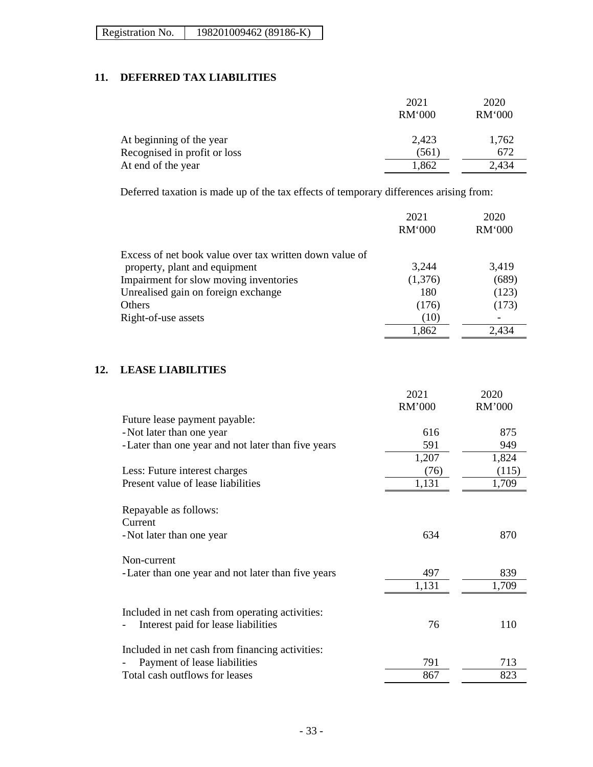Registration No. 198201009462 (89186-K)

## 11. DEFERRED TAX LIABILITIES

| | 2021 RM'000 | 2020 RM'000 |
|---|---|---|
| At beginning of the year | 2,423 | 1,762 |
| Recognised in profit or loss | (561) | 672 |
| At end of the year | 1,862 | 2,434 |

Deferred taxation is made up of the tax effects of temporary differences arising from:

| | 2021 RM'000 | 2020 RM'000 |
|---|---|---|
| Excess of net book value over tax written down value of property, plant and equipment | 3,244 | 3,419 |
| Impairment for slow moving inventories | (1,376) | (689) |
| Unrealised gain on foreign exchange | 180 | (123) |
| Others | (176) | (173) |
| Right-of-use assets | (10) | - |
| | 1,862 | 2,434 |

## 12. LEASE LIABILITIES

| | 2021 RM'000 | 2020 RM'000 |
|---|---|---|
| Future lease payment payable: | | |
| - Not later than one year | 616 | 875 |
| - Later than one year and not later than five years | 591 | 949 |
| | 1,207 | 1,824 |
| Less: Future interest charges | (76) | (115) |
| Present value of lease liabilities | 1,131 | 1,709 |
| Repayable as follows: | | |
| Current | | |
| - Not later than one year | 634 | 870 |
| Non-current | | |
| - Later than one year and not later than five years | 497 | 839 |
| | 1,131 | 1,709 |
| Included in net cash from operating activities: | | |
| - Interest paid for lease liabilities | 76 | 110 |
| Included in net cash from financing activities: | | |
| - Payment of lease liabilities | 791 | 713 |
| Total cash outflows for leases | 867 | 823 |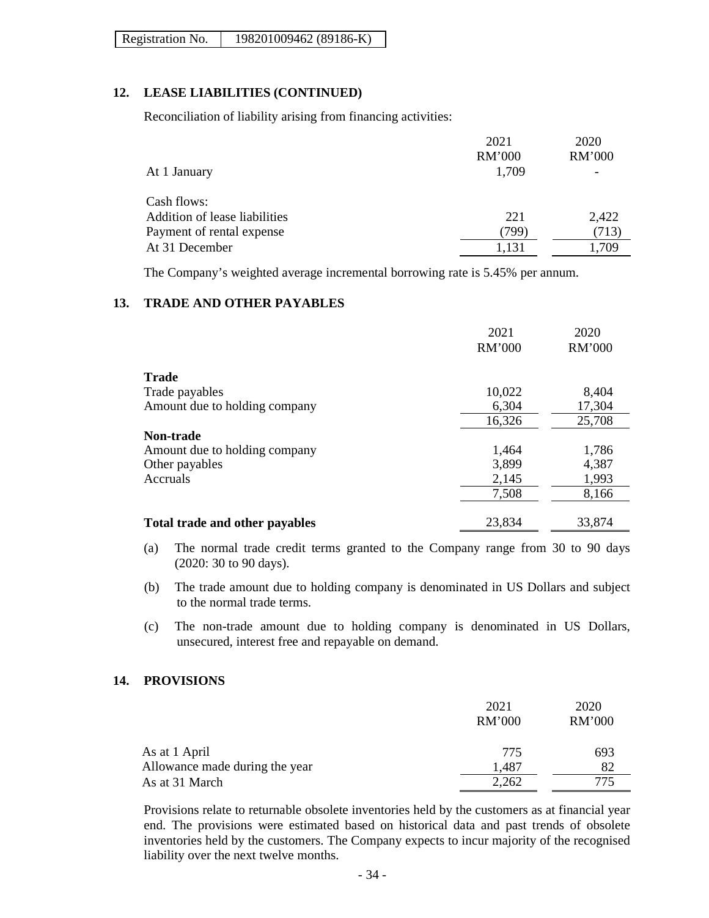## 12. LEASE LIABILITIES (CONTINUED)

Reconciliation of liability arising from financing activities:

| | 2021<br>RM'000 | 2020<br>RM'000 |
|---|---|---|
| At 1 January | 1,709 | - |
| Cash flows: | | |
| Addition of lease liabilities | 221 | 2,422 |
| Payment of rental expense | (799) | (713) |
| At 31 December | 1,131 | 1,709 |

The Company's weighted average incremental borrowing rate is 5.45% per annum.

## 13. TRADE AND OTHER PAYABLES

| | 2021<br>RM'000 | 2020<br>RM'000 |
|---|---|---|
| **Trade** | | |
| Trade payables | 10,022 | 8,404 |
| Amount due to holding company | 6,304 | 17,304 |
| | 16,326 | 25,708 |
| **Non-trade** | | |
| Amount due to holding company | 1,464 | 1,786 |
| Other payables | 3,899 | 4,387 |
| Accruals | 2,145 | 1,993 |
| | 7,508 | 8,166 |
| **Total trade and other payables** | 23,834 | 33,874 |

(a) The normal trade credit terms granted to the Company range from 30 to 90 days (2020: 30 to 90 days).

(b) The trade amount due to holding company is denominated in US Dollars and subject to the normal trade terms.

(c) The non-trade amount due to holding company is denominated in US Dollars, unsecured, interest free and repayable on demand.

## 14. PROVISIONS

| | 2021<br>RM'000 | 2020<br>RM'000 |
|---|---|---|
| As at 1 April | 775 | 693 |
| Allowance made during the year | 1,487 | 82 |
| As at 31 March | 2,262 | 775 |

Provisions relate to returnable obsolete inventories held by the customers as at financial year end. The provisions were estimated based on historical data and past trends of obsolete inventories held by the customers. The Company expects to incur majority of the recognised liability over the next twelve months.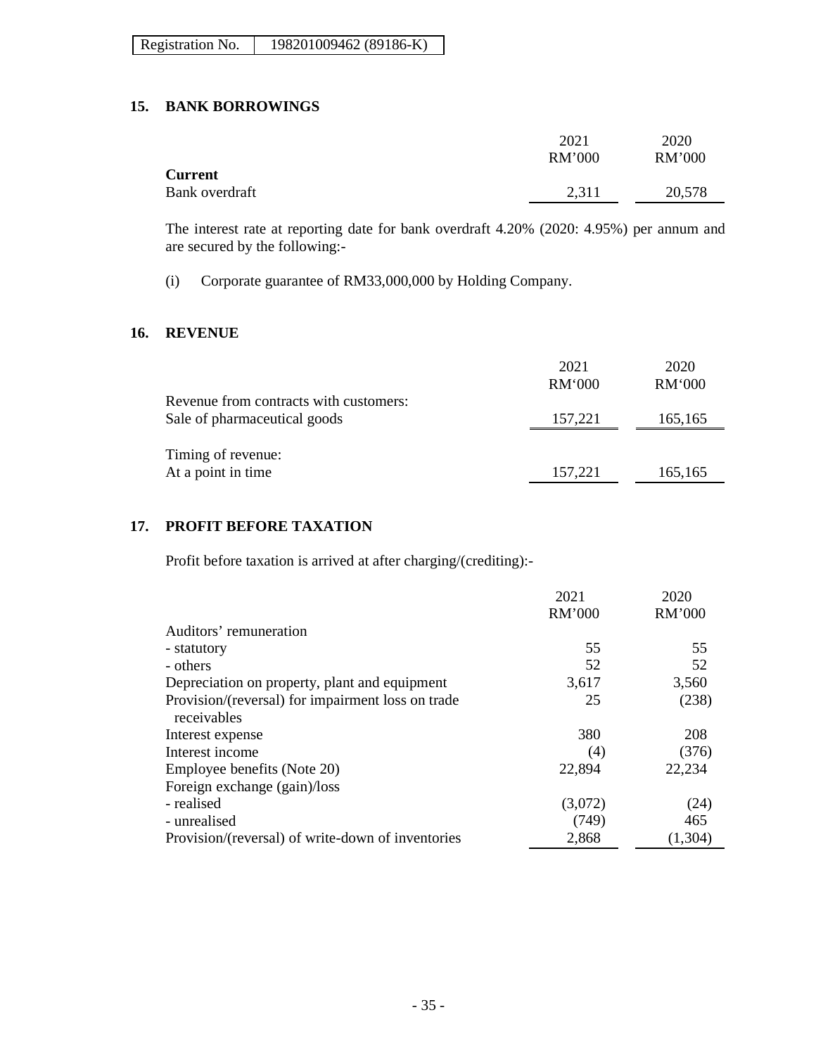## 15. BANK BORROWINGS

| | 2021 RM'000 | 2020 RM'000 |
|---|---|---|
| **Current** | | |
| Bank overdraft | 2,311 | 20,578 |

The interest rate at reporting date for bank overdraft 4.20% (2020: 4.95%) per annum and are secured by the following:-

(i) Corporate guarantee of RM33,000,000 by Holding Company.

## 16. REVENUE

| | 2021 RM'000 | 2020 RM'000 |
|---|---|---|
| Revenue from contracts with customers: | | |
| Sale of pharmaceutical goods | 157,221 | 165,165 |
| Timing of revenue: | | |
| At a point in time | 157,221 | 165,165 |

## 17. PROFIT BEFORE TAXATION

Profit before taxation is arrived at after charging/(crediting):-

| | 2021 RM'000 | 2020 RM'000 |
|---|---|---|
| Auditors' remuneration | | |
| - statutory | 55 | 55 |
| - others | 52 | 52 |
| Depreciation on property, plant and equipment | 3,617 | 3,560 |
| Provision/(reversal) for impairment loss on trade receivables | 25 | (238) |
| Interest expense | 380 | 208 |
| Interest income | (4) | (376) |
| Employee benefits (Note 20) | 22,894 | 22,234 |
| Foreign exchange (gain)/loss | | |
| - realised | (3,072) | (24) |
| - unrealised | (749) | 465 |
| Provision/(reversal) of write-down of inventories | 2,868 | (1,304) |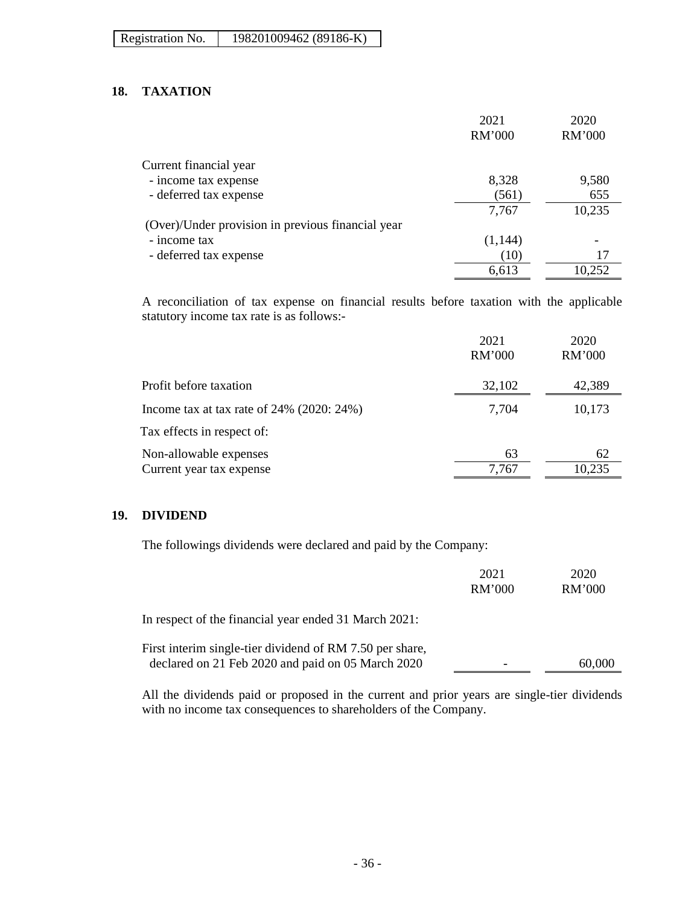Registration No. 198201009462 (89186-K)

## 18. TAXATION

| | 2021 RM'000 | 2020 RM'000 |
|---|---|---|
| Current financial year | | |
| - income tax expense | 8,328 | 9,580 |
| - deferred tax expense | (561) | 655 |
| | 7,767 | 10,235 |
| (Over)/Under provision in previous financial year | | |
| - income tax | (1,144) | - |
| - deferred tax expense | (10) | 17 |
| | 6,613 | 10,252 |

A reconciliation of tax expense on financial results before taxation with the applicable statutory income tax rate is as follows:-

| | 2021 RM'000 | 2020 RM'000 |
|---|---|---|
| Profit before taxation | 32,102 | 42,389 |
| Income tax at tax rate of 24% (2020: 24%) | 7,704 | 10,173 |
| Tax effects in respect of: | | |
| Non-allowable expenses | 63 | 62 |
| Current year tax expense | 7,767 | 10,235 |

## 19. DIVIDEND

The followings dividends were declared and paid by the Company:

| | 2021 RM'000 | 2020 RM'000 |
|---|---|---|
| In respect of the financial year ended 31 March 2021: | | |
| First interim single-tier dividend of RM 7.50 per share, declared on 21 Feb 2020 and paid on 05 March 2020 | - | 60,000 |

All the dividends paid or proposed in the current and prior years are single-tier dividends with no income tax consequences to shareholders of the Company.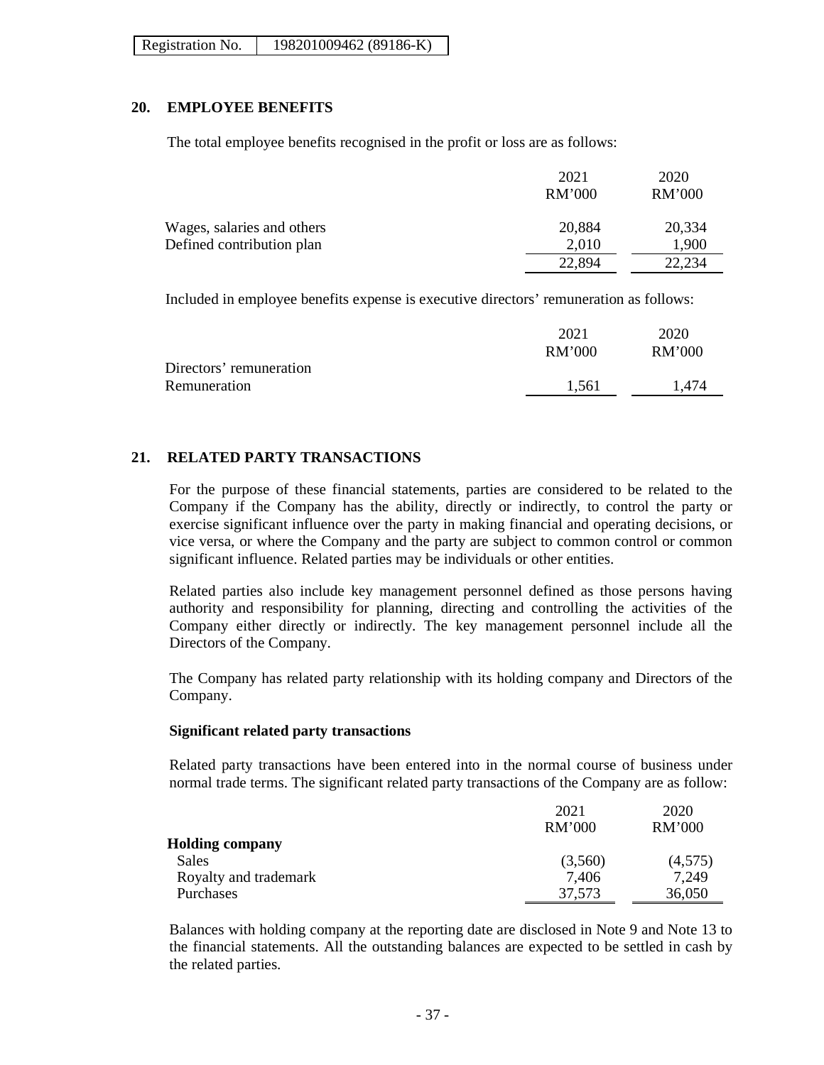## 20. EMPLOYEE BENEFITS

The total employee benefits recognised in the profit or loss are as follows:

| | 2021 RM'000 | 2020 RM'000 |
|---|---|---|
| Wages, salaries and others | 20,884 | 20,334 |
| Defined contribution plan | 2,010 | 1,900 |
| | 22,894 | 22,234 |

Included in employee benefits expense is executive directors' remuneration as follows:

| | 2021 RM'000 | 2020 RM'000 |
|---|---|---|
| Directors' remuneration | | |
| Remuneration | 1,561 | 1,474 |

## 21. RELATED PARTY TRANSACTIONS

For the purpose of these financial statements, parties are considered to be related to the Company if the Company has the ability, directly or indirectly, to control the party or exercise significant influence over the party in making financial and operating decisions, or vice versa, or where the Company and the party are subject to common control or common significant influence. Related parties may be individuals or other entities.

Related parties also include key management personnel defined as those persons having authority and responsibility for planning, directing and controlling the activities of the Company either directly or indirectly. The key management personnel include all the Directors of the Company.

The Company has related party relationship with its holding company and Directors of the Company.

**Significant related party transactions**

Related party transactions have been entered into in the normal course of business under normal trade terms. The significant related party transactions of the Company are as follow:

| | 2021 RM'000 | 2020 RM'000 |
|---|---|---|
| **Holding company** | | |
| Sales | (3,560) | (4,575) |
| Royalty and trademark | 7,406 | 7,249 |
| Purchases | 37,573 | 36,050 |

Balances with holding company at the reporting date are disclosed in Note 9 and Note 13 to the financial statements. All the outstanding balances are expected to be settled in cash by the related parties.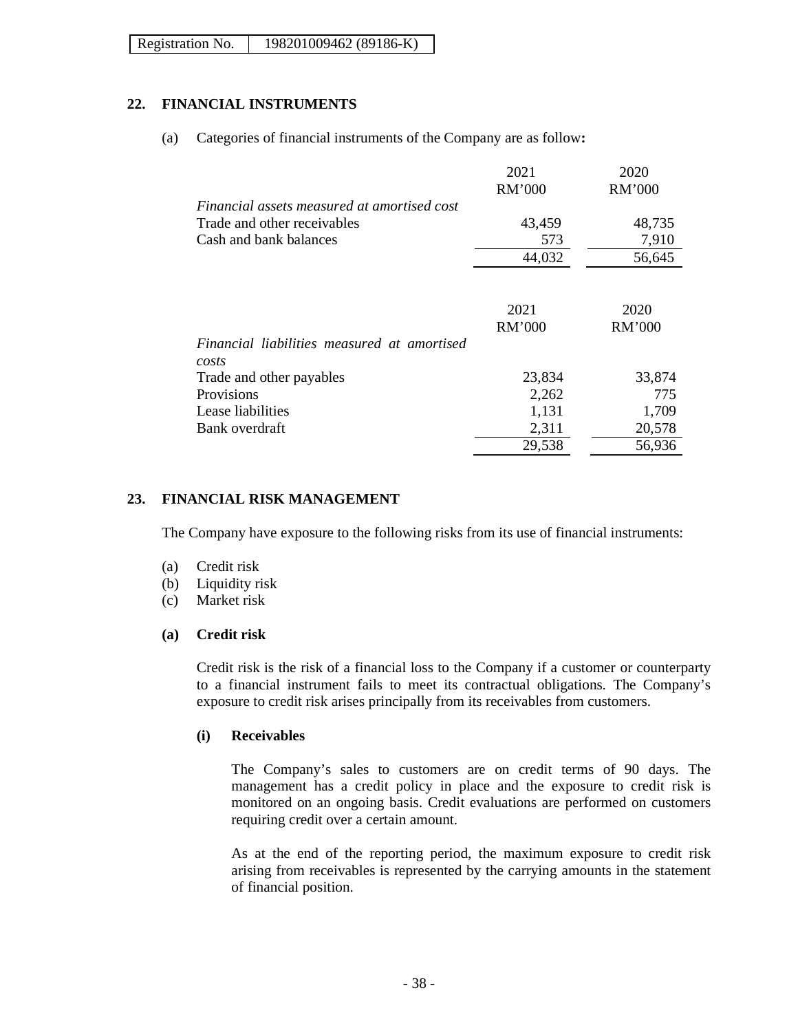## 22. FINANCIAL INSTRUMENTS

(a) Categories of financial instruments of the Company are as follow**:**

| | 2021<br>RM'000 | 2020<br>RM'000 |
|---|---|---|
| *Financial assets measured at amortised cost* | | |
| Trade and other receivables | 43,459 | 48,735 |
| Cash and bank balances | 573 | 7,910 |
| | 44,032 | 56,645 |

| | 2021<br>RM'000 | 2020<br>RM'000 |
|---|---|---|
| *Financial liabilities measured at amortised costs* | | |
| Trade and other payables | 23,834 | 33,874 |
| Provisions | 2,262 | 775 |
| Lease liabilities | 1,131 | 1,709 |
| Bank overdraft | 2,311 | 20,578 |
| | 29,538 | 56,936 |

## 23. FINANCIAL RISK MANAGEMENT

The Company have exposure to the following risks from its use of financial instruments:

(a) Credit risk
(b) Liquidity risk
(c) Market risk

### (a) Credit risk

Credit risk is the risk of a financial loss to the Company if a customer or counterparty to a financial instrument fails to meet its contractual obligations. The Company's exposure to credit risk arises principally from its receivables from customers.

#### (i) Receivables

The Company's sales to customers are on credit terms of 90 days. The management has a credit policy in place and the exposure to credit risk is monitored on an ongoing basis. Credit evaluations are performed on customers requiring credit over a certain amount.

As at the end of the reporting period, the maximum exposure to credit risk arising from receivables is represented by the carrying amounts in the statement of financial position.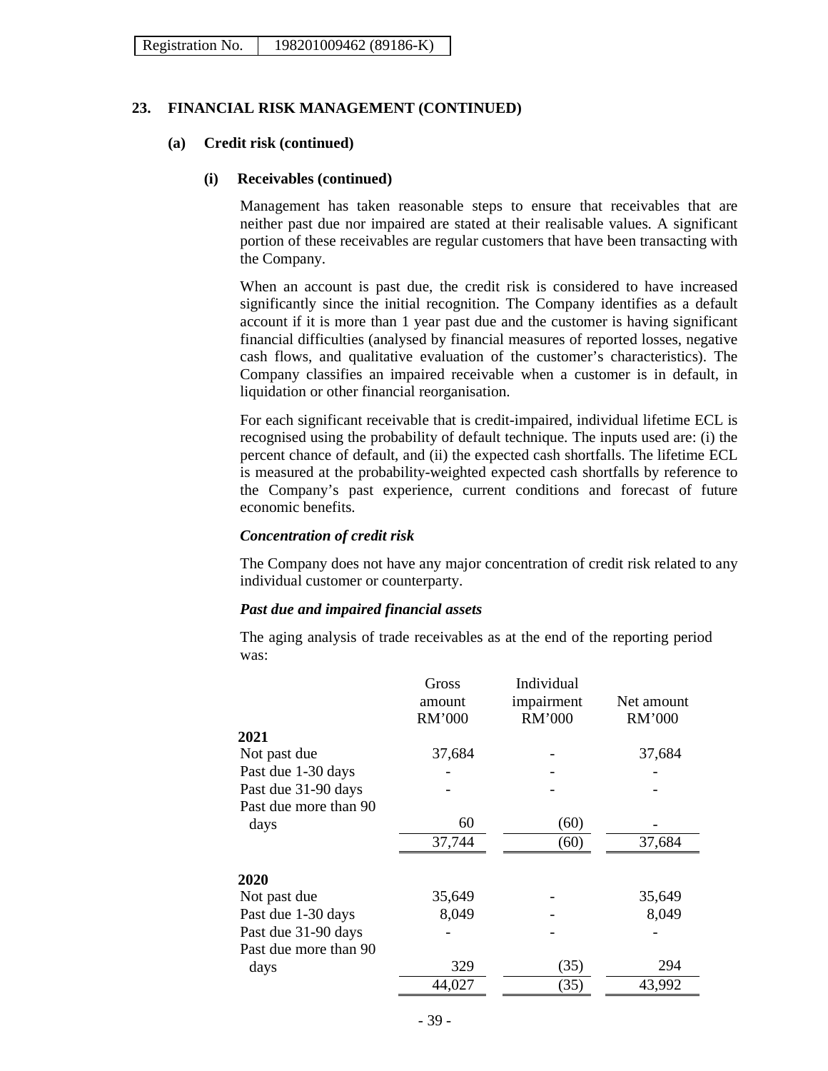Registration No. | 198201009462 (89186-K)

## 23. FINANCIAL RISK MANAGEMENT (CONTINUED)

### (a) Credit risk (continued)

#### (i) Receivables (continued)

Management has taken reasonable steps to ensure that receivables that are neither past due nor impaired are stated at their realisable values. A significant portion of these receivables are regular customers that have been transacting with the Company.

When an account is past due, the credit risk is considered to have increased significantly since the initial recognition. The Company identifies as a default account if it is more than 1 year past due and the customer is having significant financial difficulties (analysed by financial measures of reported losses, negative cash flows, and qualitative evaluation of the customer's characteristics). The Company classifies an impaired receivable when a customer is in default, in liquidation or other financial reorganisation.

For each significant receivable that is credit-impaired, individual lifetime ECL is recognised using the probability of default technique. The inputs used are: (i) the percent chance of default, and (ii) the expected cash shortfalls. The lifetime ECL is measured at the probability-weighted expected cash shortfalls by reference to the Company's past experience, current conditions and forecast of future economic benefits.

***Concentration of credit risk***

The Company does not have any major concentration of credit risk related to any individual customer or counterparty.

***Past due and impaired financial assets***

The aging analysis of trade receivables as at the end of the reporting period was:

| | Gross amount RM'000 | Individual impairment RM'000 | Net amount RM'000 |
|---|---|---|---|
| **2021** | | | |
| Not past due | 37,684 | - | 37,684 |
| Past due 1-30 days | - | - | - |
| Past due 31-90 days | - | - | - |
| Past due more than 90 days | 60 | (60) | - |
| | 37,744 | (60) | 37,684 |
| **2020** | | | |
| Not past due | 35,649 | - | 35,649 |
| Past due 1-30 days | 8,049 | - | 8,049 |
| Past due 31-90 days | - | - | - |
| Past due more than 90 days | 329 | (35) | 294 |
| | 44,027 | (35) | 43,992 |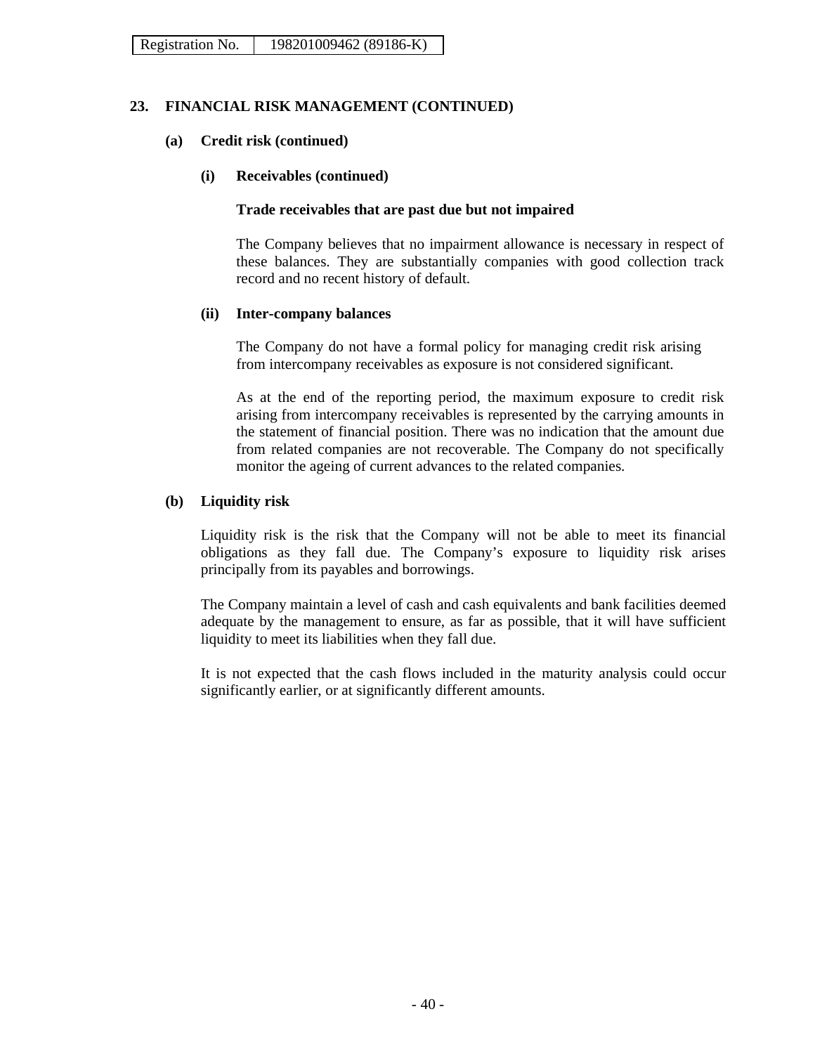## 23. FINANCIAL RISK MANAGEMENT (CONTINUED)

### (a) Credit risk (continued)

#### (i) Receivables (continued)

**Trade receivables that are past due but not impaired**

The Company believes that no impairment allowance is necessary in respect of these balances. They are substantially companies with good collection track record and no recent history of default.

#### (ii) Inter-company balances

The Company do not have a formal policy for managing credit risk arising from intercompany receivables as exposure is not considered significant.

As at the end of the reporting period, the maximum exposure to credit risk arising from intercompany receivables is represented by the carrying amounts in the statement of financial position. There was no indication that the amount due from related companies are not recoverable. The Company do not specifically monitor the ageing of current advances to the related companies.

### (b) Liquidity risk

Liquidity risk is the risk that the Company will not be able to meet its financial obligations as they fall due. The Company's exposure to liquidity risk arises principally from its payables and borrowings.

The Company maintain a level of cash and cash equivalents and bank facilities deemed adequate by the management to ensure, as far as possible, that it will have sufficient liquidity to meet its liabilities when they fall due.

It is not expected that the cash flows included in the maturity analysis could occur significantly earlier, or at significantly different amounts.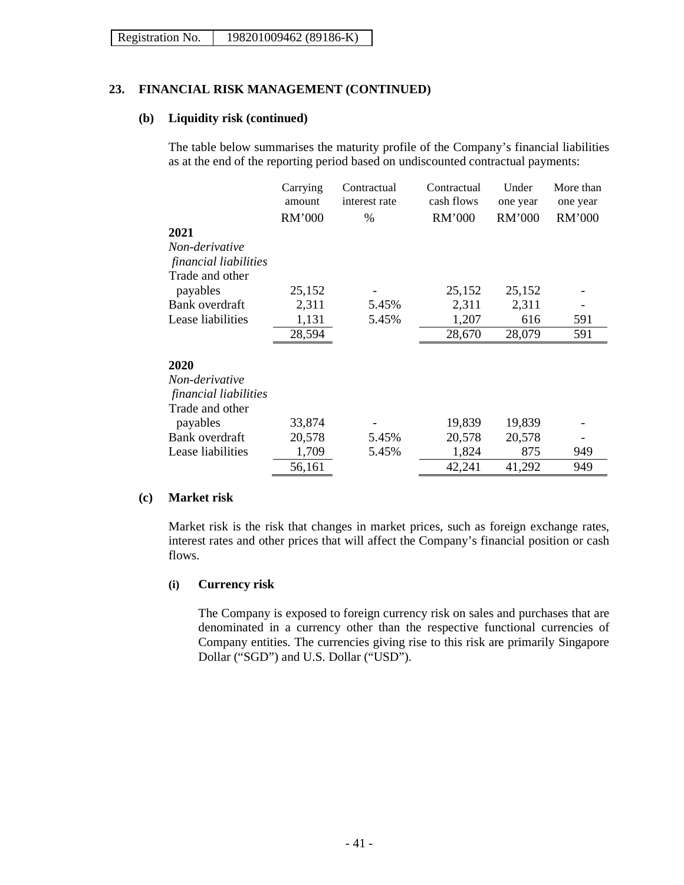| Registration No. | 198201009462 (89186-K) |
|---|---|

## 23. FINANCIAL RISK MANAGEMENT (CONTINUED)

### (b) Liquidity risk (continued)

The table below summarises the maturity profile of the Company's financial liabilities as at the end of the reporting period based on undiscounted contractual payments:

| | Carrying amount | Contractual interest rate | Contractual cash flows | Under one year | More than one year |
|---|---|---|---|---|---|
| | RM'000 | % | RM'000 | RM'000 | RM'000 |
| **2021** | | | | | |
| *Non-derivative financial liabilities* | | | | | |
| Trade and other payables | 25,152 | - | 25,152 | 25,152 | - |
| Bank overdraft | 2,311 | 5.45% | 2,311 | 2,311 | - |
| Lease liabilities | 1,131 | 5.45% | 1,207 | 616 | 591 |
| | 28,594 | | 28,670 | 28,079 | 591 |
| **2020** | | | | | |
| *Non-derivative financial liabilities* | | | | | |
| Trade and other payables | 33,874 | - | 19,839 | 19,839 | - |
| Bank overdraft | 20,578 | 5.45% | 20,578 | 20,578 | - |
| Lease liabilities | 1,709 | 5.45% | 1,824 | 875 | 949 |
| | 56,161 | | 42,241 | 41,292 | 949 |

### (c) Market risk

Market risk is the risk that changes in market prices, such as foreign exchange rates, interest rates and other prices that will affect the Company's financial position or cash flows.

#### (i) Currency risk

The Company is exposed to foreign currency risk on sales and purchases that are denominated in a currency other than the respective functional currencies of Company entities. The currencies giving rise to this risk are primarily Singapore Dollar ("SGD") and U.S. Dollar ("USD").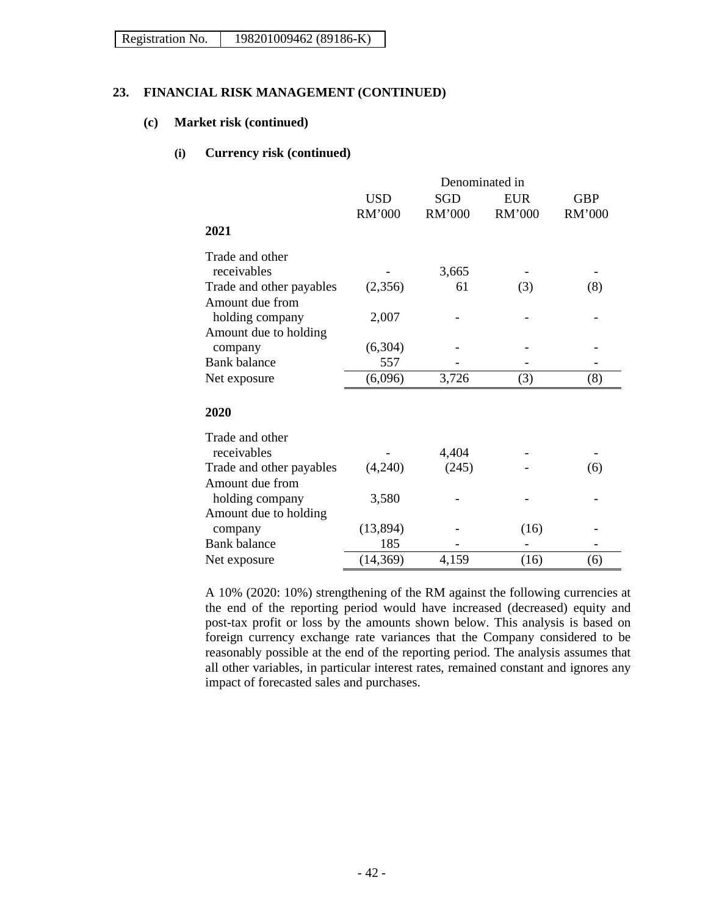## 23. FINANCIAL RISK MANAGEMENT (CONTINUED)

### (c) Market risk (continued)

#### (i) Currency risk (continued)

| | Denominated in | | | |
|---|---|---|---|---|
| | USD | SGD | EUR | GBP |
| | RM'000 | RM'000 | RM'000 | RM'000 |
| **2021** | | | | |
| Trade and other receivables | - | 3,665 | - | - |
| Trade and other payables | (2,356) | 61 | (3) | (8) |
| Amount due from holding company | 2,007 | - | - | - |
| Amount due to holding company | (6,304) | - | - | - |
| Bank balance | 557 | - | - | - |
| Net exposure | (6,096) | 3,726 | (3) | (8) |
| **2020** | | | | |
| Trade and other receivables | - | 4,404 | - | - |
| Trade and other payables | (4,240) | (245) | - | (6) |
| Amount due from holding company | 3,580 | - | - | - |
| Amount due to holding company | (13,894) | - | (16) | - |
| Bank balance | 185 | - | - | - |
| Net exposure | (14,369) | 4,159 | (16) | (6) |

A 10% (2020: 10%) strengthening of the RM against the following currencies at the end of the reporting period would have increased (decreased) equity and post-tax profit or loss by the amounts shown below. This analysis is based on foreign currency exchange rate variances that the Company considered to be reasonably possible at the end of the reporting period. The analysis assumes that all other variables, in particular interest rates, remained constant and ignores any impact of forecasted sales and purchases.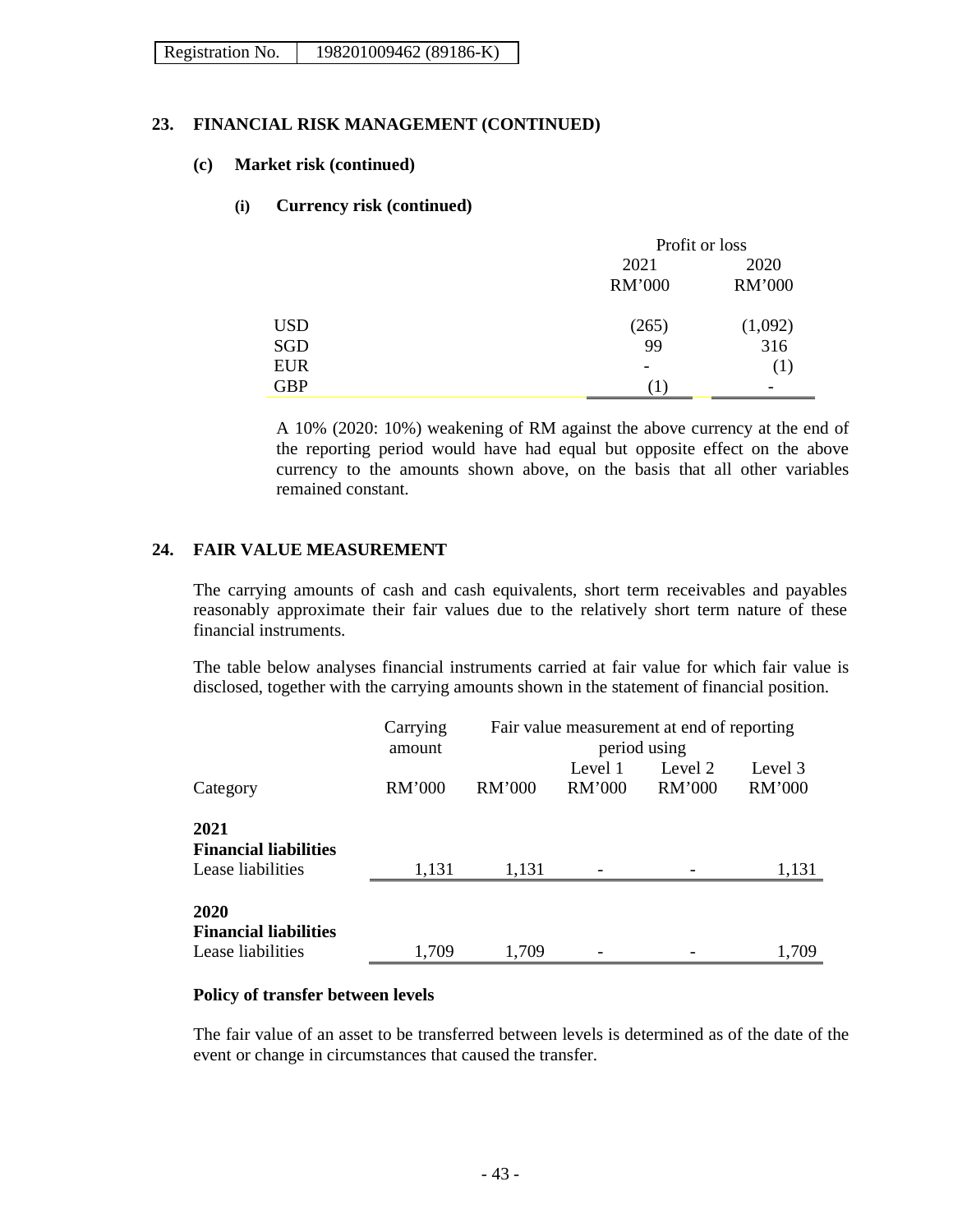## 23. FINANCIAL RISK MANAGEMENT (CONTINUED)

### (c) Market risk (continued)

#### (i) Currency risk (continued)

| | Profit or loss | |
|---|---|---|
| | 2021 | 2020 |
| | RM'000 | RM'000 |
| USD | (265) | (1,092) |
| SGD | 99 | 316 |
| EUR | - | (1) |
| GBP | (1) | - |

A 10% (2020: 10%) weakening of RM against the above currency at the end of the reporting period would have had equal but opposite effect on the above currency to the amounts shown above, on the basis that all other variables remained constant.

## 24. FAIR VALUE MEASUREMENT

The carrying amounts of cash and cash equivalents, short term receivables and payables reasonably approximate their fair values due to the relatively short term nature of these financial instruments.

The table below analyses financial instruments carried at fair value for which fair value is disclosed, together with the carrying amounts shown in the statement of financial position.

| | Carrying amount | Fair value measurement at end of reporting period using | | | |
|---|---|---|---|---|---|
| | | | Level 1 | Level 2 | Level 3 |
| Category | RM'000 | RM'000 | RM'000 | RM'000 | RM'000 |
| **2021** | | | | | |
| **Financial liabilities** | | | | | |
| Lease liabilities | 1,131 | 1,131 | - | - | 1,131 |
| **2020** | | | | | |
| **Financial liabilities** | | | | | |
| Lease liabilities | 1,709 | 1,709 | - | - | 1,709 |

**Policy of transfer between levels**

The fair value of an asset to be transferred between levels is determined as of the date of the event or change in circumstances that caused the transfer.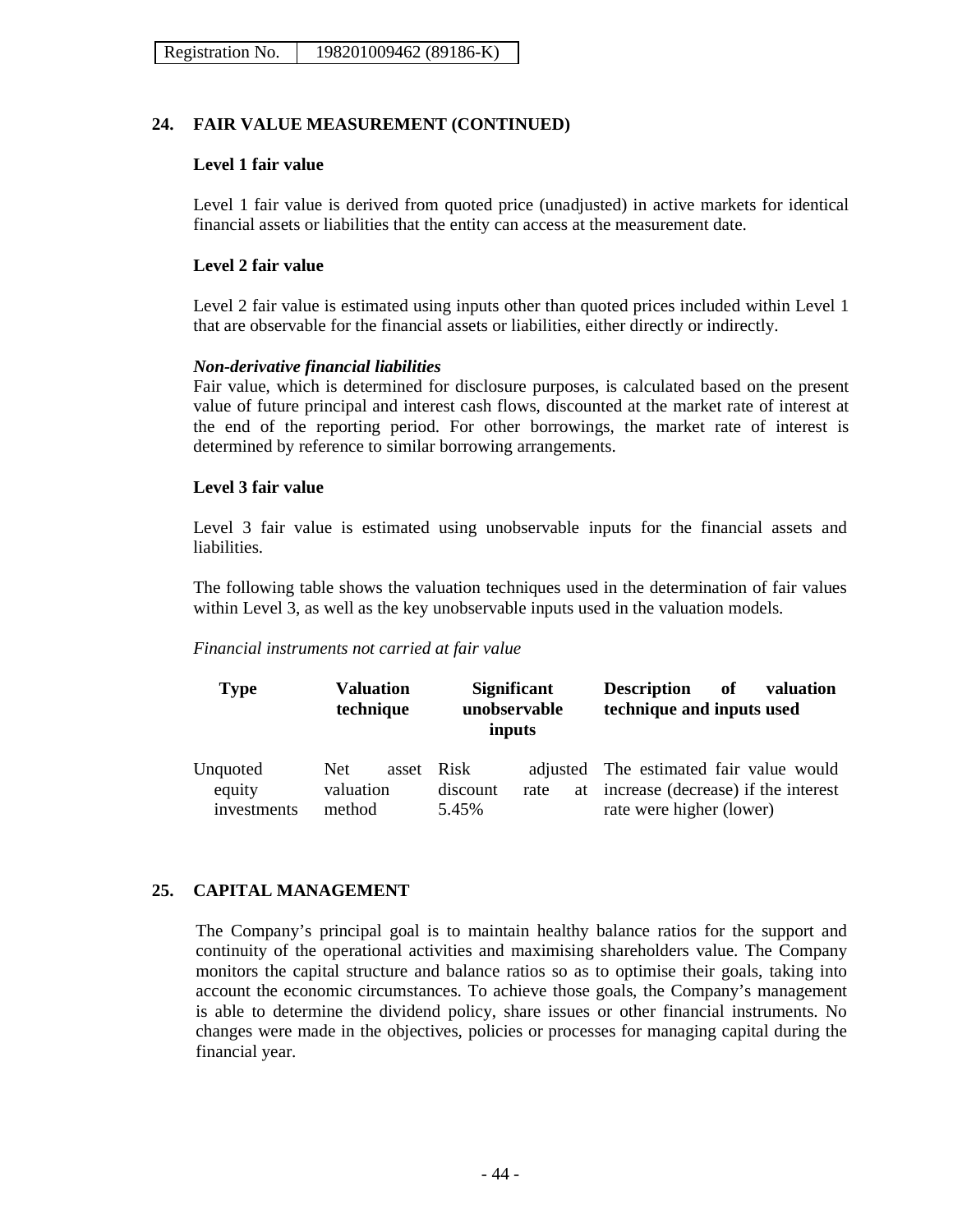## 24. FAIR VALUE MEASUREMENT (CONTINUED)

### Level 1 fair value

Level 1 fair value is derived from quoted price (unadjusted) in active markets for identical financial assets or liabilities that the entity can access at the measurement date.

### Level 2 fair value

Level 2 fair value is estimated using inputs other than quoted prices included within Level 1 that are observable for the financial assets or liabilities, either directly or indirectly.

***Non-derivative financial liabilities***

Fair value, which is determined for disclosure purposes, is calculated based on the present value of future principal and interest cash flows, discounted at the market rate of interest at the end of the reporting period. For other borrowings, the market rate of interest is determined by reference to similar borrowing arrangements.

### Level 3 fair value

Level 3 fair value is estimated using unobservable inputs for the financial assets and liabilities.

The following table shows the valuation techniques used in the determination of fair values within Level 3, as well as the key unobservable inputs used in the valuation models.

*Financial instruments not carried at fair value*

| Type | Valuation technique | Significant unobservable inputs | Description of valuation technique and inputs used |
|---|---|---|---|
| Unquoted equity investments | Net asset valuation method | Risk adjusted discount rate at 5.45% | The estimated fair value would increase (decrease) if the interest rate were higher (lower) |

## 25. CAPITAL MANAGEMENT

The Company's principal goal is to maintain healthy balance ratios for the support and continuity of the operational activities and maximising shareholders value. The Company monitors the capital structure and balance ratios so as to optimise their goals, taking into account the economic circumstances. To achieve those goals, the Company's management is able to determine the dividend policy, share issues or other financial instruments. No changes were made in the objectives, policies or processes for managing capital during the financial year.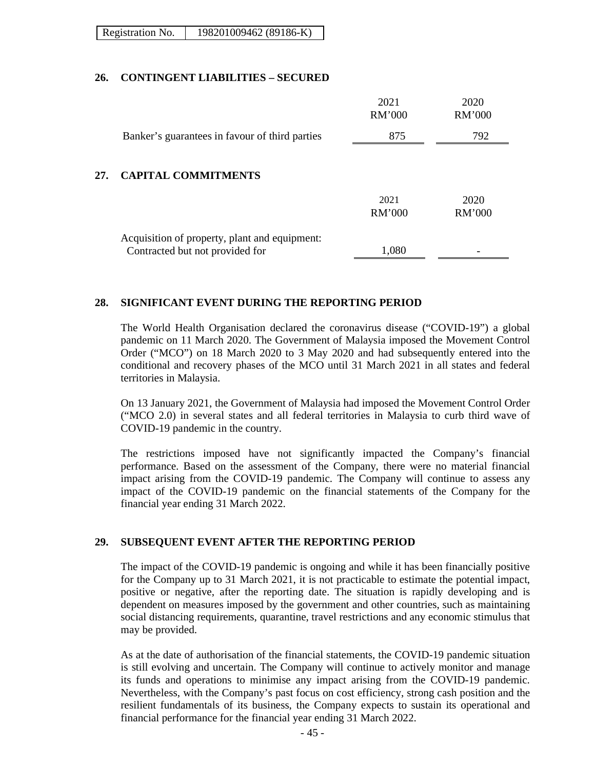## 26. CONTINGENT LIABILITIES – SECURED

| | 2021<br>RM'000 | 2020<br>RM'000 |
|---|---|---|
| Banker's guarantees in favour of third parties | 875 | 792 |

## 27. CAPITAL COMMITMENTS

| | 2021<br>RM'000 | 2020<br>RM'000 |
|---|---|---|
| Acquisition of property, plant and equipment: | | |
| Contracted but not provided for | 1,080 | - |

## 28. SIGNIFICANT EVENT DURING THE REPORTING PERIOD

The World Health Organisation declared the coronavirus disease ("COVID-19") a global pandemic on 11 March 2020. The Government of Malaysia imposed the Movement Control Order ("MCO") on 18 March 2020 to 3 May 2020 and had subsequently entered into the conditional and recovery phases of the MCO until 31 March 2021 in all states and federal territories in Malaysia.

On 13 January 2021, the Government of Malaysia had imposed the Movement Control Order ("MCO 2.0) in several states and all federal territories in Malaysia to curb third wave of COVID-19 pandemic in the country.

The restrictions imposed have not significantly impacted the Company's financial performance. Based on the assessment of the Company, there were no material financial impact arising from the COVID-19 pandemic. The Company will continue to assess any impact of the COVID-19 pandemic on the financial statements of the Company for the financial year ending 31 March 2022.

## 29. SUBSEQUENT EVENT AFTER THE REPORTING PERIOD

The impact of the COVID-19 pandemic is ongoing and while it has been financially positive for the Company up to 31 March 2021, it is not practicable to estimate the potential impact, positive or negative, after the reporting date. The situation is rapidly developing and is dependent on measures imposed by the government and other countries, such as maintaining social distancing requirements, quarantine, travel restrictions and any economic stimulus that may be provided.

As at the date of authorisation of the financial statements, the COVID-19 pandemic situation is still evolving and uncertain. The Company will continue to actively monitor and manage its funds and operations to minimise any impact arising from the COVID-19 pandemic. Nevertheless, with the Company's past focus on cost efficiency, strong cash position and the resilient fundamentals of its business, the Company expects to sustain its operational and financial performance for the financial year ending 31 March 2022.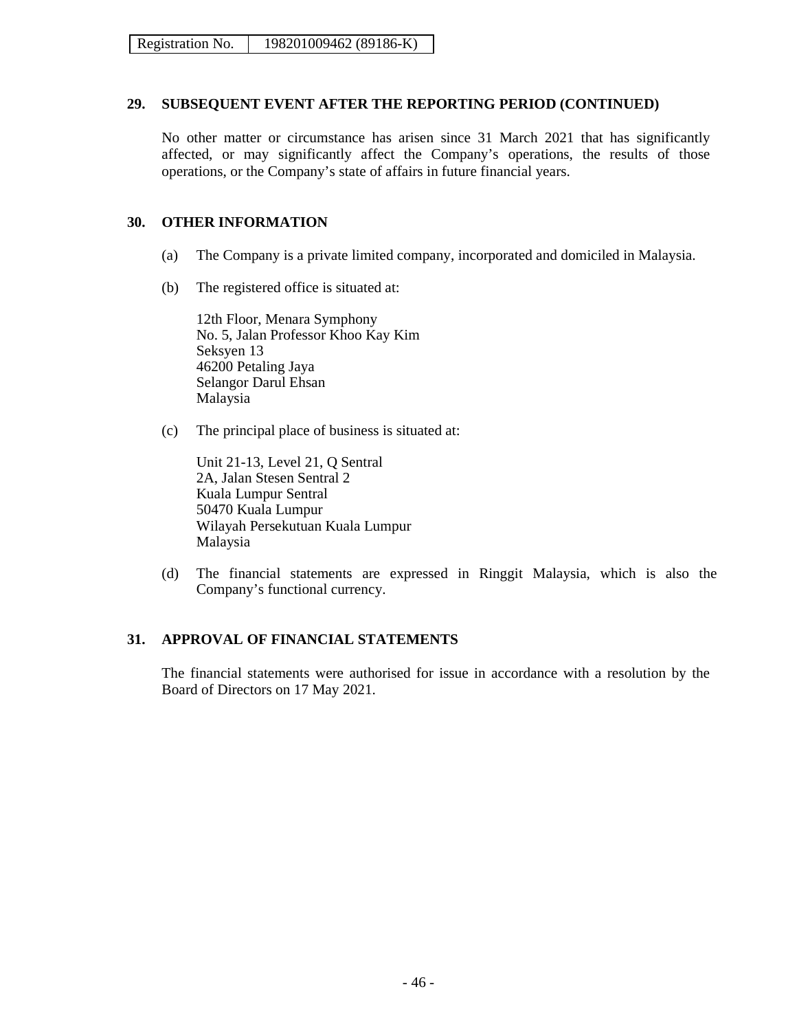| Registration No. | 198201009462 (89186-K) |
|---|---|

## 29. SUBSEQUENT EVENT AFTER THE REPORTING PERIOD (CONTINUED)

No other matter or circumstance has arisen since 31 March 2021 that has significantly affected, or may significantly affect the Company's operations, the results of those operations, or the Company's state of affairs in future financial years.

## 30. OTHER INFORMATION

(a) The Company is a private limited company, incorporated and domiciled in Malaysia.

(b) The registered office is situated at:

12th Floor, Menara Symphony
No. 5, Jalan Professor Khoo Kay Kim
Seksyen 13
46200 Petaling Jaya
Selangor Darul Ehsan
Malaysia

(c) The principal place of business is situated at:

Unit 21-13, Level 21, Q Sentral
2A, Jalan Stesen Sentral 2
Kuala Lumpur Sentral
50470 Kuala Lumpur
Wilayah Persekutuan Kuala Lumpur
Malaysia

(d) The financial statements are expressed in Ringgit Malaysia, which is also the Company's functional currency.

## 31. APPROVAL OF FINANCIAL STATEMENTS

The financial statements were authorised for issue in accordance with a resolution by the Board of Directors on 17 May 2021.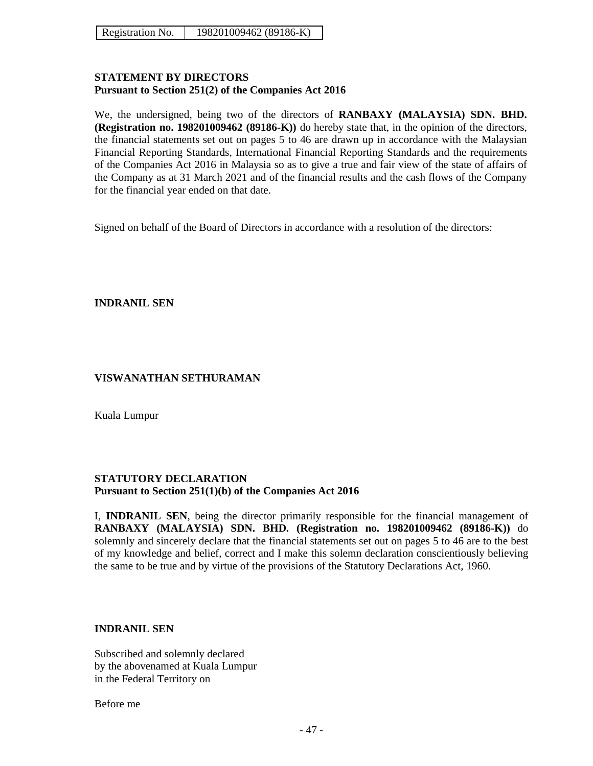| Registration No. | 198201009462 (89186-K) |
| --- | --- |

**STATEMENT BY DIRECTORS**
**Pursuant to Section 251(2) of the Companies Act 2016**

We, the undersigned, being two of the directors of **RANBAXY (MALAYSIA) SDN. BHD. (Registration no. 198201009462 (89186-K))** do hereby state that, in the opinion of the directors, the financial statements set out on pages 5 to 46 are drawn up in accordance with the Malaysian Financial Reporting Standards, International Financial Reporting Standards and the requirements of the Companies Act 2016 in Malaysia so as to give a true and fair view of the state of affairs of the Company as at 31 March 2021 and of the financial results and the cash flows of the Company for the financial year ended on that date.

Signed on behalf of the Board of Directors in accordance with a resolution of the directors:

**INDRANIL SEN**

**VISWANATHAN SETHURAMAN**

Kuala Lumpur

**STATUTORY DECLARATION**
**Pursuant to Section 251(1)(b) of the Companies Act 2016**

I, **INDRANIL SEN**, being the director primarily responsible for the financial management of **RANBAXY (MALAYSIA) SDN. BHD. (Registration no. 198201009462 (89186-K))** do solemnly and sincerely declare that the financial statements set out on pages 5 to 46 are to the best of my knowledge and belief, correct and I make this solemn declaration conscientiously believing the same to be true and by virtue of the provisions of the Statutory Declarations Act, 1960.

**INDRANIL SEN**

Subscribed and solemnly declared
by the abovenamed at Kuala Lumpur
in the Federal Territory on

Before me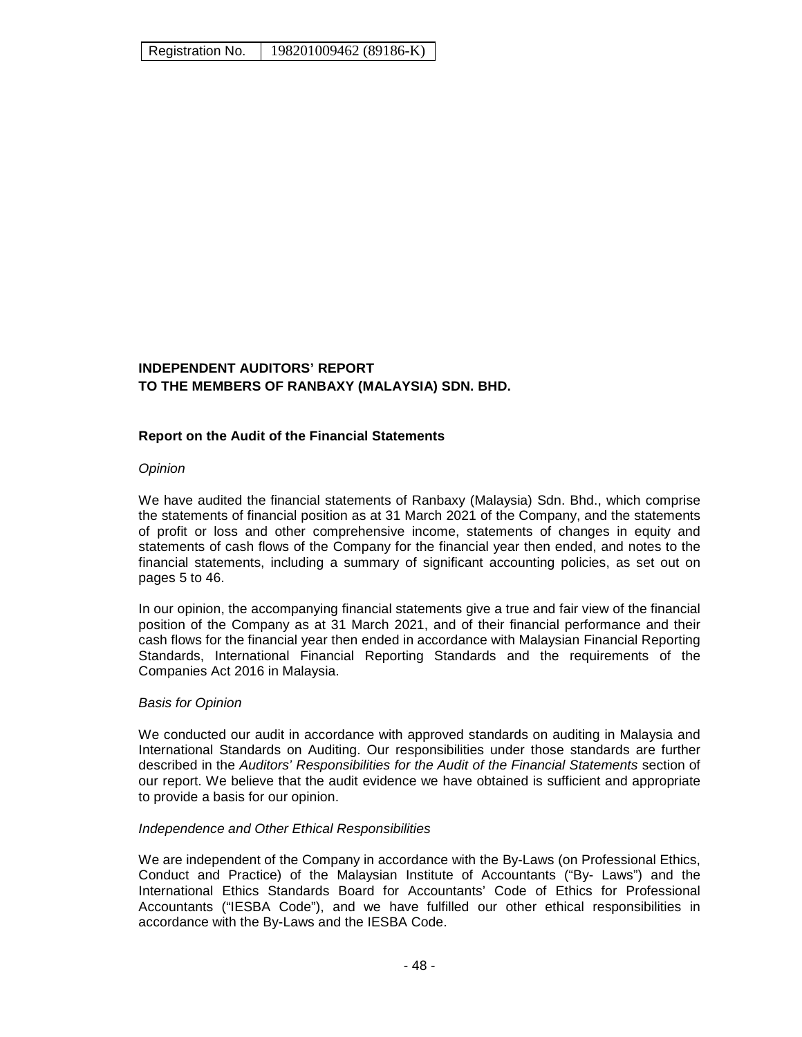| Registration No. | 198201009462 (89186-K) |
|---|---|

**INDEPENDENT AUDITORS' REPORT**
**TO THE MEMBERS OF RANBAXY (MALAYSIA) SDN. BHD.**

**Report on the Audit of the Financial Statements**

*Opinion*

We have audited the financial statements of Ranbaxy (Malaysia) Sdn. Bhd., which comprise the statements of financial position as at 31 March 2021 of the Company, and the statements of profit or loss and other comprehensive income, statements of changes in equity and statements of cash flows of the Company for the financial year then ended, and notes to the financial statements, including a summary of significant accounting policies, as set out on pages 5 to 46.

In our opinion, the accompanying financial statements give a true and fair view of the financial position of the Company as at 31 March 2021, and of their financial performance and their cash flows for the financial year then ended in accordance with Malaysian Financial Reporting Standards, International Financial Reporting Standards and the requirements of the Companies Act 2016 in Malaysia.

*Basis for Opinion*

We conducted our audit in accordance with approved standards on auditing in Malaysia and International Standards on Auditing. Our responsibilities under those standards are further described in the *Auditors' Responsibilities for the Audit of the Financial Statements* section of our report. We believe that the audit evidence we have obtained is sufficient and appropriate to provide a basis for our opinion.

*Independence and Other Ethical Responsibilities*

We are independent of the Company in accordance with the By-Laws (on Professional Ethics, Conduct and Practice) of the Malaysian Institute of Accountants ("By- Laws") and the International Ethics Standards Board for Accountants' Code of Ethics for Professional Accountants ("IESBA Code"), and we have fulfilled our other ethical responsibilities in accordance with the By-Laws and the IESBA Code.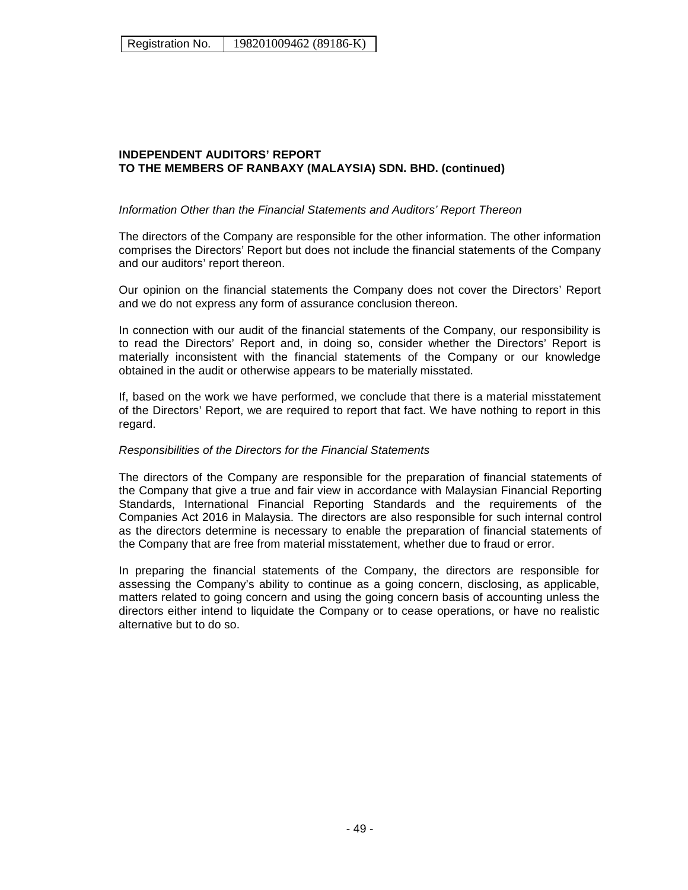Registration No. | 198201009462 (89186-K)

**INDEPENDENT AUDITORS' REPORT**
**TO THE MEMBERS OF RANBAXY (MALAYSIA) SDN. BHD. (continued)**

*Information Other than the Financial Statements and Auditors' Report Thereon*

The directors of the Company are responsible for the other information. The other information comprises the Directors' Report but does not include the financial statements of the Company and our auditors' report thereon.

Our opinion on the financial statements the Company does not cover the Directors' Report and we do not express any form of assurance conclusion thereon.

In connection with our audit of the financial statements of the Company, our responsibility is to read the Directors' Report and, in doing so, consider whether the Directors' Report is materially inconsistent with the financial statements of the Company or our knowledge obtained in the audit or otherwise appears to be materially misstated.

If, based on the work we have performed, we conclude that there is a material misstatement of the Directors' Report, we are required to report that fact. We have nothing to report in this regard.

*Responsibilities of the Directors for the Financial Statements*

The directors of the Company are responsible for the preparation of financial statements of the Company that give a true and fair view in accordance with Malaysian Financial Reporting Standards, International Financial Reporting Standards and the requirements of the Companies Act 2016 in Malaysia. The directors are also responsible for such internal control as the directors determine is necessary to enable the preparation of financial statements of the Company that are free from material misstatement, whether due to fraud or error.

In preparing the financial statements of the Company, the directors are responsible for assessing the Company's ability to continue as a going concern, disclosing, as applicable, matters related to going concern and using the going concern basis of accounting unless the directors either intend to liquidate the Company or to cease operations, or have no realistic alternative but to do so.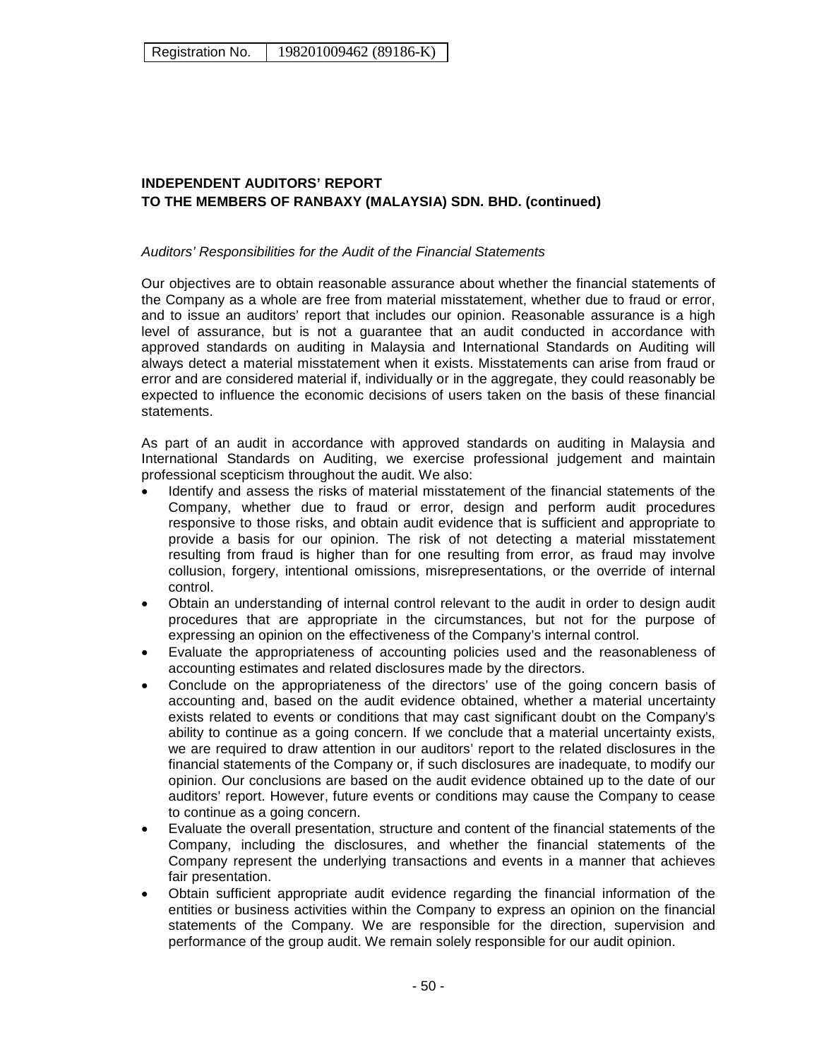**INDEPENDENT AUDITORS' REPORT**
**TO THE MEMBERS OF RANBAXY (MALAYSIA) SDN. BHD. (continued)**

*Auditors' Responsibilities for the Audit of the Financial Statements*

Our objectives are to obtain reasonable assurance about whether the financial statements of the Company as a whole are free from material misstatement, whether due to fraud or error, and to issue an auditors' report that includes our opinion. Reasonable assurance is a high level of assurance, but is not a guarantee that an audit conducted in accordance with approved standards on auditing in Malaysia and International Standards on Auditing will always detect a material misstatement when it exists. Misstatements can arise from fraud or error and are considered material if, individually or in the aggregate, they could reasonably be expected to influence the economic decisions of users taken on the basis of these financial statements.

As part of an audit in accordance with approved standards on auditing in Malaysia and International Standards on Auditing, we exercise professional judgement and maintain professional scepticism throughout the audit. We also:

- Identify and assess the risks of material misstatement of the financial statements of the Company, whether due to fraud or error, design and perform audit procedures responsive to those risks, and obtain audit evidence that is sufficient and appropriate to provide a basis for our opinion. The risk of not detecting a material misstatement resulting from fraud is higher than for one resulting from error, as fraud may involve collusion, forgery, intentional omissions, misrepresentations, or the override of internal control.
- Obtain an understanding of internal control relevant to the audit in order to design audit procedures that are appropriate in the circumstances, but not for the purpose of expressing an opinion on the effectiveness of the Company's internal control.
- Evaluate the appropriateness of accounting policies used and the reasonableness of accounting estimates and related disclosures made by the directors.
- Conclude on the appropriateness of the directors' use of the going concern basis of accounting and, based on the audit evidence obtained, whether a material uncertainty exists related to events or conditions that may cast significant doubt on the Company's ability to continue as a going concern. If we conclude that a material uncertainty exists, we are required to draw attention in our auditors' report to the related disclosures in the financial statements of the Company or, if such disclosures are inadequate, to modify our opinion. Our conclusions are based on the audit evidence obtained up to the date of our auditors' report. However, future events or conditions may cause the Company to cease to continue as a going concern.
- Evaluate the overall presentation, structure and content of the financial statements of the Company, including the disclosures, and whether the financial statements of the Company represent the underlying transactions and events in a manner that achieves fair presentation.
- Obtain sufficient appropriate audit evidence regarding the financial information of the entities or business activities within the Company to express an opinion on the financial statements of the Company. We are responsible for the direction, supervision and performance of the group audit. We remain solely responsible for our audit opinion.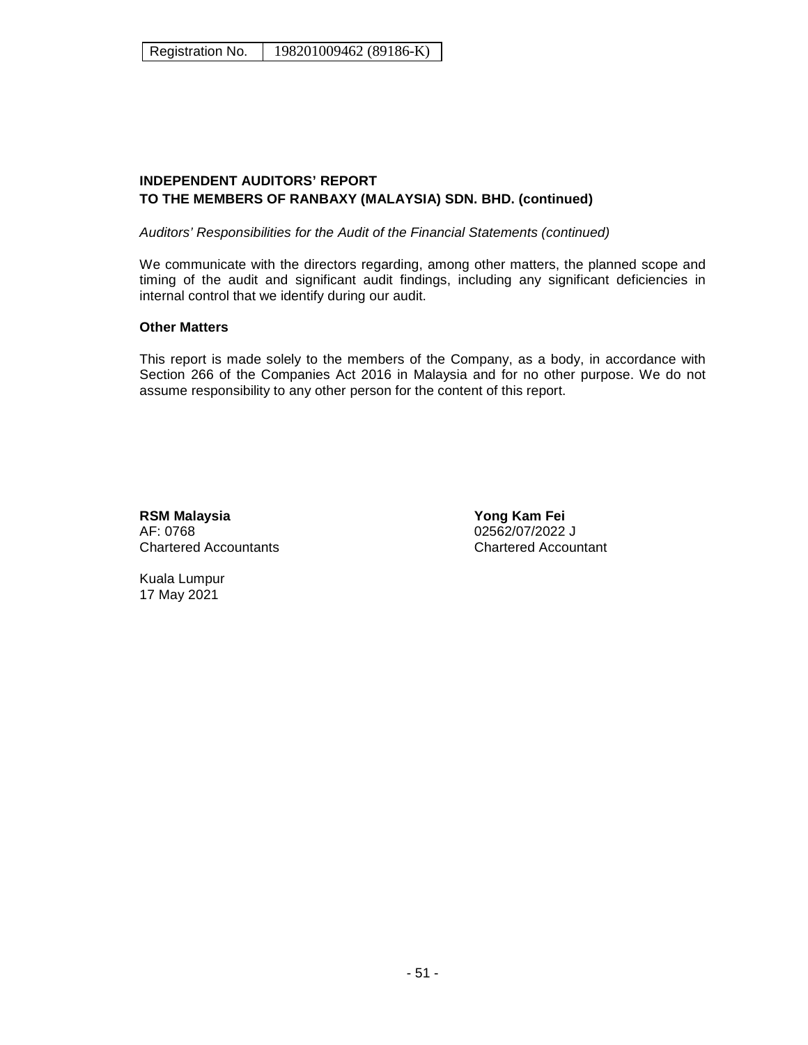| Registration No. | 198201009462 (89186-K) |
| --- | --- |

**INDEPENDENT AUDITORS' REPORT**
**TO THE MEMBERS OF RANBAXY (MALAYSIA) SDN. BHD. (continued)**

*Auditors' Responsibilities for the Audit of the Financial Statements (continued)*

We communicate with the directors regarding, among other matters, the planned scope and timing of the audit and significant audit findings, including any significant deficiencies in internal control that we identify during our audit.

**Other Matters**

This report is made solely to the members of the Company, as a body, in accordance with Section 266 of the Companies Act 2016 in Malaysia and for no other purpose. We do not assume responsibility to any other person for the content of this report.

**RSM Malaysia**
AF: 0768
Chartered Accountants

**Yong Kam Fei**
02562/07/2022 J
Chartered Accountant

Kuala Lumpur
17 May 2021